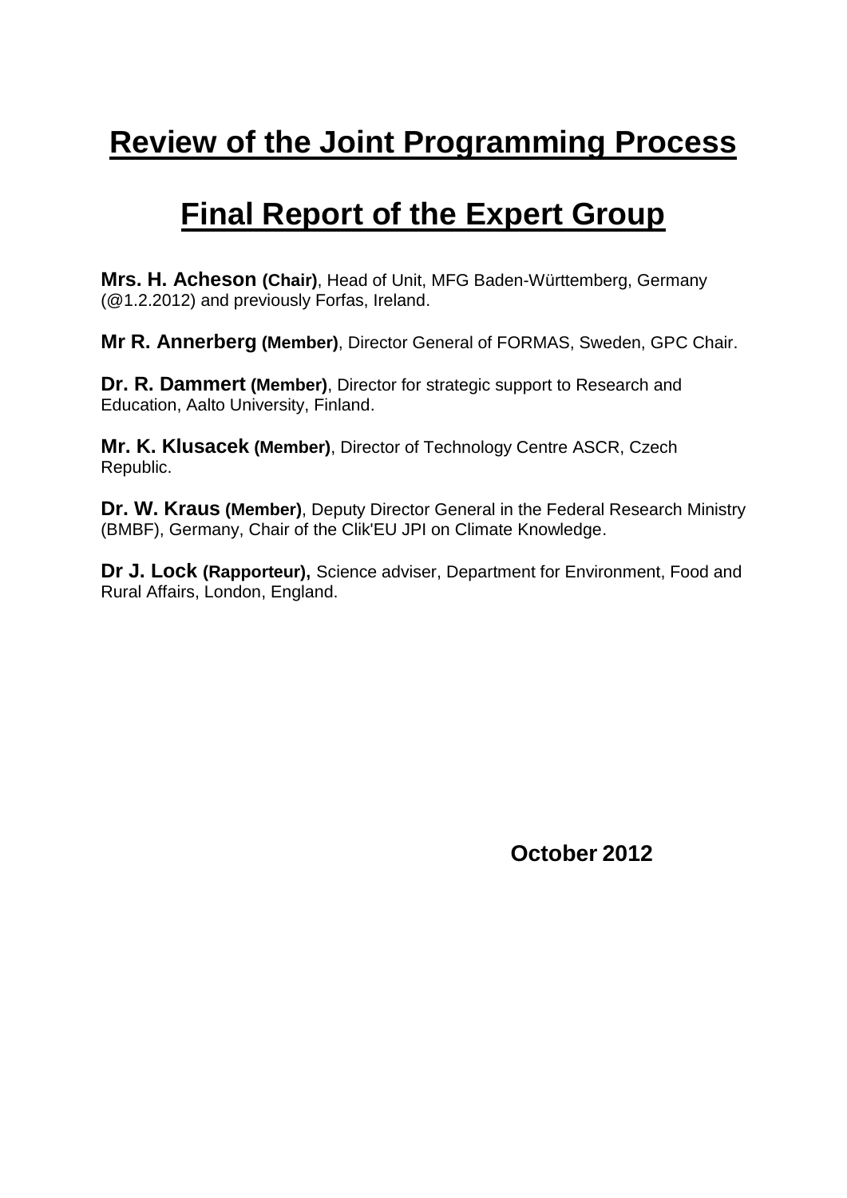# Review of the Joint Programming Process

# Final Report of the Expert Group

**Mrs. H. Acheson (Chair)**, Head of Unit, MFG Baden-Württemberg, Germany (@1.2.2012) and previously Forfas, Ireland.

**Mr R. Annerberg (Member)**, Director General of FORMAS, Sweden, GPC Chair.

**Dr. R. Dammert (Member)**, Director for strategic support to Research and Education, Aalto University, Finland.

**Mr. K. Klusacek (Member)**, Director of Technology Centre ASCR, Czech Republic.

**Dr. W. Kraus (Member)**, Deputy Director General in the Federal Research Ministry (BMBF), Germany, Chair of the Clik'EU JPI on Climate Knowledge.

**Dr J. Lock (Rapporteur),** Science adviser, Department for Environment, Food and Rural Affairs, London, England.

**October 2012**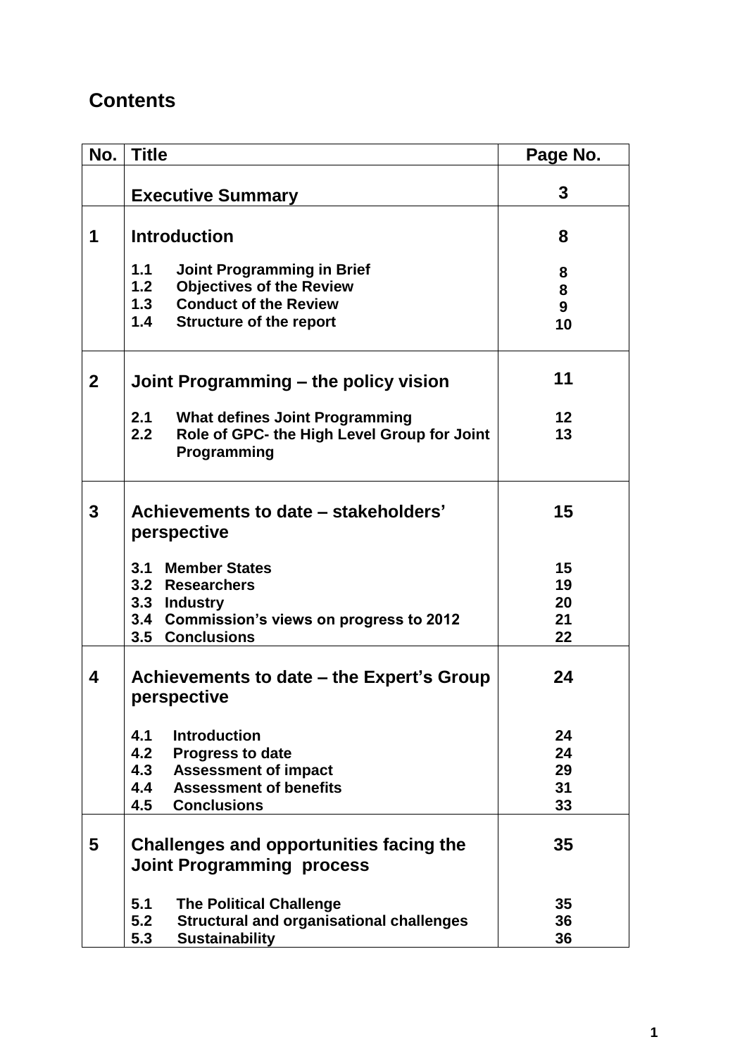## Contents

| No. | Title | Page No. |
|---|---|---|
| | **Executive Summary** | **3** |
| **1** | **Introduction** | **8** |
| | **1.1 Joint Programming in Brief** | **8** |
| | **1.2 Objectives of the Review** | **8** |
| | **1.3 Conduct of the Review** | **9** |
| | **1.4 Structure of the report** | **10** |
| **2** | **Joint Programming – the policy vision** | **11** |
| | **2.1 What defines Joint Programming** | **12** |
| | **2.2 Role of GPC- the High Level Group for Joint Programming** | **13** |
| **3** | **Achievements to date – stakeholders' perspective** | **15** |
| | **3.1 Member States** | **15** |
| | **3.2 Researchers** | **19** |
| | **3.3 Industry** | **20** |
| | **3.4 Commission's views on progress to 2012** | **21** |
| | **3.5 Conclusions** | **22** |
| **4** | **Achievements to date – the Expert's Group perspective** | **24** |
| | **4.1 Introduction** | **24** |
| | **4.2 Progress to date** | **24** |
| | **4.3 Assessment of impact** | **29** |
| | **4.4 Assessment of benefits** | **31** |
| | **4.5 Conclusions** | **33** |
| **5** | **Challenges and opportunities facing the Joint Programming process** | **35** |
| | **5.1 The Political Challenge** | **35** |
| | **5.2 Structural and organisational challenges** | **36** |
| | **5.3 Sustainability** | **36** |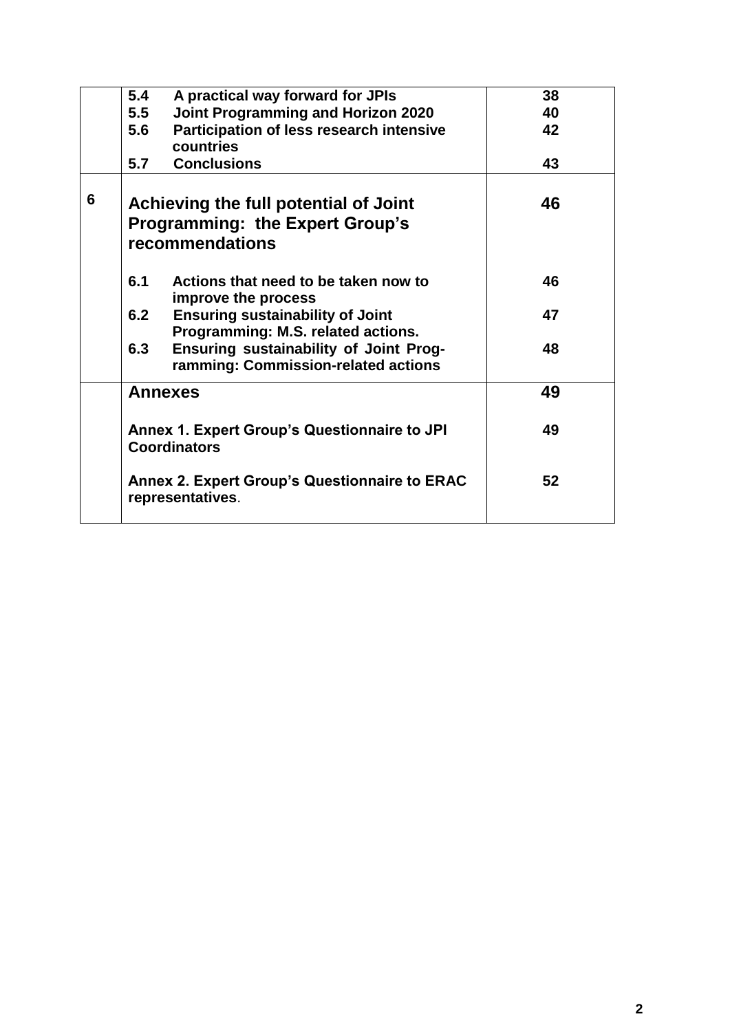| | | |
|---|---|---|
| | **5.4 A practical way forward for JPIs** | **38** |
| | **5.5 Joint Programming and Horizon 2020** | **40** |
| | **5.6 Participation of less research intensive countries** | **42** |
| | **5.7 Conclusions** | **43** |
| **6** | **Achieving the full potential of Joint Programming: the Expert Group's recommendations** | **46** |
| | **6.1 Actions that need to be taken now to improve the process** | **46** |
| | **6.2 Ensuring sustainability of Joint Programming: M.S. related actions.** | **47** |
| | **6.3 Ensuring sustainability of Joint Programming: Commission-related actions** | **48** |
| | **Annexes** | **49** |
| | **Annex 1. Expert Group's Questionnaire to JPI Coordinators** | **49** |
| | **Annex 2. Expert Group's Questionnaire to ERAC representatives**. | **52** |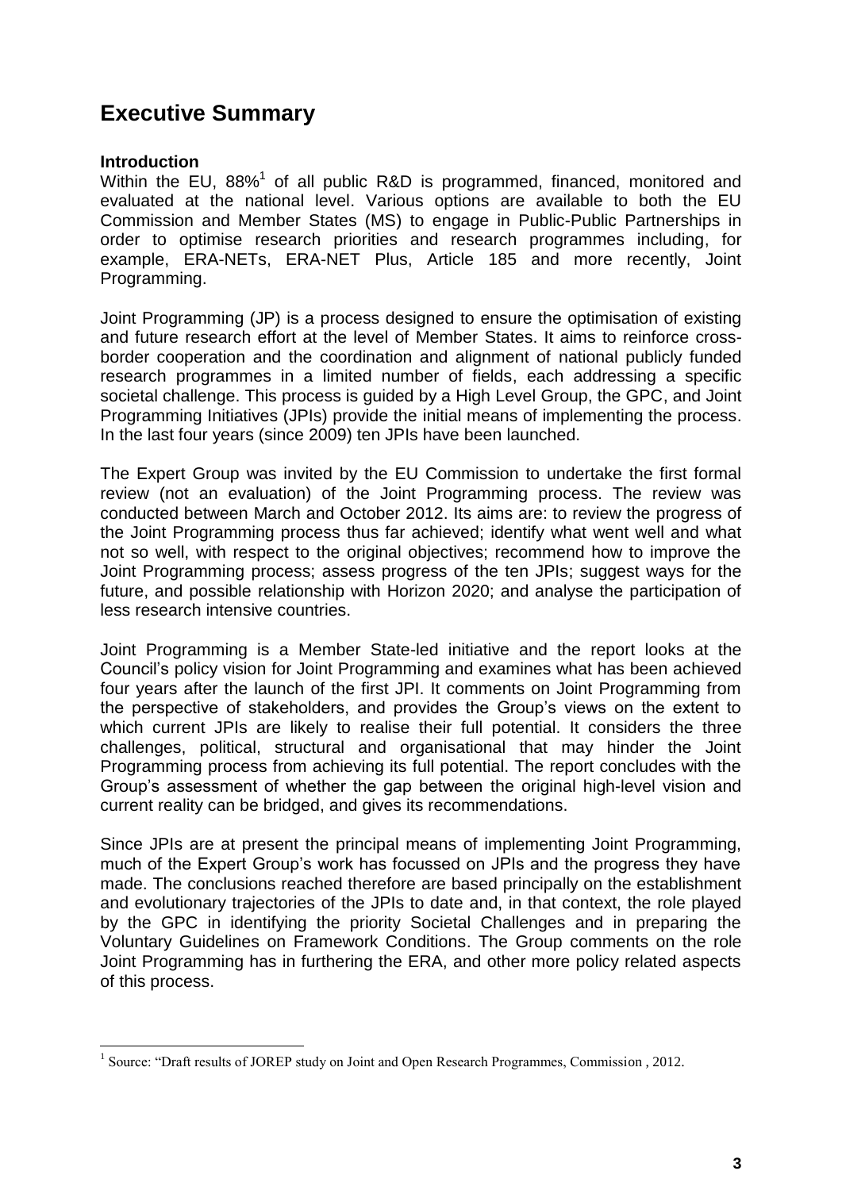# Executive Summary

**Introduction**

Within the EU, 88%[1] of all public R&D is programmed, financed, monitored and evaluated at the national level. Various options are available to both the EU Commission and Member States (MS) to engage in Public-Public Partnerships in order to optimise research priorities and research programmes including, for example, ERA-NETs, ERA-NET Plus, Article 185 and more recently, Joint Programming.

Joint Programming (JP) is a process designed to ensure the optimisation of existing and future research effort at the level of Member States. It aims to reinforce cross-border cooperation and the coordination and alignment of national publicly funded research programmes in a limited number of fields, each addressing a specific societal challenge. This process is guided by a High Level Group, the GPC, and Joint Programming Initiatives (JPIs) provide the initial means of implementing the process. In the last four years (since 2009) ten JPIs have been launched.

The Expert Group was invited by the EU Commission to undertake the first formal review (not an evaluation) of the Joint Programming process. The review was conducted between March and October 2012. Its aims are: to review the progress of the Joint Programming process thus far achieved; identify what went well and what not so well, with respect to the original objectives; recommend how to improve the Joint Programming process; assess progress of the ten JPIs; suggest ways for the future, and possible relationship with Horizon 2020; and analyse the participation of less research intensive countries.

Joint Programming is a Member State-led initiative and the report looks at the Council's policy vision for Joint Programming and examines what has been achieved four years after the launch of the first JPI. It comments on Joint Programming from the perspective of stakeholders, and provides the Group's views on the extent to which current JPIs are likely to realise their full potential. It considers the three challenges, political, structural and organisational that may hinder the Joint Programming process from achieving its full potential. The report concludes with the Group's assessment of whether the gap between the original high-level vision and current reality can be bridged, and gives its recommendations.

Since JPIs are at present the principal means of implementing Joint Programming, much of the Expert Group's work has focussed on JPIs and the progress they have made. The conclusions reached therefore are based principally on the establishment and evolutionary trajectories of the JPIs to date and, in that context, the role played by the GPC in identifying the priority Societal Challenges and in preparing the Voluntary Guidelines on Framework Conditions. The Group comments on the role Joint Programming has in furthering the ERA, and other more policy related aspects of this process.

---

[1] Source: "Draft results of JOREP study on Joint and Open Research Programmes, Commission , 2012.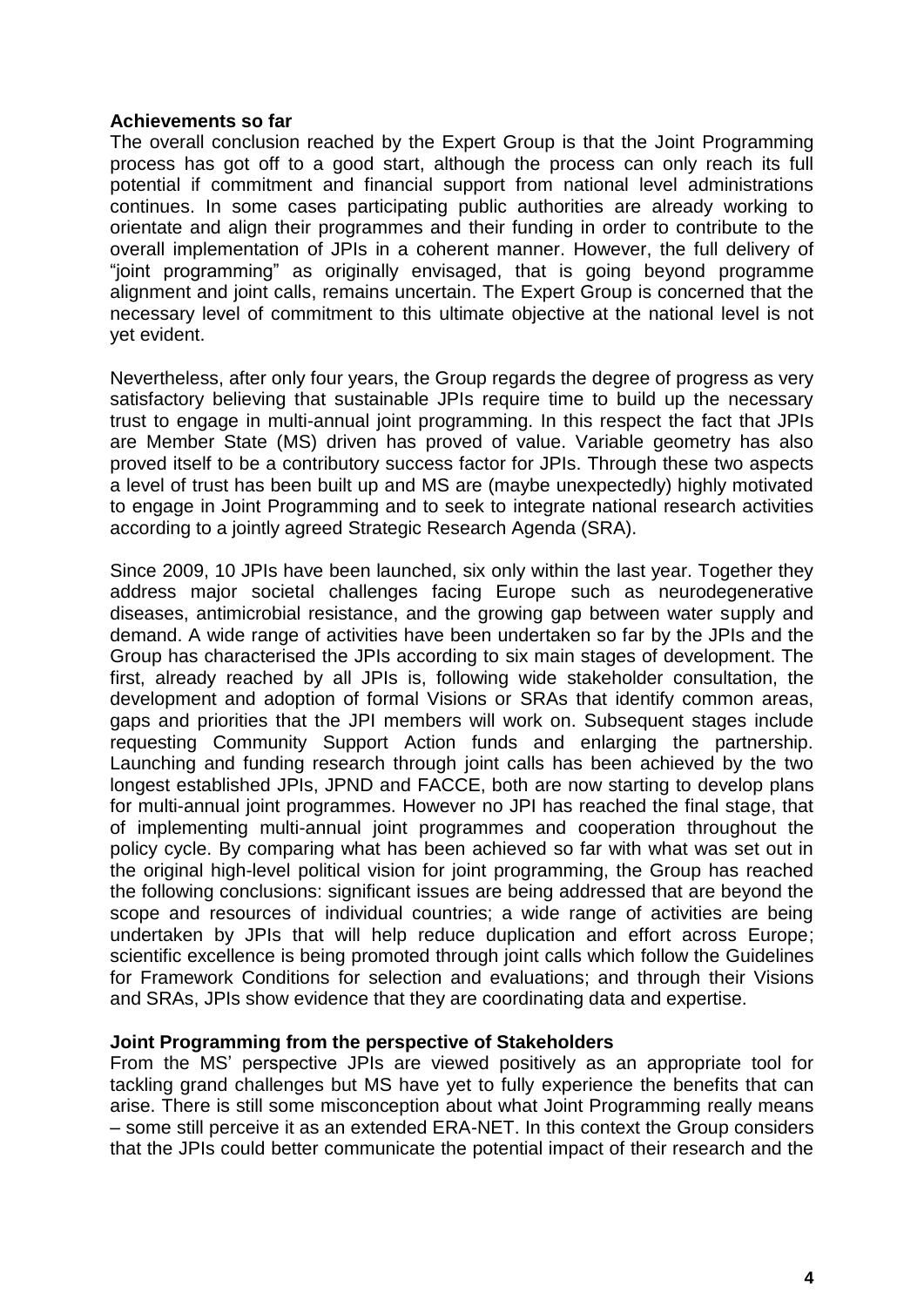**Achievements so far**

The overall conclusion reached by the Expert Group is that the Joint Programming process has got off to a good start, although the process can only reach its full potential if commitment and financial support from national level administrations continues. In some cases participating public authorities are already working to orientate and align their programmes and their funding in order to contribute to the overall implementation of JPIs in a coherent manner. However, the full delivery of "joint programming" as originally envisaged, that is going beyond programme alignment and joint calls, remains uncertain. The Expert Group is concerned that the necessary level of commitment to this ultimate objective at the national level is not yet evident.

Nevertheless, after only four years, the Group regards the degree of progress as very satisfactory believing that sustainable JPIs require time to build up the necessary trust to engage in multi-annual joint programming. In this respect the fact that JPIs are Member State (MS) driven has proved of value. Variable geometry has also proved itself to be a contributory success factor for JPIs. Through these two aspects a level of trust has been built up and MS are (maybe unexpectedly) highly motivated to engage in Joint Programming and to seek to integrate national research activities according to a jointly agreed Strategic Research Agenda (SRA).

Since 2009, 10 JPIs have been launched, six only within the last year. Together they address major societal challenges facing Europe such as neurodegenerative diseases, antimicrobial resistance, and the growing gap between water supply and demand. A wide range of activities have been undertaken so far by the JPIs and the Group has characterised the JPIs according to six main stages of development. The first, already reached by all JPIs is, following wide stakeholder consultation, the development and adoption of formal Visions or SRAs that identify common areas, gaps and priorities that the JPI members will work on. Subsequent stages include requesting Community Support Action funds and enlarging the partnership. Launching and funding research through joint calls has been achieved by the two longest established JPIs, JPND and FACCE, both are now starting to develop plans for multi-annual joint programmes. However no JPI has reached the final stage, that of implementing multi-annual joint programmes and cooperation throughout the policy cycle. By comparing what has been achieved so far with what was set out in the original high-level political vision for joint programming, the Group has reached the following conclusions: significant issues are being addressed that are beyond the scope and resources of individual countries; a wide range of activities are being undertaken by JPIs that will help reduce duplication and effort across Europe; scientific excellence is being promoted through joint calls which follow the Guidelines for Framework Conditions for selection and evaluations; and through their Visions and SRAs, JPIs show evidence that they are coordinating data and expertise.

**Joint Programming from the perspective of Stakeholders**

From the MS' perspective JPIs are viewed positively as an appropriate tool for tackling grand challenges but MS have yet to fully experience the benefits that can arise. There is still some misconception about what Joint Programming really means – some still perceive it as an extended ERA-NET. In this context the Group considers that the JPIs could better communicate the potential impact of their research and the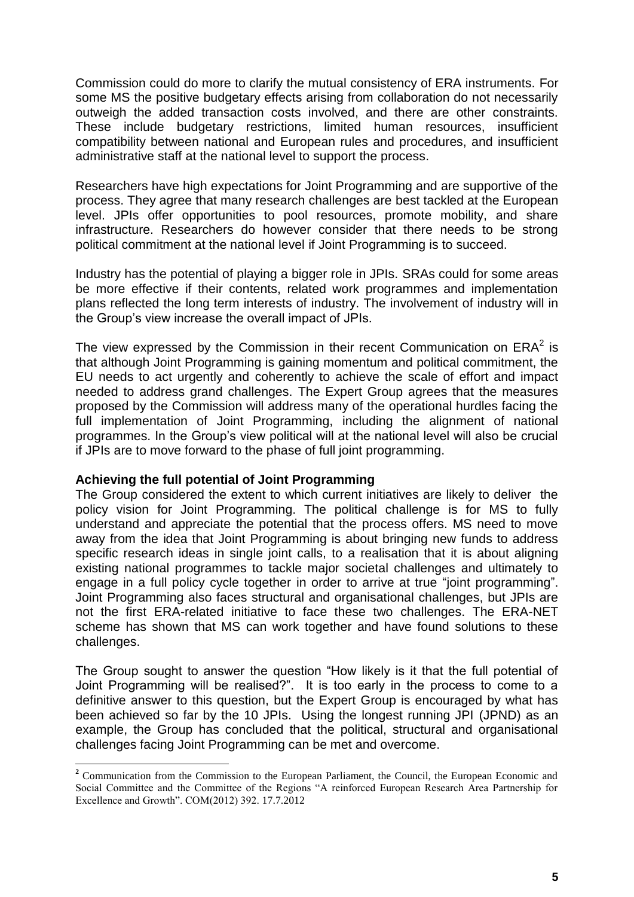Commission could do more to clarify the mutual consistency of ERA instruments. For some MS the positive budgetary effects arising from collaboration do not necessarily outweigh the added transaction costs involved, and there are other constraints. These include budgetary restrictions, limited human resources, insufficient compatibility between national and European rules and procedures, and insufficient administrative staff at the national level to support the process.

Researchers have high expectations for Joint Programming and are supportive of the process. They agree that many research challenges are best tackled at the European level. JPIs offer opportunities to pool resources, promote mobility, and share infrastructure. Researchers do however consider that there needs to be strong political commitment at the national level if Joint Programming is to succeed.

Industry has the potential of playing a bigger role in JPIs. SRAs could for some areas be more effective if their contents, related work programmes and implementation plans reflected the long term interests of industry. The involvement of industry will in the Group's view increase the overall impact of JPIs.

The view expressed by the Commission in their recent Communication on ERA[2] is that although Joint Programming is gaining momentum and political commitment, the EU needs to act urgently and coherently to achieve the scale of effort and impact needed to address grand challenges. The Expert Group agrees that the measures proposed by the Commission will address many of the operational hurdles facing the full implementation of Joint Programming, including the alignment of national programmes. In the Group's view political will at the national level will also be crucial if JPIs are to move forward to the phase of full joint programming.

**Achieving the full potential of Joint Programming**

The Group considered the extent to which current initiatives are likely to deliver the policy vision for Joint Programming. The political challenge is for MS to fully understand and appreciate the potential that the process offers. MS need to move away from the idea that Joint Programming is about bringing new funds to address specific research ideas in single joint calls, to a realisation that it is about aligning existing national programmes to tackle major societal challenges and ultimately to engage in a full policy cycle together in order to arrive at true "joint programming". Joint Programming also faces structural and organisational challenges, but JPIs are not the first ERA-related initiative to face these two challenges. The ERA-NET scheme has shown that MS can work together and have found solutions to these challenges.

The Group sought to answer the question "How likely is it that the full potential of Joint Programming will be realised?". It is too early in the process to come to a definitive answer to this question, but the Expert Group is encouraged by what has been achieved so far by the 10 JPIs. Using the longest running JPI (JPND) as an example, the Group has concluded that the political, structural and organisational challenges facing Joint Programming can be met and overcome.

[2] Communication from the Commission to the European Parliament, the Council, the European Economic and Social Committee and the Committee of the Regions "A reinforced European Research Area Partnership for Excellence and Growth". COM(2012) 392. 17.7.2012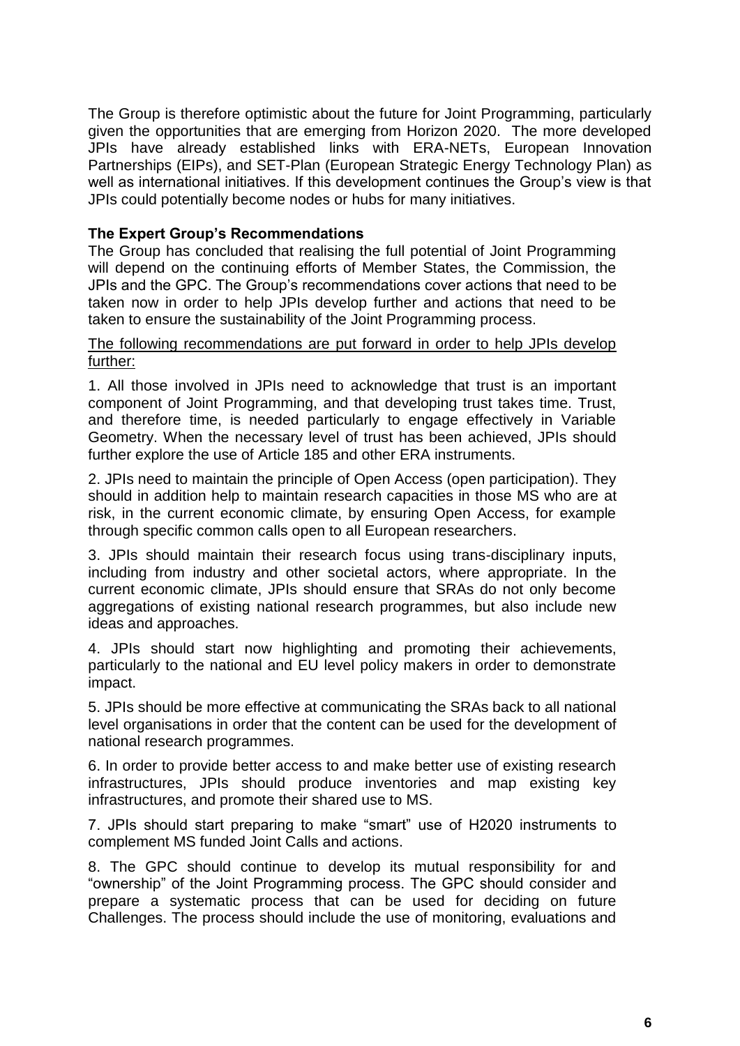The Group is therefore optimistic about the future for Joint Programming, particularly given the opportunities that are emerging from Horizon 2020. The more developed JPIs have already established links with ERA-NETs, European Innovation Partnerships (EIPs), and SET-Plan (European Strategic Energy Technology Plan) as well as international initiatives. If this development continues the Group's view is that JPIs could potentially become nodes or hubs for many initiatives.

**The Expert Group's Recommendations**

The Group has concluded that realising the full potential of Joint Programming will depend on the continuing efforts of Member States, the Commission, the JPIs and the GPC. The Group's recommendations cover actions that need to be taken now in order to help JPIs develop further and actions that need to be taken to ensure the sustainability of the Joint Programming process.

<u>The following recommendations are put forward in order to help JPIs develop further:</u>

1. All those involved in JPIs need to acknowledge that trust is an important component of Joint Programming, and that developing trust takes time. Trust, and therefore time, is needed particularly to engage effectively in Variable Geometry. When the necessary level of trust has been achieved, JPIs should further explore the use of Article 185 and other ERA instruments.

2. JPIs need to maintain the principle of Open Access (open participation). They should in addition help to maintain research capacities in those MS who are at risk, in the current economic climate, by ensuring Open Access, for example through specific common calls open to all European researchers.

3. JPIs should maintain their research focus using trans-disciplinary inputs, including from industry and other societal actors, where appropriate. In the current economic climate, JPIs should ensure that SRAs do not only become aggregations of existing national research programmes, but also include new ideas and approaches.

4. JPIs should start now highlighting and promoting their achievements, particularly to the national and EU level policy makers in order to demonstrate impact.

5. JPIs should be more effective at communicating the SRAs back to all national level organisations in order that the content can be used for the development of national research programmes.

6. In order to provide better access to and make better use of existing research infrastructures, JPIs should produce inventories and map existing key infrastructures, and promote their shared use to MS.

7. JPIs should start preparing to make "smart" use of H2020 instruments to complement MS funded Joint Calls and actions.

8. The GPC should continue to develop its mutual responsibility for and "ownership" of the Joint Programming process. The GPC should consider and prepare a systematic process that can be used for deciding on future Challenges. The process should include the use of monitoring, evaluations and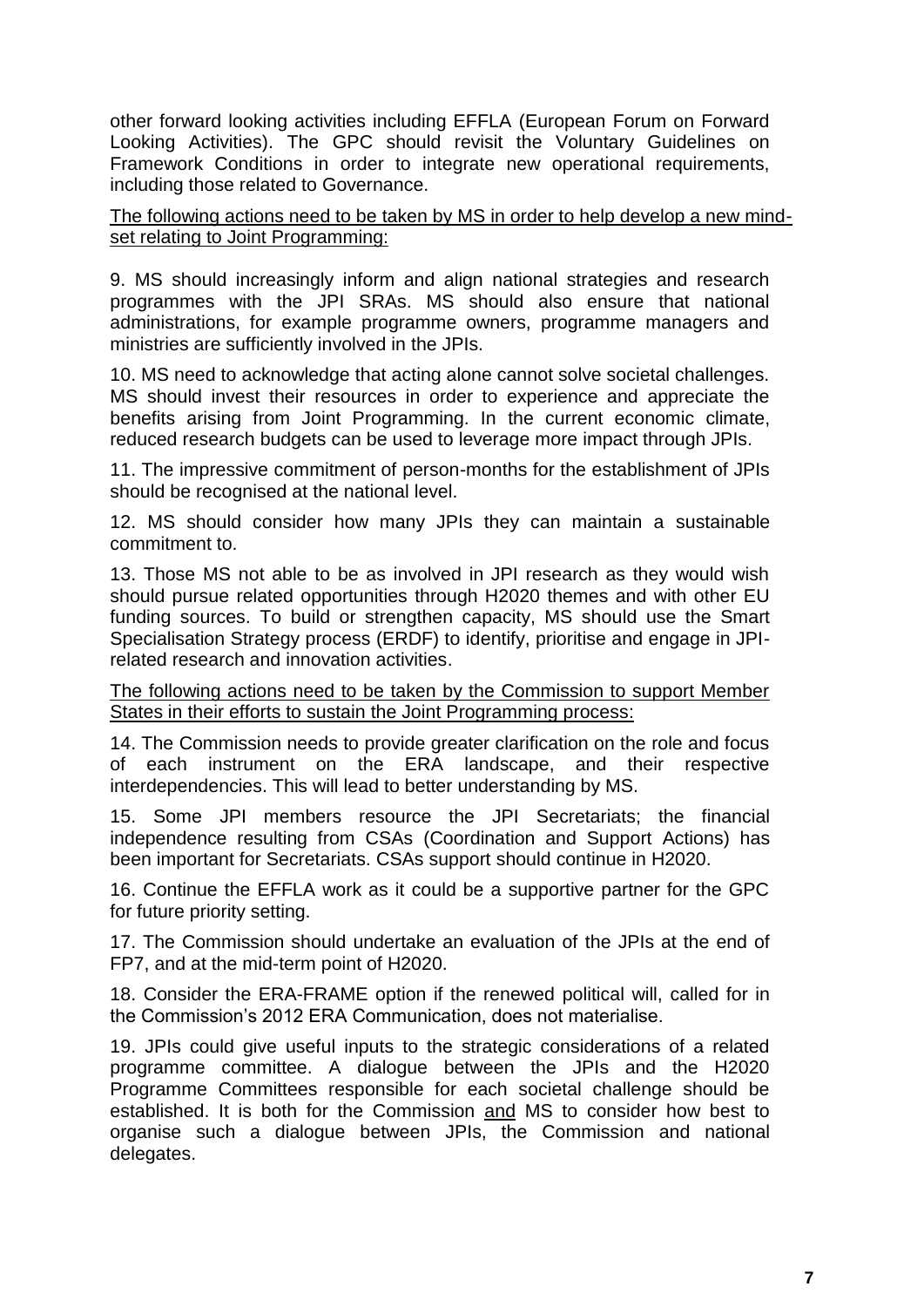other forward looking activities including EFFLA (European Forum on Forward Looking Activities). The GPC should revisit the Voluntary Guidelines on Framework Conditions in order to integrate new operational requirements, including those related to Governance.

<u>The following actions need to be taken by MS in order to help develop a new mind-set relating to Joint Programming:</u>

9. MS should increasingly inform and align national strategies and research programmes with the JPI SRAs. MS should also ensure that national administrations, for example programme owners, programme managers and ministries are sufficiently involved in the JPIs.

10. MS need to acknowledge that acting alone cannot solve societal challenges. MS should invest their resources in order to experience and appreciate the benefits arising from Joint Programming. In the current economic climate, reduced research budgets can be used to leverage more impact through JPIs.

11. The impressive commitment of person-months for the establishment of JPIs should be recognised at the national level.

12. MS should consider how many JPIs they can maintain a sustainable commitment to.

13. Those MS not able to be as involved in JPI research as they would wish should pursue related opportunities through H2020 themes and with other EU funding sources. To build or strengthen capacity, MS should use the Smart Specialisation Strategy process (ERDF) to identify, prioritise and engage in JPI-related research and innovation activities.

<u>The following actions need to be taken by the Commission to support Member States in their efforts to sustain the Joint Programming process:</u>

14. The Commission needs to provide greater clarification on the role and focus of each instrument on the ERA landscape, and their respective interdependencies. This will lead to better understanding by MS.

15. Some JPI members resource the JPI Secretariats; the financial independence resulting from CSAs (Coordination and Support Actions) has been important for Secretariats. CSAs support should continue in H2020.

16. Continue the EFFLA work as it could be a supportive partner for the GPC for future priority setting.

17. The Commission should undertake an evaluation of the JPIs at the end of FP7, and at the mid-term point of H2020.

18. Consider the ERA-FRAME option if the renewed political will, called for in the Commission's 2012 ERA Communication, does not materialise.

19. JPIs could give useful inputs to the strategic considerations of a related programme committee. A dialogue between the JPIs and the H2020 Programme Committees responsible for each societal challenge should be established. It is both for the Commission <u>and</u> MS to consider how best to organise such a dialogue between JPIs, the Commission and national delegates.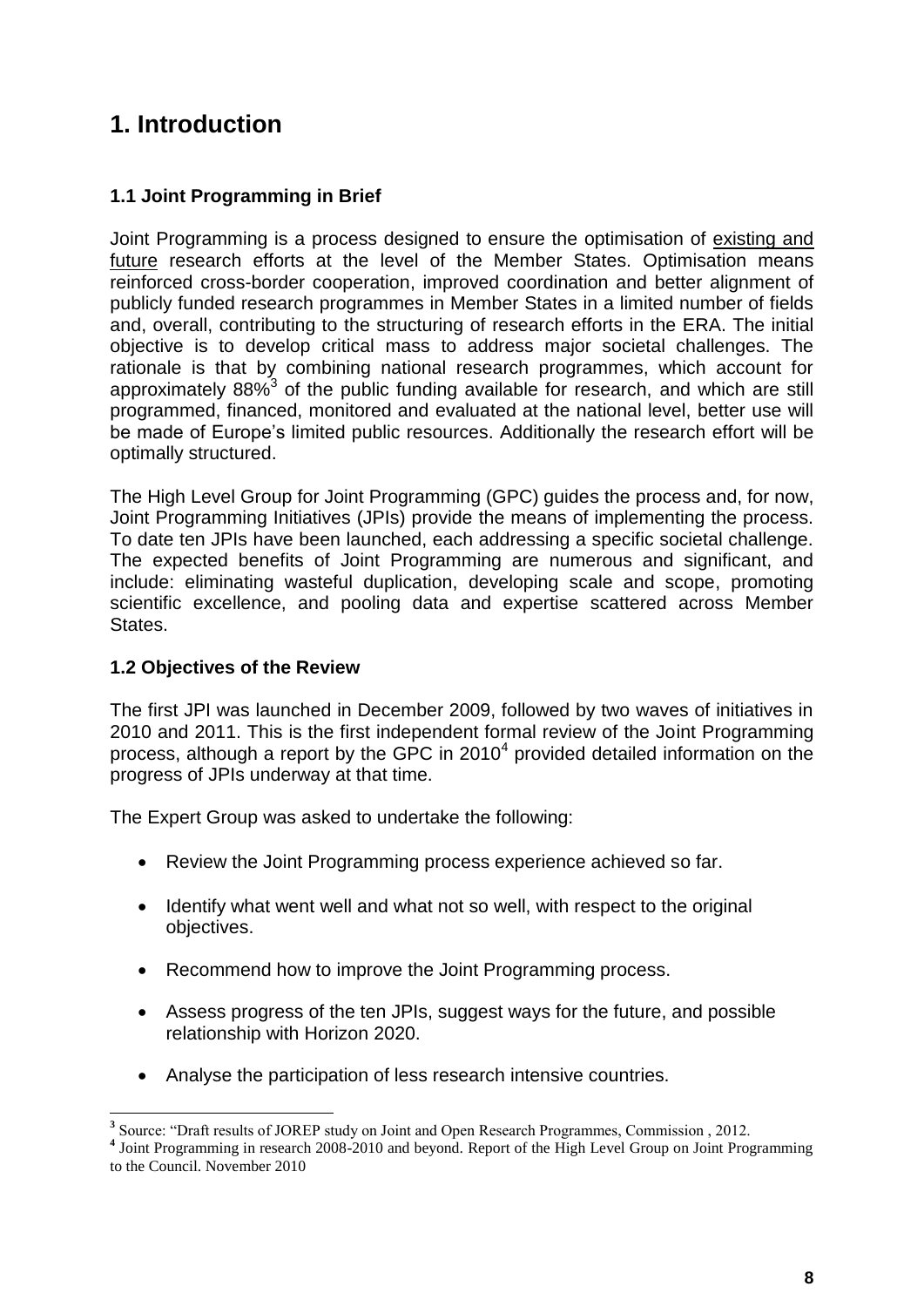# 1. Introduction

### 1.1 Joint Programming in Brief

Joint Programming is a process designed to ensure the optimisation of existing and future research efforts at the level of the Member States. Optimisation means reinforced cross-border cooperation, improved coordination and better alignment of publicly funded research programmes in Member States in a limited number of fields and, overall, contributing to the structuring of research efforts in the ERA. The initial objective is to develop critical mass to address major societal challenges. The rationale is that by combining national research programmes, which account for approximately 88%[3] of the public funding available for research, and which are still programmed, financed, monitored and evaluated at the national level, better use will be made of Europe's limited public resources. Additionally the research effort will be optimally structured.

The High Level Group for Joint Programming (GPC) guides the process and, for now, Joint Programming Initiatives (JPIs) provide the means of implementing the process. To date ten JPIs have been launched, each addressing a specific societal challenge. The expected benefits of Joint Programming are numerous and significant, and include: eliminating wasteful duplication, developing scale and scope, promoting scientific excellence, and pooling data and expertise scattered across Member States.

### 1.2 Objectives of the Review

The first JPI was launched in December 2009, followed by two waves of initiatives in 2010 and 2011. This is the first independent formal review of the Joint Programming process, although a report by the GPC in 2010[4] provided detailed information on the progress of JPIs underway at that time.

The Expert Group was asked to undertake the following:

- Review the Joint Programming process experience achieved so far.
- Identify what went well and what not so well, with respect to the original objectives.
- Recommend how to improve the Joint Programming process.
- Assess progress of the ten JPIs, suggest ways for the future, and possible relationship with Horizon 2020.
- Analyse the participation of less research intensive countries.

---

[3] Source: "Draft results of JOREP study on Joint and Open Research Programmes, Commission , 2012.

[4] Joint Programming in research 2008-2010 and beyond. Report of the High Level Group on Joint Programming to the Council. November 2010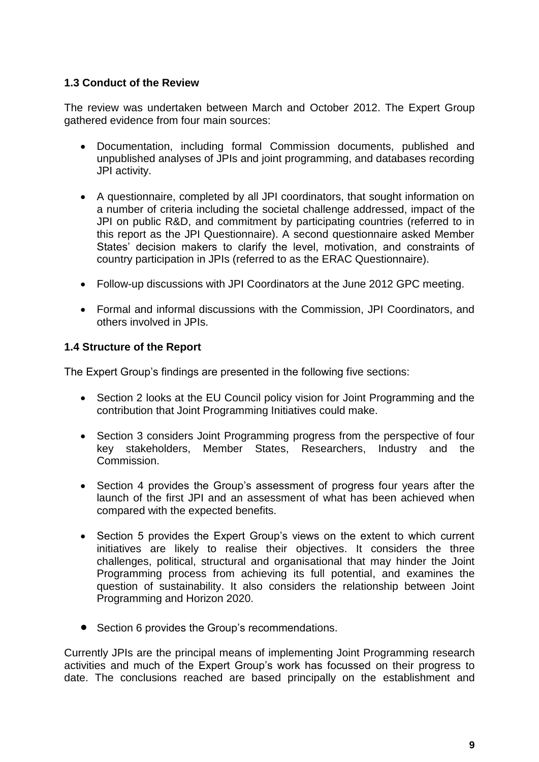### 1.3 Conduct of the Review

The review was undertaken between March and October 2012. The Expert Group gathered evidence from four main sources:

- Documentation, including formal Commission documents, published and unpublished analyses of JPIs and joint programming, and databases recording JPI activity.
- A questionnaire, completed by all JPI coordinators, that sought information on a number of criteria including the societal challenge addressed, impact of the JPI on public R&D, and commitment by participating countries (referred to in this report as the JPI Questionnaire). A second questionnaire asked Member States' decision makers to clarify the level, motivation, and constraints of country participation in JPIs (referred to as the ERAC Questionnaire).
- Follow-up discussions with JPI Coordinators at the June 2012 GPC meeting.
- Formal and informal discussions with the Commission, JPI Coordinators, and others involved in JPIs.

### 1.4 Structure of the Report

The Expert Group's findings are presented in the following five sections:

- Section 2 looks at the EU Council policy vision for Joint Programming and the contribution that Joint Programming Initiatives could make.
- Section 3 considers Joint Programming progress from the perspective of four key stakeholders, Member States, Researchers, Industry and the Commission.
- Section 4 provides the Group's assessment of progress four years after the launch of the first JPI and an assessment of what has been achieved when compared with the expected benefits.
- Section 5 provides the Expert Group's views on the extent to which current initiatives are likely to realise their objectives. It considers the three challenges, political, structural and organisational that may hinder the Joint Programming process from achieving its full potential, and examines the question of sustainability. It also considers the relationship between Joint Programming and Horizon 2020.
- Section 6 provides the Group's recommendations.

Currently JPIs are the principal means of implementing Joint Programming research activities and much of the Expert Group's work has focussed on their progress to date. The conclusions reached are based principally on the establishment and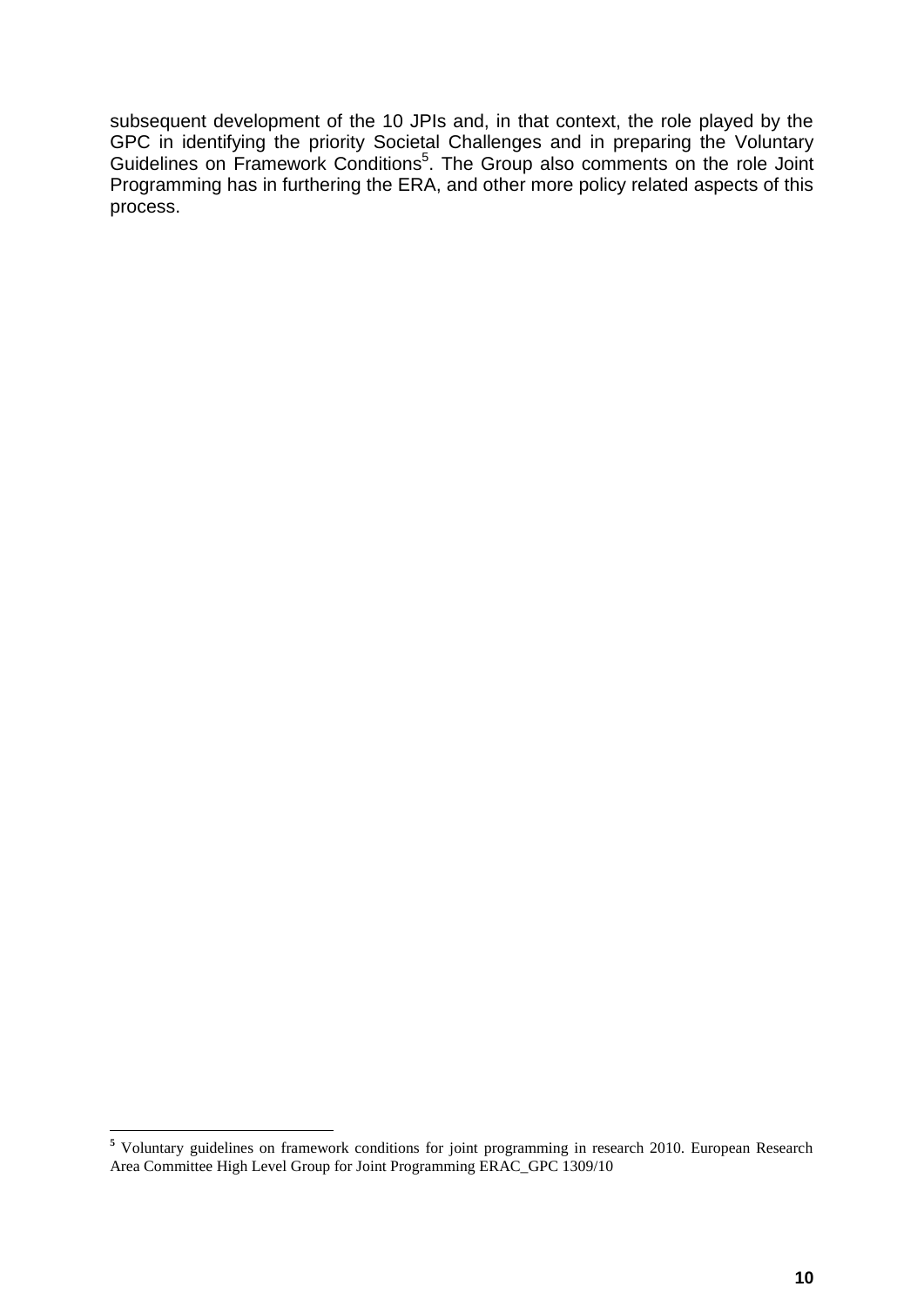subsequent development of the 10 JPIs and, in that context, the role played by the GPC in identifying the priority Societal Challenges and in preparing the Voluntary Guidelines on Framework Conditions[5]. The Group also comments on the role Joint Programming has in furthering the ERA, and other more policy related aspects of this process.

---

[5] Voluntary guidelines on framework conditions for joint programming in research 2010. European Research Area Committee High Level Group for Joint Programming ERAC_GPC 1309/10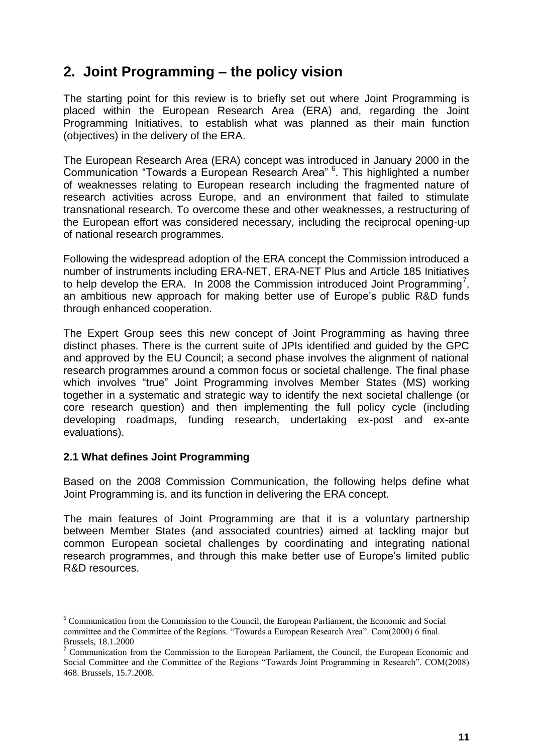## 2. Joint Programming – the policy vision

The starting point for this review is to briefly set out where Joint Programming is placed within the European Research Area (ERA) and, regarding the Joint Programming Initiatives, to establish what was planned as their main function (objectives) in the delivery of the ERA.

The European Research Area (ERA) concept was introduced in January 2000 in the Communication "Towards a European Research Area" [6]. This highlighted a number of weaknesses relating to European research including the fragmented nature of research activities across Europe, and an environment that failed to stimulate transnational research. To overcome these and other weaknesses, a restructuring of the European effort was considered necessary, including the reciprocal opening-up of national research programmes.

Following the widespread adoption of the ERA concept the Commission introduced a number of instruments including ERA-NET, ERA-NET Plus and Article 185 Initiatives to help develop the ERA. In 2008 the Commission introduced Joint Programming[7], an ambitious new approach for making better use of Europe's public R&D funds through enhanced cooperation.

The Expert Group sees this new concept of Joint Programming as having three distinct phases. There is the current suite of JPIs identified and guided by the GPC and approved by the EU Council; a second phase involves the alignment of national research programmes around a common focus or societal challenge. The final phase which involves "true" Joint Programming involves Member States (MS) working together in a systematic and strategic way to identify the next societal challenge (or core research question) and then implementing the full policy cycle (including developing roadmaps, funding research, undertaking ex-post and ex-ante evaluations).

### 2.1 What defines Joint Programming

Based on the 2008 Commission Communication, the following helps define what Joint Programming is, and its function in delivering the ERA concept.

The main features of Joint Programming are that it is a voluntary partnership between Member States (and associated countries) aimed at tackling major but common European societal challenges by coordinating and integrating national research programmes, and through this make better use of Europe's limited public R&D resources.

---

[6] Communication from the Commission to the Council, the European Parliament, the Economic and Social committee and the Committee of the Regions. "Towards a European Research Area". Com(2000) 6 final. Brussels, 18.1.2000

[7] Communication from the Commission to the European Parliament, the Council, the European Economic and Social Committee and the Committee of the Regions "Towards Joint Programming in Research". COM(2008) 468. Brussels, 15.7.2008.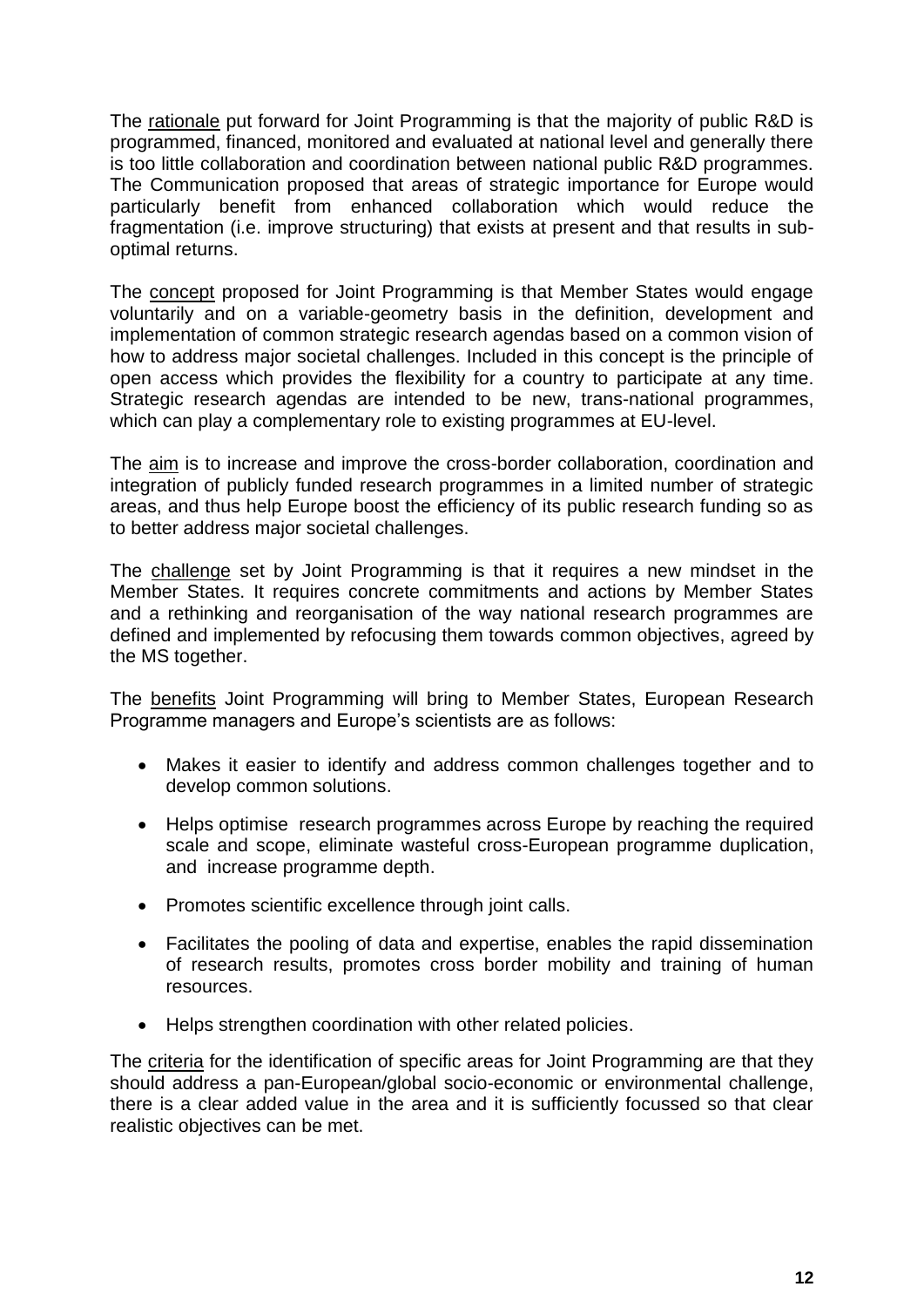The rationale put forward for Joint Programming is that the majority of public R&D is programmed, financed, monitored and evaluated at national level and generally there is too little collaboration and coordination between national public R&D programmes. The Communication proposed that areas of strategic importance for Europe would particularly benefit from enhanced collaboration which would reduce the fragmentation (i.e. improve structuring) that exists at present and that results in sub-optimal returns.

The concept proposed for Joint Programming is that Member States would engage voluntarily and on a variable-geometry basis in the definition, development and implementation of common strategic research agendas based on a common vision of how to address major societal challenges. Included in this concept is the principle of open access which provides the flexibility for a country to participate at any time. Strategic research agendas are intended to be new, trans-national programmes, which can play a complementary role to existing programmes at EU-level.

The aim is to increase and improve the cross-border collaboration, coordination and integration of publicly funded research programmes in a limited number of strategic areas, and thus help Europe boost the efficiency of its public research funding so as to better address major societal challenges.

The challenge set by Joint Programming is that it requires a new mindset in the Member States. It requires concrete commitments and actions by Member States and a rethinking and reorganisation of the way national research programmes are defined and implemented by refocusing them towards common objectives, agreed by the MS together.

The benefits Joint Programming will bring to Member States, European Research Programme managers and Europe's scientists are as follows:

- Makes it easier to identify and address common challenges together and to develop common solutions.
- Helps optimise research programmes across Europe by reaching the required scale and scope, eliminate wasteful cross-European programme duplication, and increase programme depth.
- Promotes scientific excellence through joint calls.
- Facilitates the pooling of data and expertise, enables the rapid dissemination of research results, promotes cross border mobility and training of human resources.
- Helps strengthen coordination with other related policies.

The criteria for the identification of specific areas for Joint Programming are that they should address a pan-European/global socio-economic or environmental challenge, there is a clear added value in the area and it is sufficiently focussed so that clear realistic objectives can be met.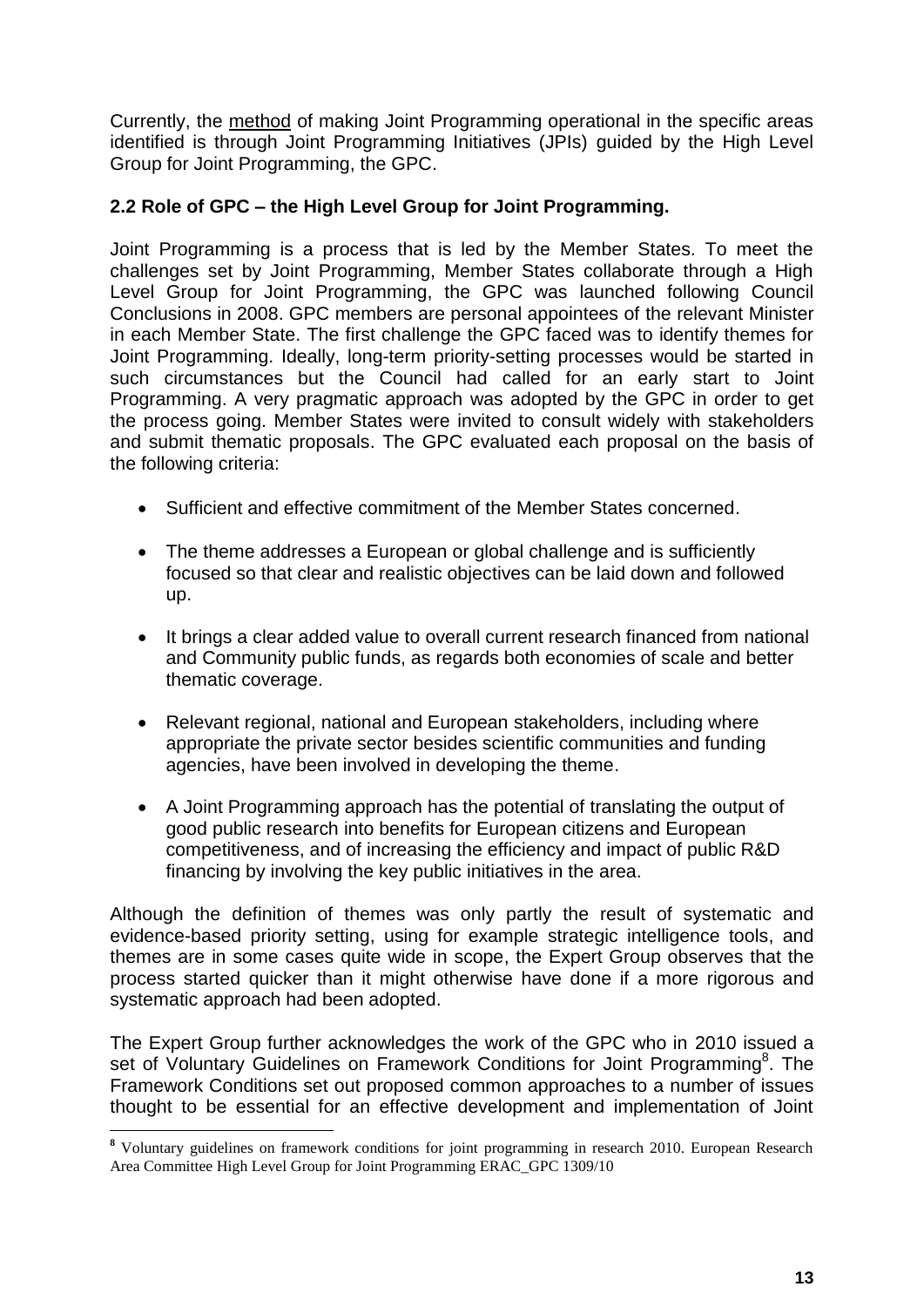Currently, the method of making Joint Programming operational in the specific areas identified is through Joint Programming Initiatives (JPIs) guided by the High Level Group for Joint Programming, the GPC.

### 2.2 Role of GPC – the High Level Group for Joint Programming.

Joint Programming is a process that is led by the Member States. To meet the challenges set by Joint Programming, Member States collaborate through a High Level Group for Joint Programming, the GPC was launched following Council Conclusions in 2008. GPC members are personal appointees of the relevant Minister in each Member State. The first challenge the GPC faced was to identify themes for Joint Programming. Ideally, long-term priority-setting processes would be started in such circumstances but the Council had called for an early start to Joint Programming. A very pragmatic approach was adopted by the GPC in order to get the process going. Member States were invited to consult widely with stakeholders and submit thematic proposals. The GPC evaluated each proposal on the basis of the following criteria:

- Sufficient and effective commitment of the Member States concerned.
- The theme addresses a European or global challenge and is sufficiently focused so that clear and realistic objectives can be laid down and followed up.
- It brings a clear added value to overall current research financed from national and Community public funds, as regards both economies of scale and better thematic coverage.
- Relevant regional, national and European stakeholders, including where appropriate the private sector besides scientific communities and funding agencies, have been involved in developing the theme.
- A Joint Programming approach has the potential of translating the output of good public research into benefits for European citizens and European competitiveness, and of increasing the efficiency and impact of public R&D financing by involving the key public initiatives in the area.

Although the definition of themes was only partly the result of systematic and evidence-based priority setting, using for example strategic intelligence tools, and themes are in some cases quite wide in scope, the Expert Group observes that the process started quicker than it might otherwise have done if a more rigorous and systematic approach had been adopted.

The Expert Group further acknowledges the work of the GPC who in 2010 issued a set of Voluntary Guidelines on Framework Conditions for Joint Programming[8]. The Framework Conditions set out proposed common approaches to a number of issues thought to be essential for an effective development and implementation of Joint

[8] Voluntary guidelines on framework conditions for joint programming in research 2010. European Research Area Committee High Level Group for Joint Programming ERAC_GPC 1309/10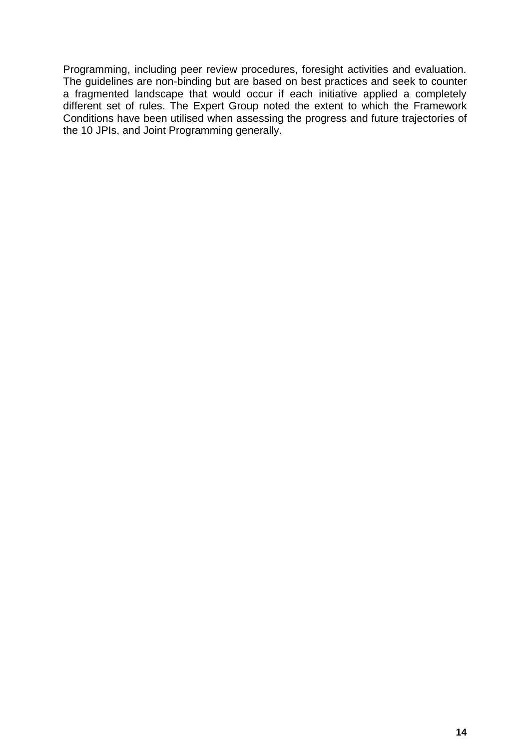Programming, including peer review procedures, foresight activities and evaluation. The guidelines are non-binding but are based on best practices and seek to counter a fragmented landscape that would occur if each initiative applied a completely different set of rules. The Expert Group noted the extent to which the Framework Conditions have been utilised when assessing the progress and future trajectories of the 10 JPIs, and Joint Programming generally.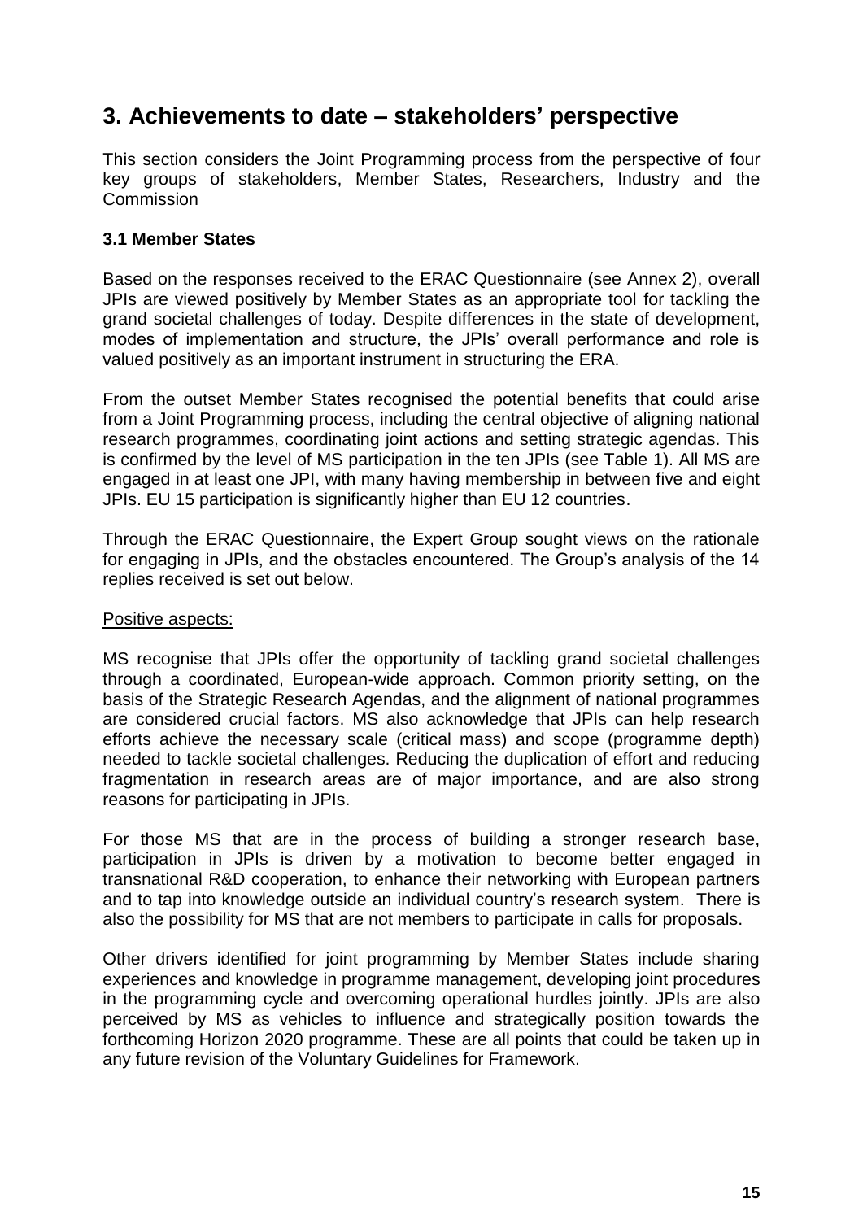## 3. Achievements to date – stakeholders' perspective

This section considers the Joint Programming process from the perspective of four key groups of stakeholders, Member States, Researchers, Industry and the Commission

### 3.1 Member States

Based on the responses received to the ERAC Questionnaire (see Annex 2), overall JPIs are viewed positively by Member States as an appropriate tool for tackling the grand societal challenges of today. Despite differences in the state of development, modes of implementation and structure, the JPIs' overall performance and role is valued positively as an important instrument in structuring the ERA.

From the outset Member States recognised the potential benefits that could arise from a Joint Programming process, including the central objective of aligning national research programmes, coordinating joint actions and setting strategic agendas. This is confirmed by the level of MS participation in the ten JPIs (see Table 1). All MS are engaged in at least one JPI, with many having membership in between five and eight JPIs. EU 15 participation is significantly higher than EU 12 countries.

Through the ERAC Questionnaire, the Expert Group sought views on the rationale for engaging in JPIs, and the obstacles encountered. The Group's analysis of the 14 replies received is set out below.

<u>Positive aspects:</u>

MS recognise that JPIs offer the opportunity of tackling grand societal challenges through a coordinated, European-wide approach. Common priority setting, on the basis of the Strategic Research Agendas, and the alignment of national programmes are considered crucial factors. MS also acknowledge that JPIs can help research efforts achieve the necessary scale (critical mass) and scope (programme depth) needed to tackle societal challenges. Reducing the duplication of effort and reducing fragmentation in research areas are of major importance, and are also strong reasons for participating in JPIs.

For those MS that are in the process of building a stronger research base, participation in JPIs is driven by a motivation to become better engaged in transnational R&D cooperation, to enhance their networking with European partners and to tap into knowledge outside an individual country's research system. There is also the possibility for MS that are not members to participate in calls for proposals.

Other drivers identified for joint programming by Member States include sharing experiences and knowledge in programme management, developing joint procedures in the programming cycle and overcoming operational hurdles jointly. JPIs are also perceived by MS as vehicles to influence and strategically position towards the forthcoming Horizon 2020 programme. These are all points that could be taken up in any future revision of the Voluntary Guidelines for Framework.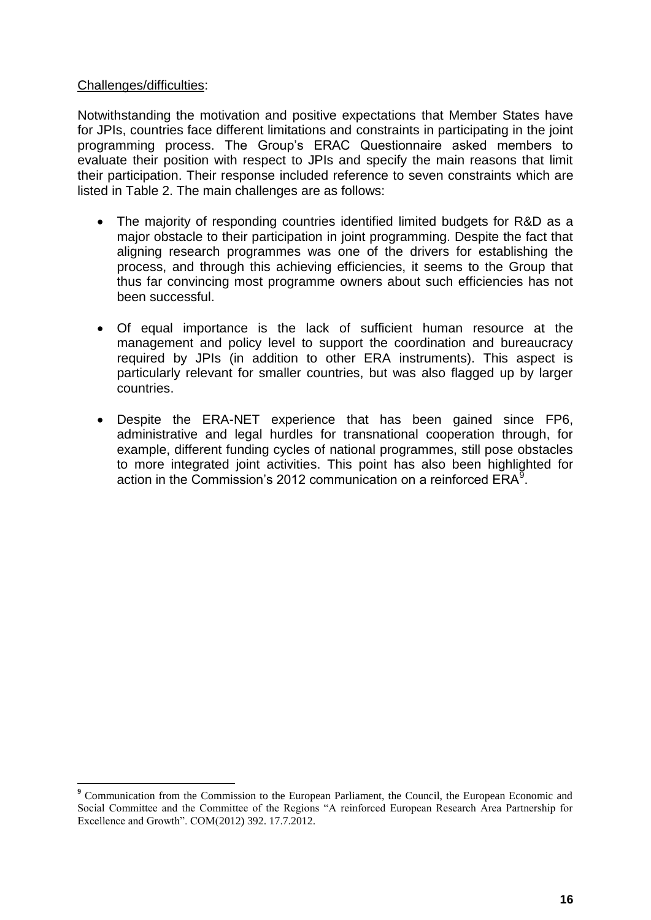Challenges/difficulties:

Notwithstanding the motivation and positive expectations that Member States have for JPIs, countries face different limitations and constraints in participating in the joint programming process. The Group's ERAC Questionnaire asked members to evaluate their position with respect to JPIs and specify the main reasons that limit their participation. Their response included reference to seven constraints which are listed in Table 2. The main challenges are as follows:

- The majority of responding countries identified limited budgets for R&D as a major obstacle to their participation in joint programming. Despite the fact that aligning research programmes was one of the drivers for establishing the process, and through this achieving efficiencies, it seems to the Group that thus far convincing most programme owners about such efficiencies has not been successful.
- Of equal importance is the lack of sufficient human resource at the management and policy level to support the coordination and bureaucracy required by JPIs (in addition to other ERA instruments). This aspect is particularly relevant for smaller countries, but was also flagged up by larger countries.
- Despite the ERA-NET experience that has been gained since FP6, administrative and legal hurdles for transnational cooperation through, for example, different funding cycles of national programmes, still pose obstacles to more integrated joint activities. This point has also been highlighted for action in the Commission's 2012 communication on a reinforced ERA[9].

[9] Communication from the Commission to the European Parliament, the Council, the European Economic and Social Committee and the Committee of the Regions "A reinforced European Research Area Partnership for Excellence and Growth". COM(2012) 392. 17.7.2012.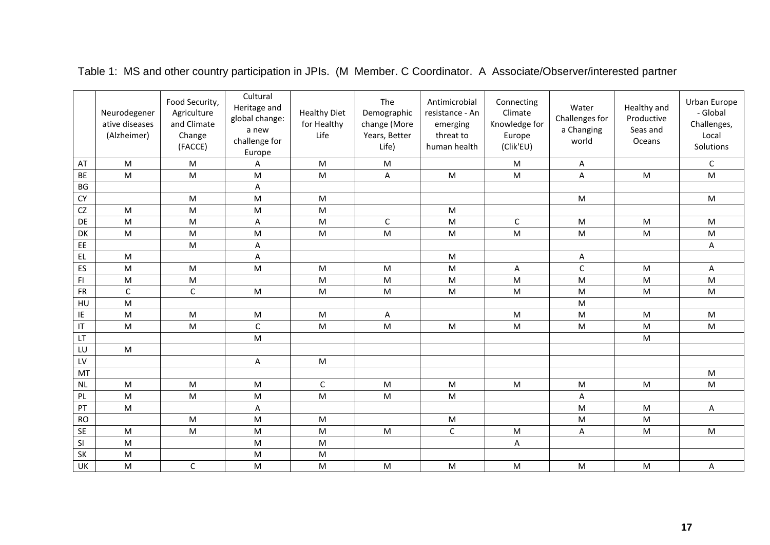Table 1: MS and other country participation in JPIs. (M Member. C Coordinator. A Associate/Observer/interested partner

| | Neurodegenerative diseases (Alzheimer) | Food Security, Agriculture and Climate Change (FACCE) | Cultural Heritage and global change: a new challenge for Europe | Healthy Diet for Healthy Life | The Demographic change (More Years, Better Life) | Antimicrobial resistance - An emerging threat to human health | Connecting Climate Knowledge for Europe (Clik'EU) | Water Challenges for a Changing world | Healthy and Productive Seas and Oceans | Urban Europe - Global Challenges, Local Solutions |
|---|---|---|---|---|---|---|---|---|---|---|
| AT | M | M | A | M | M | | M | A | | C |
| BE | M | M | M | M | A | M | M | A | M | M |
| BG | | | A | | | | | | | |
| CY | | M | M | M | | | | M | | M |
| CZ | M | M | M | M | | M | | | | |
| DE | M | M | A | M | C | M | C | M | M | M |
| DK | M | M | M | M | M | M | M | M | M | M |
| EE | | M | A | | | | | | | A |
| EL | M | | A | | | M | | A | | |
| ES | M | M | M | M | M | M | A | C | M | A |
| FI | M | M | | M | M | M | M | M | M | M |
| FR | C | C | M | M | M | M | M | M | M | M |
| HU | M | | | | | | | M | | |
| IE | M | M | M | M | A | | M | M | M | M |
| IT | M | M | C | M | M | M | M | M | M | M |
| LT | | | M | | | | | | M | |
| LU | M | | | | | | | | | |
| LV | | | A | M | | | | | | |
| MT | | | | | | | | | | M |
| NL | M | M | M | C | M | M | M | M | M | M |
| PL | M | M | M | M | M | M | | A | | |
| PT | M | | A | | | | | M | M | A |
| RO | | M | M | M | | M | | M | M | |
| SE | M | M | M | M | M | C | M | A | M | M |
| SI | M | | M | M | | | A | | | |
| SK | M | | M | M | | | | | | |
| UK | M | C | M | M | M | M | M | M | M | A |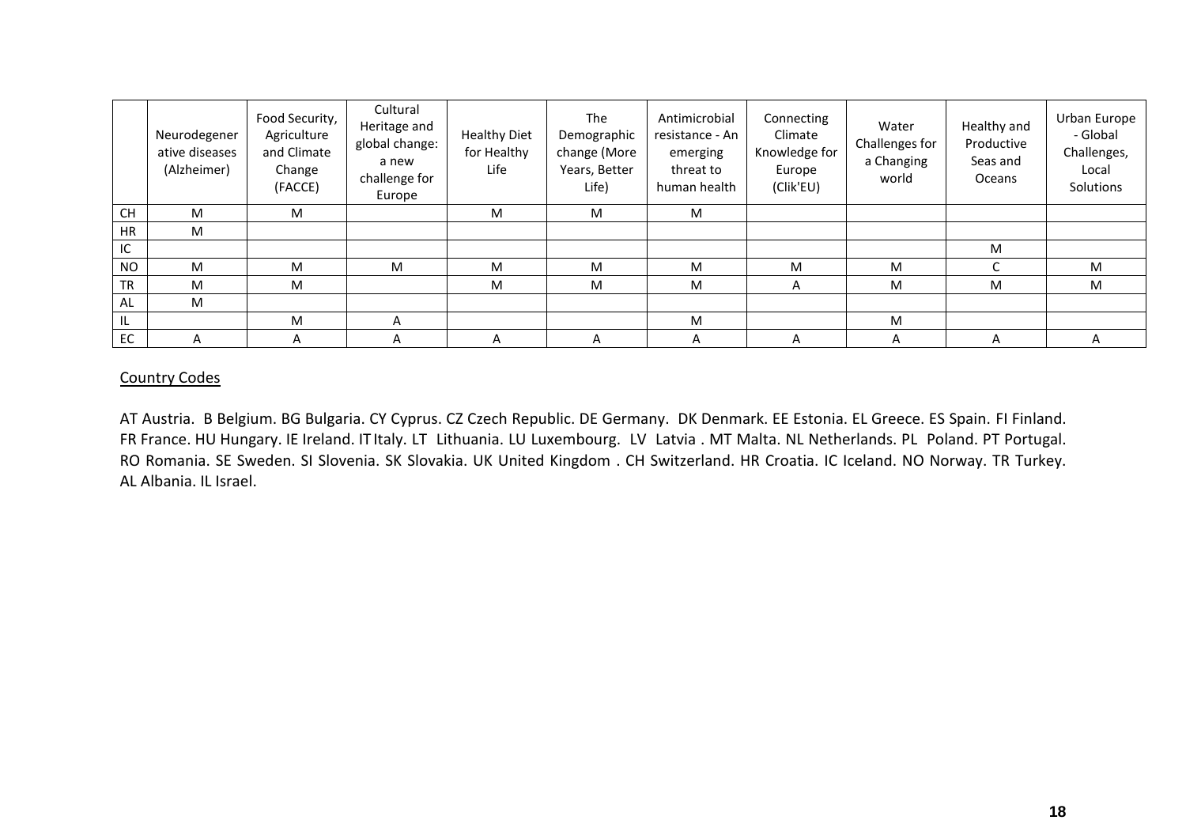| | Neurodegenerative diseases (Alzheimer) | Food Security, Agriculture and Climate Change (FACCE) | Cultural Heritage and global change: a new challenge for Europe | Healthy Diet for Healthy Life | The Demographic change (More Years, Better Life) | Antimicrobial resistance - An emerging threat to human health | Connecting Climate Knowledge for Europe (Clik'EU) | Water Challenges for a Changing world | Healthy and Productive Seas and Oceans | Urban Europe - Global Challenges, Local Solutions |
|---|---|---|---|---|---|---|---|---|---|---|
| CH | M | M | | M | M | M | | | | |
| HR | M | | | | | | | | | |
| IC | | | | | | | | | M | |
| NO | M | M | M | M | M | M | M | M | C | M |
| TR | M | M | | M | M | M | A | M | M | M |
| AL | M | | | | | | | | | |
| IL | | M | A | | | M | | M | | |
| EC | A | A | A | A | A | A | A | A | A | A |

Country Codes

AT Austria. B Belgium. BG Bulgaria. CY Cyprus. CZ Czech Republic. DE Germany. DK Denmark. EE Estonia. EL Greece. ES Spain. FI Finland. FR France. HU Hungary. IE Ireland. IT Italy. LT Lithuania. LU Luxembourg. LV Latvia . MT Malta. NL Netherlands. PL Poland. PT Portugal. RO Romania. SE Sweden. SI Slovenia. SK Slovakia. UK United Kingdom . CH Switzerland. HR Croatia. IC Iceland. NO Norway. TR Turkey. AL Albania. IL Israel.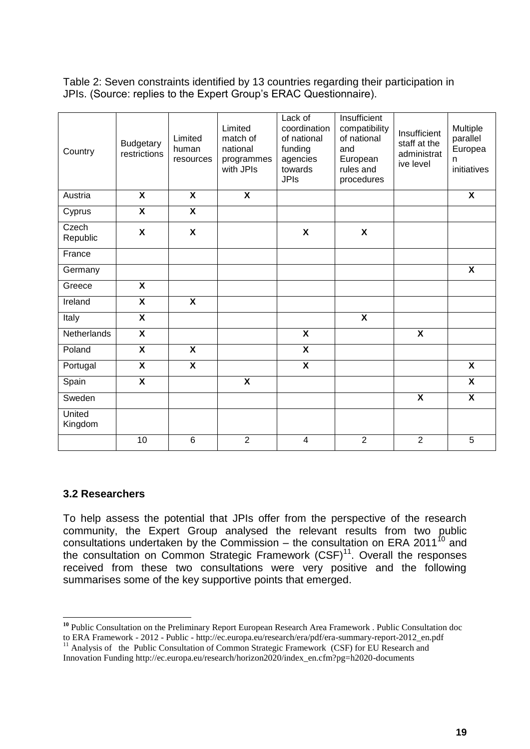Table 2: Seven constraints identified by 13 countries regarding their participation in JPIs. (Source: replies to the Expert Group's ERAC Questionnaire).

| Country | Budgetary restrictions | Limited human resources | Limited match of national programmes with JPIs | Lack of coordination of national funding agencies towards JPIs | Insufficient compatibility of national and European rules and procedures | Insufficient staff at the administrative level | Multiple parallel European initiatives |
|---|---|---|---|---|---|---|---|
| Austria | **X** | **X** | **X** | | | | **X** |
| Cyprus | **X** | **X** | | | | | |
| Czech Republic | **X** | **X** | | **X** | **X** | | |
| France | | | | | | | |
| Germany | | | | | | | **X** |
| Greece | **X** | | | | | | |
| Ireland | **X** | **X** | | | | | |
| Italy | **X** | | | | **X** | | |
| Netherlands | **X** | | | **X** | | **X** | |
| Poland | **X** | **X** | | **X** | | | |
| Portugal | **X** | **X** | | **X** | | | **X** |
| Spain | **X** | | **X** | | | | **X** |
| Sweden | | | | | | **X** | **X** |
| United Kingdom | | | | | | | |
| | 10 | 6 | 2 | 4 | 2 | 2 | 5 |

### 3.2 Researchers

To help assess the potential that JPIs offer from the perspective of the research community, the Expert Group analysed the relevant results from two public consultations undertaken by the Commission – the consultation on ERA 2011[10] and the consultation on Common Strategic Framework (CSF)[11]. Overall the responses received from these two consultations were very positive and the following summarises some of the key supportive points that emerged.

---

[10] Public Consultation on the Preliminary Report European Research Area Framework . Public Consultation doc to ERA Framework - 2012 - Public - http://ec.europa.eu/research/era/pdf/era-summary-report-2012_en.pdf

[11] Analysis of the Public Consultation of Common Strategic Framework (CSF) for EU Research and Innovation Funding http://ec.europa.eu/research/horizon2020/index_en.cfm?pg=h2020-documents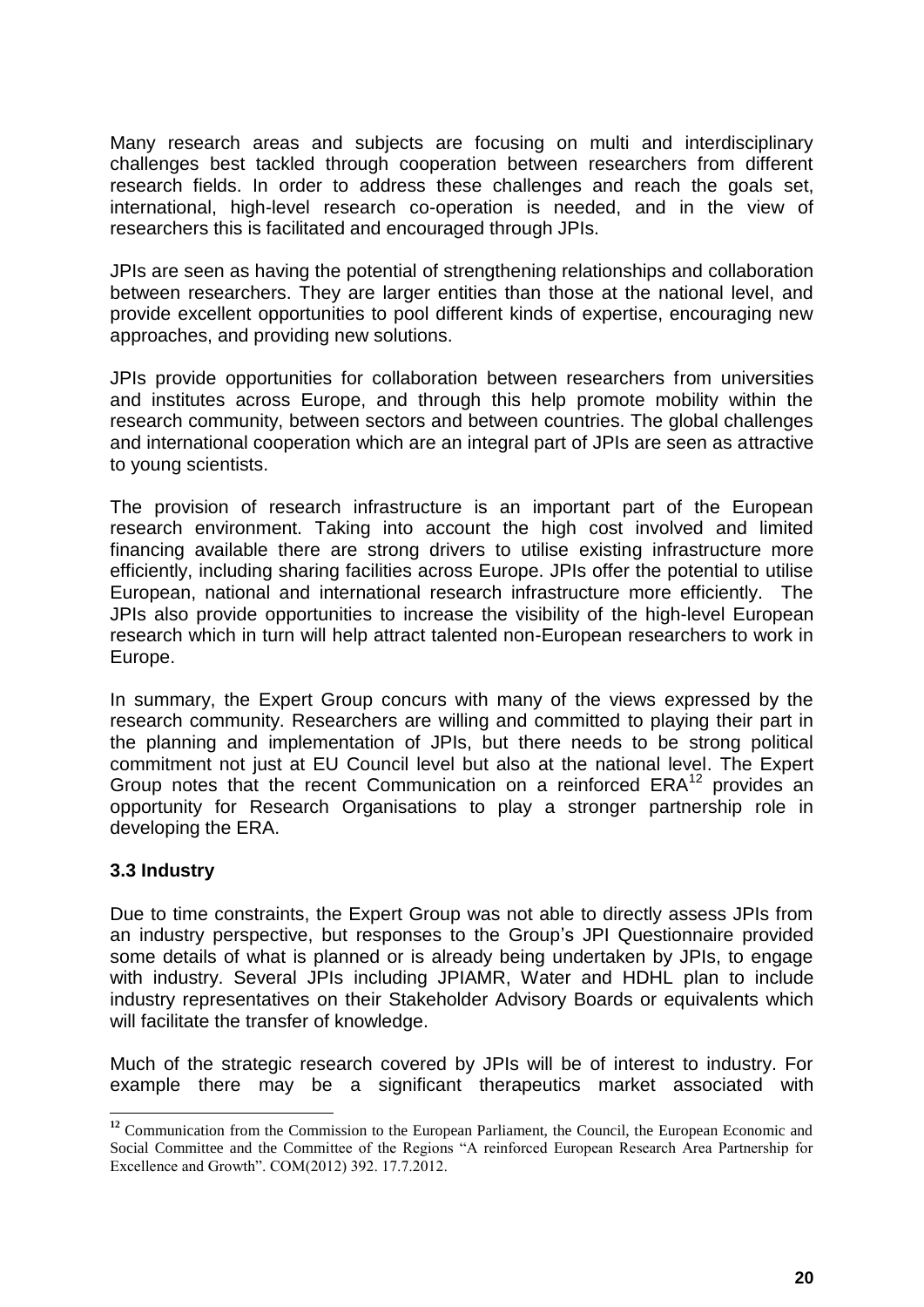Many research areas and subjects are focusing on multi and interdisciplinary challenges best tackled through cooperation between researchers from different research fields. In order to address these challenges and reach the goals set, international, high-level research co-operation is needed, and in the view of researchers this is facilitated and encouraged through JPIs.

JPIs are seen as having the potential of strengthening relationships and collaboration between researchers. They are larger entities than those at the national level, and provide excellent opportunities to pool different kinds of expertise, encouraging new approaches, and providing new solutions.

JPIs provide opportunities for collaboration between researchers from universities and institutes across Europe, and through this help promote mobility within the research community, between sectors and between countries. The global challenges and international cooperation which are an integral part of JPIs are seen as attractive to young scientists.

The provision of research infrastructure is an important part of the European research environment. Taking into account the high cost involved and limited financing available there are strong drivers to utilise existing infrastructure more efficiently, including sharing facilities across Europe. JPIs offer the potential to utilise European, national and international research infrastructure more efficiently. The JPIs also provide opportunities to increase the visibility of the high-level European research which in turn will help attract talented non-European researchers to work in Europe.

In summary, the Expert Group concurs with many of the views expressed by the research community. Researchers are willing and committed to playing their part in the planning and implementation of JPIs, but there needs to be strong political commitment not just at EU Council level but also at the national level. The Expert Group notes that the recent Communication on a reinforced ERA[12] provides an opportunity for Research Organisations to play a stronger partnership role in developing the ERA.

### 3.3 Industry

Due to time constraints, the Expert Group was not able to directly assess JPIs from an industry perspective, but responses to the Group's JPI Questionnaire provided some details of what is planned or is already being undertaken by JPIs, to engage with industry. Several JPIs including JPIAMR, Water and HDHL plan to include industry representatives on their Stakeholder Advisory Boards or equivalents which will facilitate the transfer of knowledge.

Much of the strategic research covered by JPIs will be of interest to industry. For example there may be a significant therapeutics market associated with

---

[12] Communication from the Commission to the European Parliament, the Council, the European Economic and Social Committee and the Committee of the Regions "A reinforced European Research Area Partnership for Excellence and Growth". COM(2012) 392. 17.7.2012.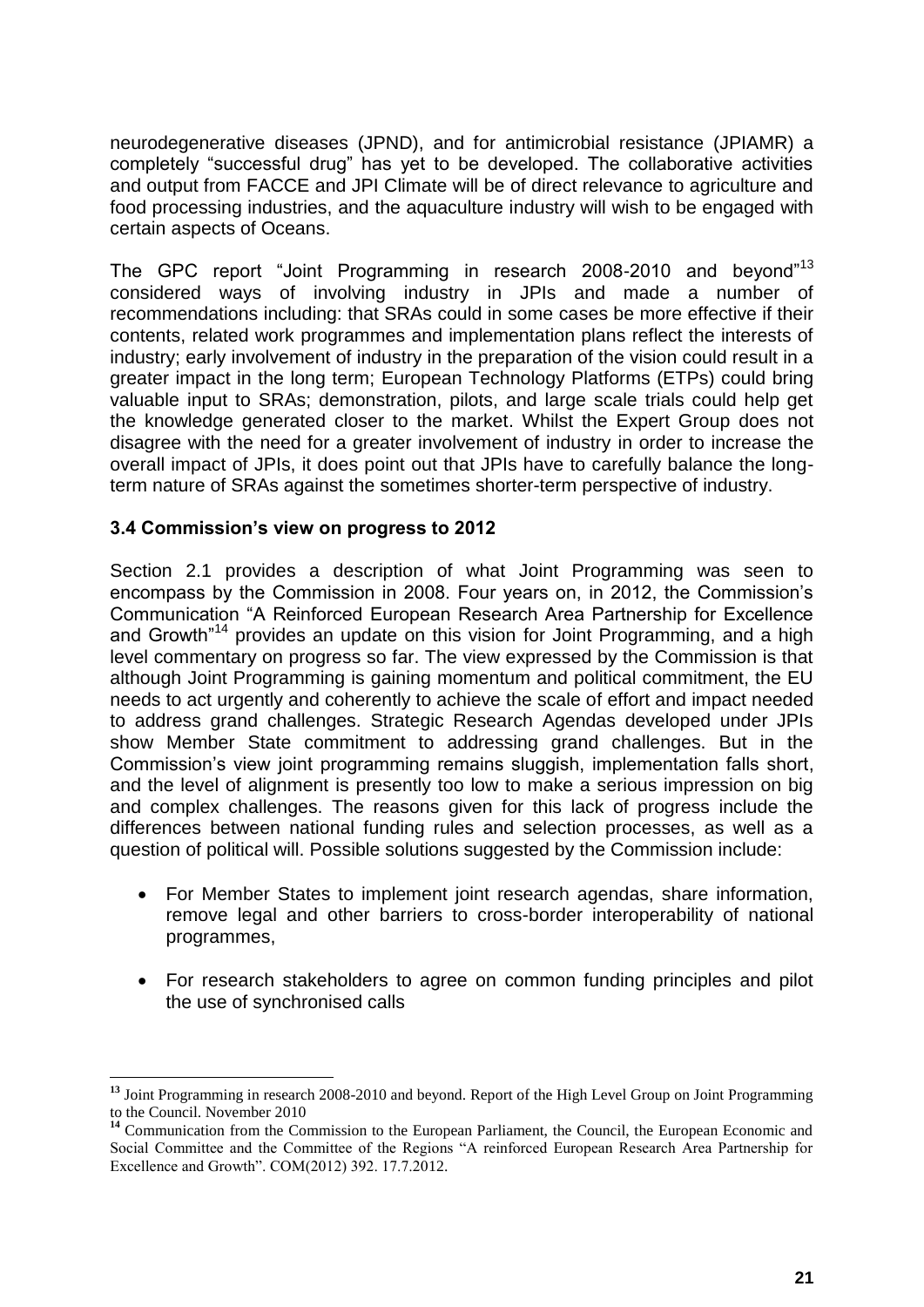neurodegenerative diseases (JPND), and for antimicrobial resistance (JPIAMR) a completely "successful drug" has yet to be developed. The collaborative activities and output from FACCE and JPI Climate will be of direct relevance to agriculture and food processing industries, and the aquaculture industry will wish to be engaged with certain aspects of Oceans.

The GPC report "Joint Programming in research 2008-2010 and beyond"[13] considered ways of involving industry in JPIs and made a number of recommendations including: that SRAs could in some cases be more effective if their contents, related work programmes and implementation plans reflect the interests of industry; early involvement of industry in the preparation of the vision could result in a greater impact in the long term; European Technology Platforms (ETPs) could bring valuable input to SRAs; demonstration, pilots, and large scale trials could help get the knowledge generated closer to the market. Whilst the Expert Group does not disagree with the need for a greater involvement of industry in order to increase the overall impact of JPIs, it does point out that JPIs have to carefully balance the long-term nature of SRAs against the sometimes shorter-term perspective of industry.

### 3.4 Commission's view on progress to 2012

Section 2.1 provides a description of what Joint Programming was seen to encompass by the Commission in 2008. Four years on, in 2012, the Commission's Communication "A Reinforced European Research Area Partnership for Excellence and Growth"[14] provides an update on this vision for Joint Programming, and a high level commentary on progress so far. The view expressed by the Commission is that although Joint Programming is gaining momentum and political commitment, the EU needs to act urgently and coherently to achieve the scale of effort and impact needed to address grand challenges. Strategic Research Agendas developed under JPIs show Member State commitment to addressing grand challenges. But in the Commission's view joint programming remains sluggish, implementation falls short, and the level of alignment is presently too low to make a serious impression on big and complex challenges. The reasons given for this lack of progress include the differences between national funding rules and selection processes, as well as a question of political will. Possible solutions suggested by the Commission include:

- For Member States to implement joint research agendas, share information, remove legal and other barriers to cross-border interoperability of national programmes,
- For research stakeholders to agree on common funding principles and pilot the use of synchronised calls

---

[13] Joint Programming in research 2008-2010 and beyond. Report of the High Level Group on Joint Programming to the Council. November 2010

[14] Communication from the Commission to the European Parliament, the Council, the European Economic and Social Committee and the Committee of the Regions "A reinforced European Research Area Partnership for Excellence and Growth". COM(2012) 392. 17.7.2012.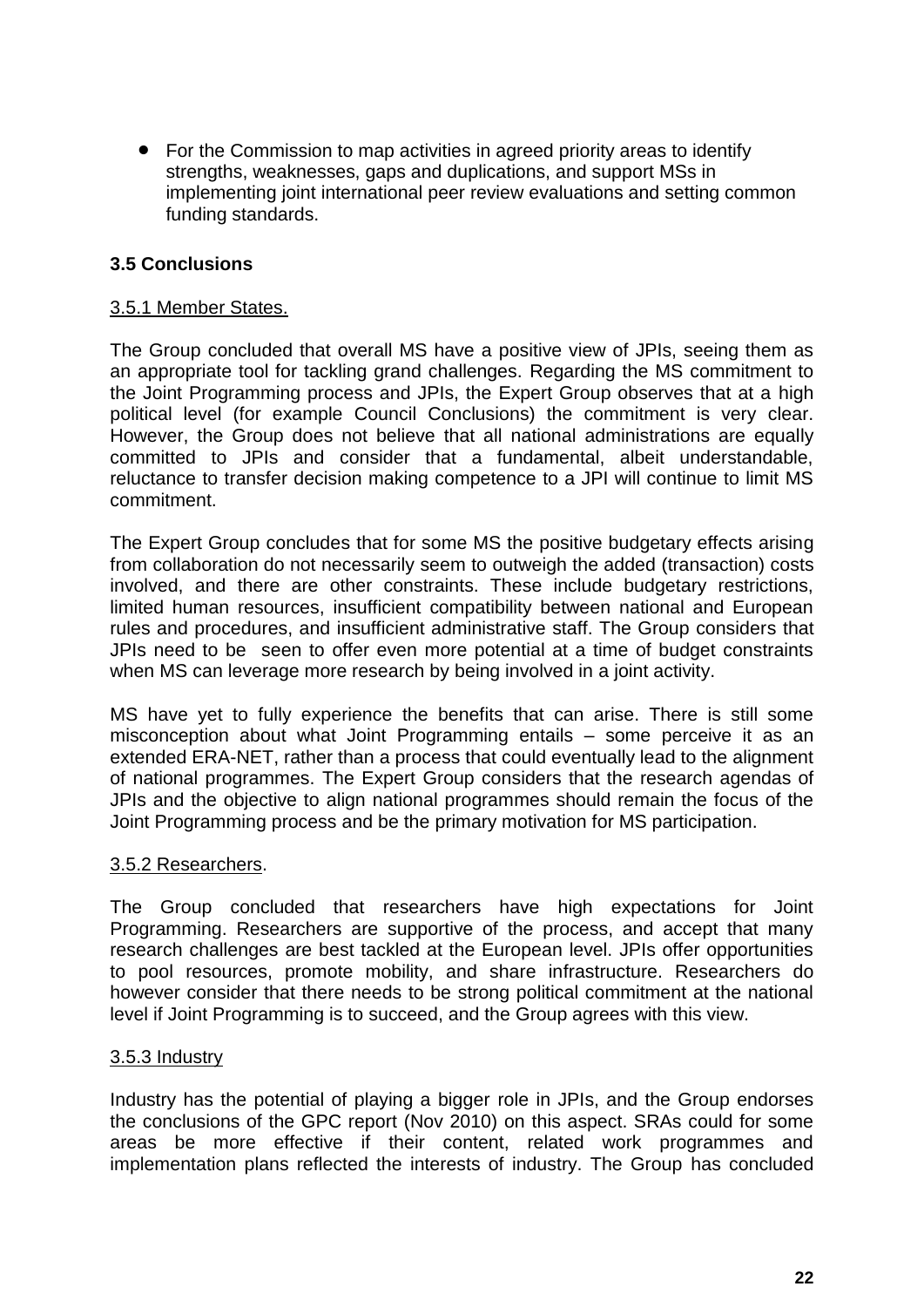- For the Commission to map activities in agreed priority areas to identify strengths, weaknesses, gaps and duplications, and support MSs in implementing joint international peer review evaluations and setting common funding standards.

### 3.5 Conclusions

#### 3.5.1 Member States.

The Group concluded that overall MS have a positive view of JPIs, seeing them as an appropriate tool for tackling grand challenges. Regarding the MS commitment to the Joint Programming process and JPIs, the Expert Group observes that at a high political level (for example Council Conclusions) the commitment is very clear. However, the Group does not believe that all national administrations are equally committed to JPIs and consider that a fundamental, albeit understandable, reluctance to transfer decision making competence to a JPI will continue to limit MS commitment.

The Expert Group concludes that for some MS the positive budgetary effects arising from collaboration do not necessarily seem to outweigh the added (transaction) costs involved, and there are other constraints. These include budgetary restrictions, limited human resources, insufficient compatibility between national and European rules and procedures, and insufficient administrative staff. The Group considers that JPIs need to be seen to offer even more potential at a time of budget constraints when MS can leverage more research by being involved in a joint activity.

MS have yet to fully experience the benefits that can arise. There is still some misconception about what Joint Programming entails – some perceive it as an extended ERA-NET, rather than a process that could eventually lead to the alignment of national programmes. The Expert Group considers that the research agendas of JPIs and the objective to align national programmes should remain the focus of the Joint Programming process and be the primary motivation for MS participation.

#### 3.5.2 Researchers.

The Group concluded that researchers have high expectations for Joint Programming. Researchers are supportive of the process, and accept that many research challenges are best tackled at the European level. JPIs offer opportunities to pool resources, promote mobility, and share infrastructure. Researchers do however consider that there needs to be strong political commitment at the national level if Joint Programming is to succeed, and the Group agrees with this view.

#### 3.5.3 Industry

Industry has the potential of playing a bigger role in JPIs, and the Group endorses the conclusions of the GPC report (Nov 2010) on this aspect. SRAs could for some areas be more effective if their content, related work programmes and implementation plans reflected the interests of industry. The Group has concluded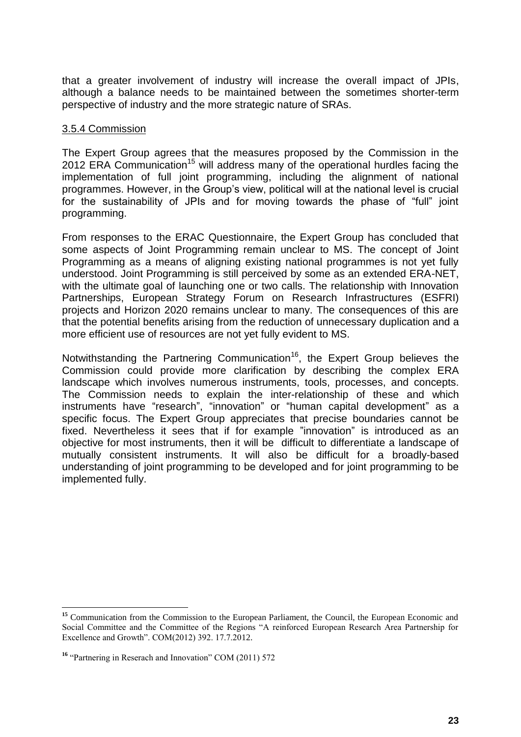that a greater involvement of industry will increase the overall impact of JPIs, although a balance needs to be maintained between the sometimes shorter-term perspective of industry and the more strategic nature of SRAs.

### 3.5.4 Commission

The Expert Group agrees that the measures proposed by the Commission in the 2012 ERA Communication[15] will address many of the operational hurdles facing the implementation of full joint programming, including the alignment of national programmes. However, in the Group's view, political will at the national level is crucial for the sustainability of JPIs and for moving towards the phase of "full" joint programming.

From responses to the ERAC Questionnaire, the Expert Group has concluded that some aspects of Joint Programming remain unclear to MS. The concept of Joint Programming as a means of aligning existing national programmes is not yet fully understood. Joint Programming is still perceived by some as an extended ERA-NET, with the ultimate goal of launching one or two calls. The relationship with Innovation Partnerships, European Strategy Forum on Research Infrastructures (ESFRI) projects and Horizon 2020 remains unclear to many. The consequences of this are that the potential benefits arising from the reduction of unnecessary duplication and a more efficient use of resources are not yet fully evident to MS.

Notwithstanding the Partnering Communication[16], the Expert Group believes the Commission could provide more clarification by describing the complex ERA landscape which involves numerous instruments, tools, processes, and concepts. The Commission needs to explain the inter-relationship of these and which instruments have "research", "innovation" or "human capital development" as a specific focus. The Expert Group appreciates that precise boundaries cannot be fixed. Nevertheless it sees that if for example "innovation" is introduced as an objective for most instruments, then it will be difficult to differentiate a landscape of mutually consistent instruments. It will also be difficult for a broadly-based understanding of joint programming to be developed and for joint programming to be implemented fully.

---

[15] Communication from the Commission to the European Parliament, the Council, the European Economic and Social Committee and the Committee of the Regions "A reinforced European Research Area Partnership for Excellence and Growth". COM(2012) 392. 17.7.2012.

[16] "Partnering in Reserach and Innovation" COM (2011) 572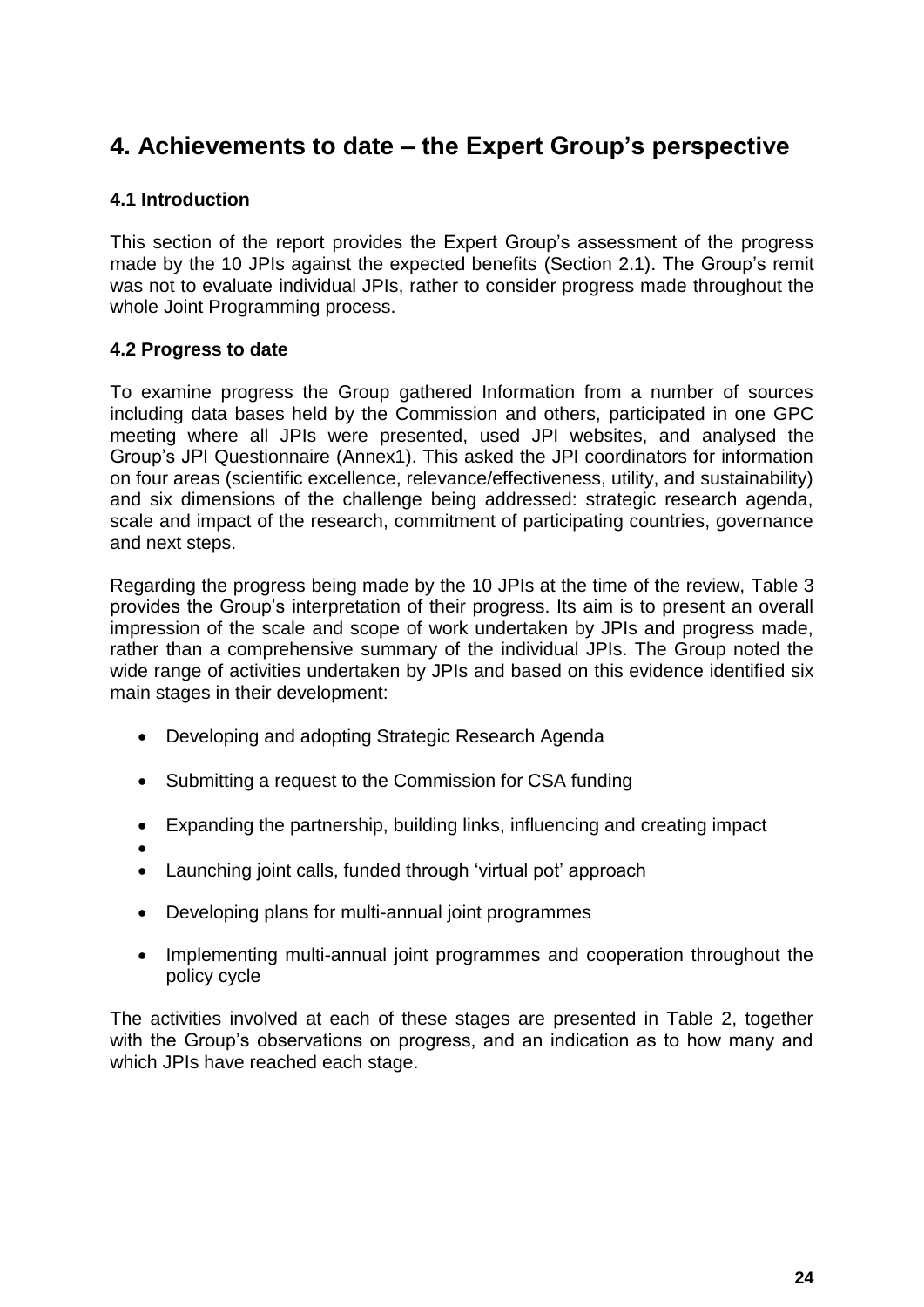# 4. Achievements to date – the Expert Group's perspective

### 4.1 Introduction

This section of the report provides the Expert Group's assessment of the progress made by the 10 JPIs against the expected benefits (Section 2.1). The Group's remit was not to evaluate individual JPIs, rather to consider progress made throughout the whole Joint Programming process.

### 4.2 Progress to date

To examine progress the Group gathered Information from a number of sources including data bases held by the Commission and others, participated in one GPC meeting where all JPIs were presented, used JPI websites, and analysed the Group's JPI Questionnaire (Annex1). This asked the JPI coordinators for information on four areas (scientific excellence, relevance/effectiveness, utility, and sustainability) and six dimensions of the challenge being addressed: strategic research agenda, scale and impact of the research, commitment of participating countries, governance and next steps.

Regarding the progress being made by the 10 JPIs at the time of the review, Table 3 provides the Group's interpretation of their progress. Its aim is to present an overall impression of the scale and scope of work undertaken by JPIs and progress made, rather than a comprehensive summary of the individual JPIs. The Group noted the wide range of activities undertaken by JPIs and based on this evidence identified six main stages in their development:

- Developing and adopting Strategic Research Agenda
- Submitting a request to the Commission for CSA funding
- Expanding the partnership, building links, influencing and creating impact
- 
- Launching joint calls, funded through 'virtual pot' approach
- Developing plans for multi-annual joint programmes
- Implementing multi-annual joint programmes and cooperation throughout the policy cycle

The activities involved at each of these stages are presented in Table 2, together with the Group's observations on progress, and an indication as to how many and which JPIs have reached each stage.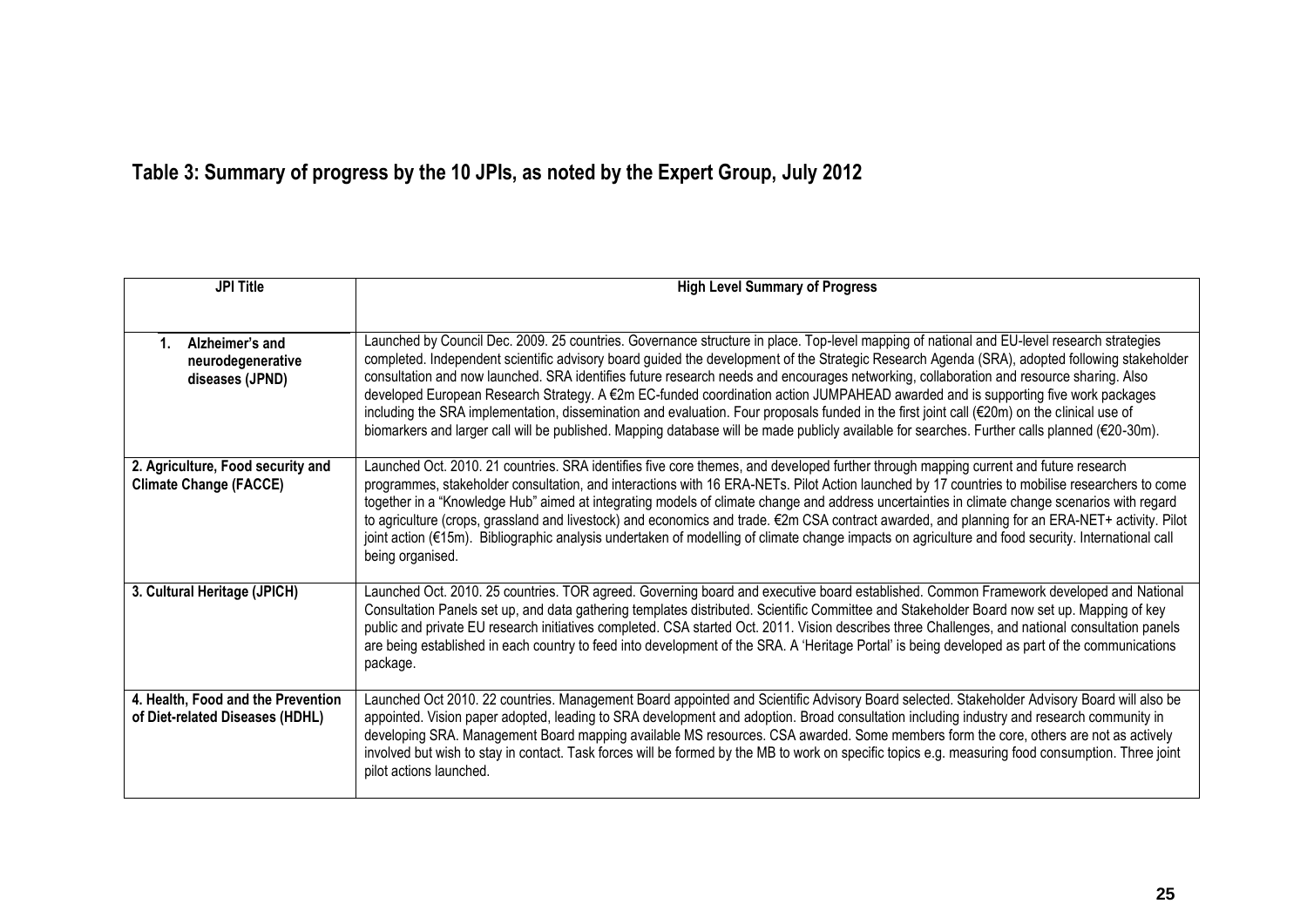## Table 3: Summary of progress by the 10 JPIs, as noted by the Expert Group, July 2012

| JPI Title | High Level Summary of Progress |
|---|---|
| 1. Alzheimer's and neurodegenerative diseases (JPND) | Launched by Council Dec. 2009. 25 countries. Governance structure in place. Top-level mapping of national and EU-level research strategies completed. Independent scientific advisory board guided the development of the Strategic Research Agenda (SRA), adopted following stakeholder consultation and now launched. SRA identifies future research needs and encourages networking, collaboration and resource sharing. Also developed European Research Strategy. A €2m EC-funded coordination action JUMPAHEAD awarded and is supporting five work packages including the SRA implementation, dissemination and evaluation. Four proposals funded in the first joint call (€20m) on the clinical use of biomarkers and larger call will be published. Mapping database will be made publicly available for searches. Further calls planned (€20-30m). |
| 2. Agriculture, Food security and Climate Change (FACCE) | Launched Oct. 2010. 21 countries. SRA identifies five core themes, and developed further through mapping current and future research programmes, stakeholder consultation, and interactions with 16 ERA-NETs. Pilot Action launched by 17 countries to mobilise researchers to come together in a "Knowledge Hub" aimed at integrating models of climate change and address uncertainties in climate change scenarios with regard to agriculture (crops, grassland and livestock) and economics and trade. €2m CSA contract awarded, and planning for an ERA-NET+ activity. Pilot joint action (€15m). Bibliographic analysis undertaken of modelling of climate change impacts on agriculture and food security. International call being organised. |
| 3. Cultural Heritage (JPICH) | Launched Oct. 2010. 25 countries. TOR agreed. Governing board and executive board established. Common Framework developed and National Consultation Panels set up, and data gathering templates distributed. Scientific Committee and Stakeholder Board now set up. Mapping of key public and private EU research initiatives completed. CSA started Oct. 2011. Vision describes three Challenges, and national consultation panels are being established in each country to feed into development of the SRA. A 'Heritage Portal' is being developed as part of the communications package. |
| 4. Health, Food and the Prevention of Diet-related Diseases (HDHL) | Launched Oct 2010. 22 countries. Management Board appointed and Scientific Advisory Board selected. Stakeholder Advisory Board will also be appointed. Vision paper adopted, leading to SRA development and adoption. Broad consultation including industry and research community in developing SRA. Management Board mapping available MS resources. CSA awarded. Some members form the core, others are not as actively involved but wish to stay in contact. Task forces will be formed by the MB to work on specific topics e.g. measuring food consumption. Three joint pilot actions launched. |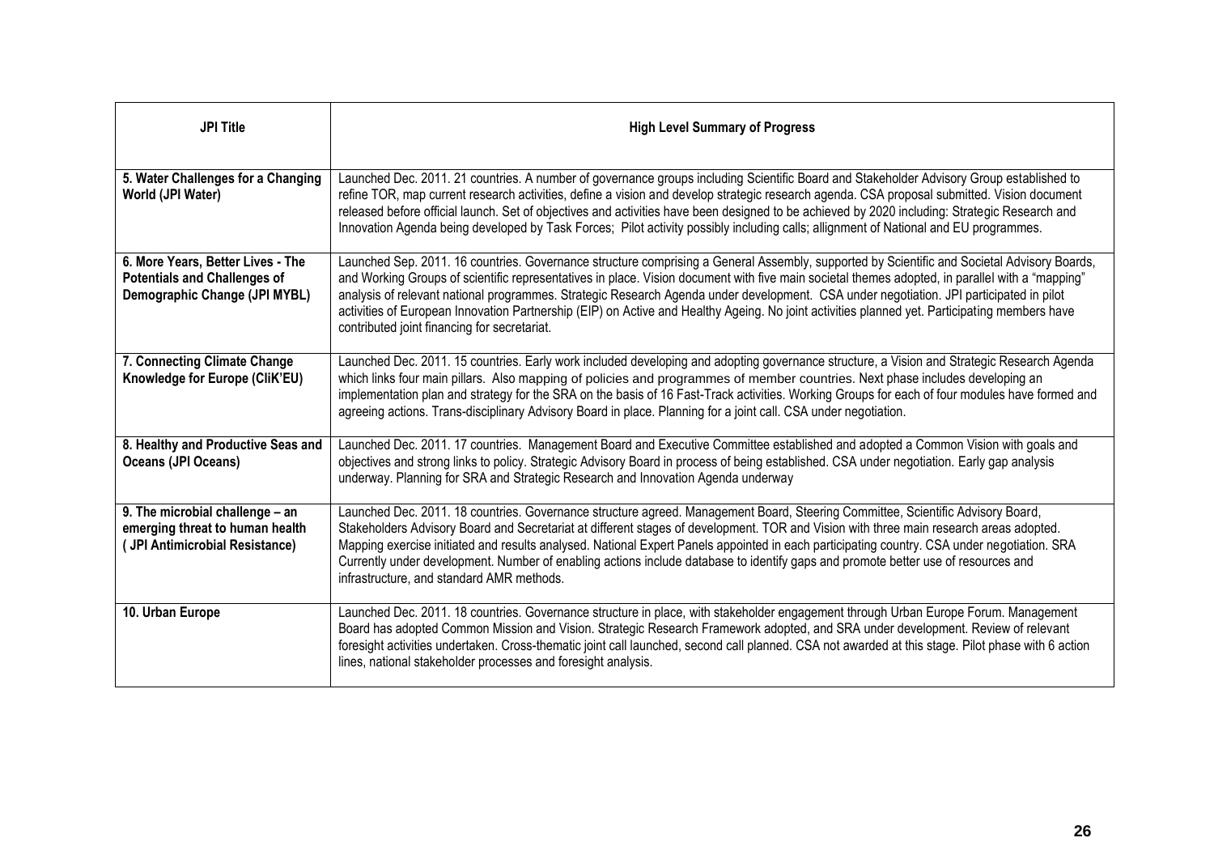| JPI Title | High Level Summary of Progress |
|---|---|
| **5. Water Challenges for a Changing World (JPI Water)** | Launched Dec. 2011. 21 countries. A number of governance groups including Scientific Board and Stakeholder Advisory Group established to refine TOR, map current research activities, define a vision and develop strategic research agenda. CSA proposal submitted. Vision document released before official launch. Set of objectives and activities have been designed to be achieved by 2020 including: Strategic Research and Innovation Agenda being developed by Task Forces; Pilot activity possibly including calls; allignment of National and EU programmes. |
| **6. More Years, Better Lives - The Potentials and Challenges of Demographic Change (JPI MYBL)** | Launched Sep. 2011. 16 countries. Governance structure comprising a General Assembly, supported by Scientific and Societal Advisory Boards, and Working Groups of scientific representatives in place. Vision document with five main societal themes adopted, in parallel with a "mapping" analysis of relevant national programmes. Strategic Research Agenda under development. CSA under negotiation. JPI participated in pilot activities of European Innovation Partnership (EIP) on Active and Healthy Ageing. No joint activities planned yet. Participating members have contributed joint financing for secretariat. |
| **7. Connecting Climate Change Knowledge for Europe (CliK'EU)** | Launched Dec. 2011. 15 countries. Early work included developing and adopting governance structure, a Vision and Strategic Research Agenda which links four main pillars. Also mapping of policies and programmes of member countries. Next phase includes developing an implementation plan and strategy for the SRA on the basis of 16 Fast-Track activities. Working Groups for each of four modules have formed and agreeing actions. Trans-disciplinary Advisory Board in place. Planning for a joint call. CSA under negotiation. |
| **8. Healthy and Productive Seas and Oceans (JPI Oceans)** | Launched Dec. 2011. 17 countries. Management Board and Executive Committee established and adopted a Common Vision with goals and objectives and strong links to policy. Strategic Advisory Board in process of being established. CSA under negotiation. Early gap analysis underway. Planning for SRA and Strategic Research and Innovation Agenda underway |
| **9. The microbial challenge – an emerging threat to human health ( JPI Antimicrobial Resistance)** | Launched Dec. 2011. 18 countries. Governance structure agreed. Management Board, Steering Committee, Scientific Advisory Board, Stakeholders Advisory Board and Secretariat at different stages of development. TOR and Vision with three main research areas adopted. Mapping exercise initiated and results analysed. National Expert Panels appointed in each participating country. CSA under negotiation. SRA Currently under development. Number of enabling actions include database to identify gaps and promote better use of resources and infrastructure, and standard AMR methods. |
| **10. Urban Europe** | Launched Dec. 2011. 18 countries. Governance structure in place, with stakeholder engagement through Urban Europe Forum. Management Board has adopted Common Mission and Vision. Strategic Research Framework adopted, and SRA under development. Review of relevant foresight activities undertaken. Cross-thematic joint call launched, second call planned. CSA not awarded at this stage. Pilot phase with 6 action lines, national stakeholder processes and foresight analysis. |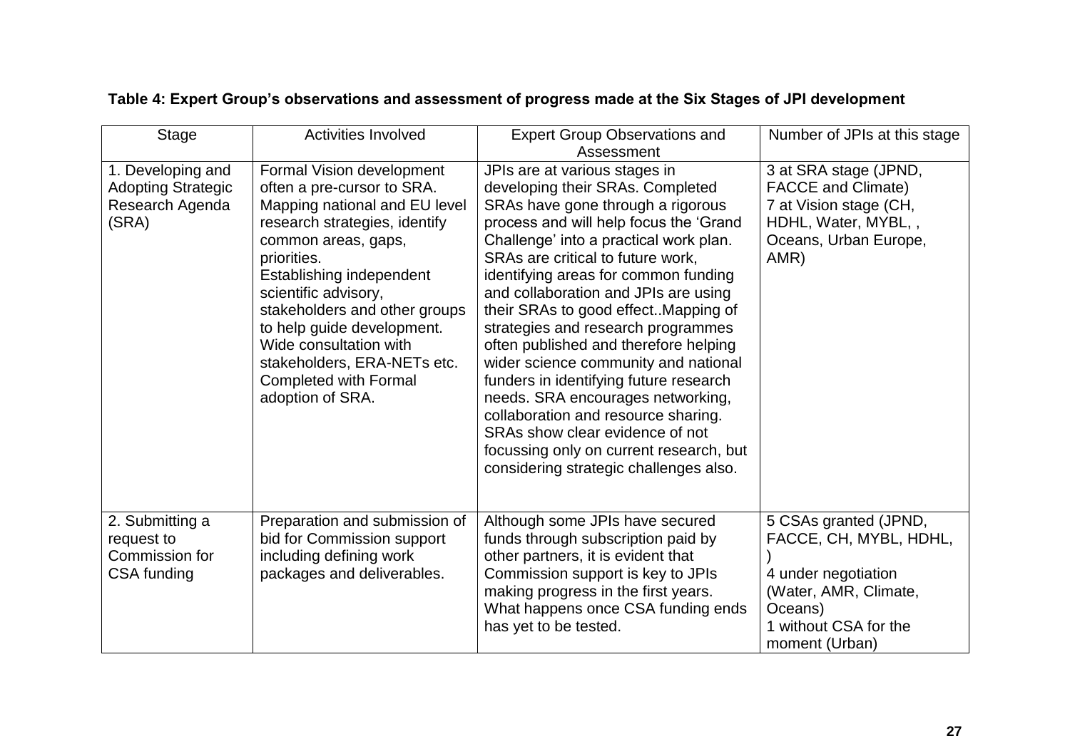**Table 4: Expert Group's observations and assessment of progress made at the Six Stages of JPI development**

| Stage | Activities Involved | Expert Group Observations and Assessment | Number of JPIs at this stage |
|---|---|---|---|
| 1. Developing and Adopting Strategic Research Agenda (SRA) | Formal Vision development often a pre-cursor to SRA. Mapping national and EU level research strategies, identify common areas, gaps, priorities. Establishing independent scientific advisory, stakeholders and other groups to help guide development. Wide consultation with stakeholders, ERA-NETs etc. Completed with Formal adoption of SRA. | JPIs are at various stages in developing their SRAs. Completed SRAs have gone through a rigorous process and will help focus the 'Grand Challenge' into a practical work plan. SRAs are critical to future work, identifying areas for common funding and collaboration and JPIs are using their SRAs to good effect..Mapping of strategies and research programmes often published and therefore helping wider science community and national funders in identifying future research needs. SRA encourages networking, collaboration and resource sharing. SRAs show clear evidence of not focussing only on current research, but considering strategic challenges also. | 3 at SRA stage (JPND, FACCE and Climate) 7 at Vision stage (CH, HDHL, Water, MYBL, , Oceans, Urban Europe, AMR) |
| 2. Submitting a request to Commission for CSA funding | Preparation and submission of bid for Commission support including defining work packages and deliverables. | Although some JPIs have secured funds through subscription paid by other partners, it is evident that Commission support is key to JPIs making progress in the first years. What happens once CSA funding ends has yet to be tested. | 5 CSAs granted (JPND, FACCE, CH, MYBL, HDHL, ) 4 under negotiation (Water, AMR, Climate, Oceans) 1 without CSA for the moment (Urban) |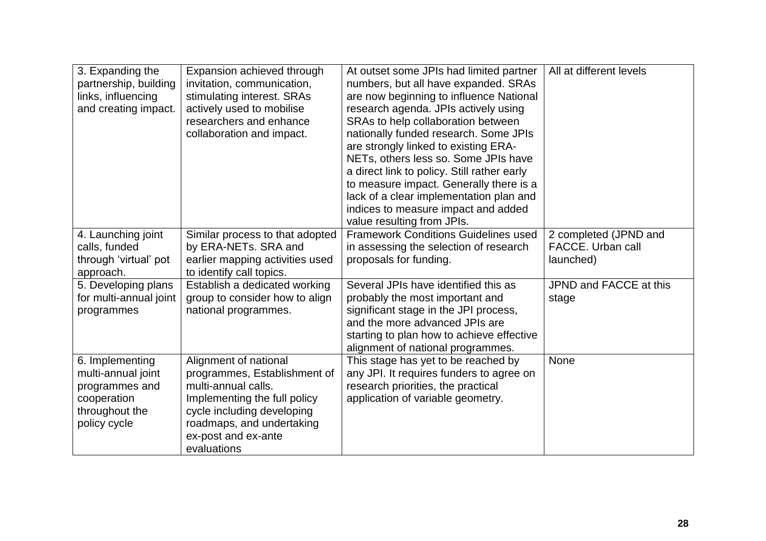| | | | |
|---|---|---|---|
| 3. Expanding the partnership, building links, influencing and creating impact. | Expansion achieved through invitation, communication, stimulating interest. SRAs actively used to mobilise researchers and enhance collaboration and impact. | At outset some JPIs had limited partner numbers, but all have expanded. SRAs are now beginning to influence National research agenda. JPIs actively using SRAs to help collaboration between nationally funded research. Some JPIs are strongly linked to existing ERA-NETs, others less so. Some JPIs have a direct link to policy. Still rather early to measure impact. Generally there is a lack of a clear implementation plan and indices to measure impact and added value resulting from JPIs. | All at different levels |
| 4. Launching joint calls, funded through 'virtual' pot approach. | Similar process to that adopted by ERA-NETs. SRA and earlier mapping activities used to identify call topics. | Framework Conditions Guidelines used in assessing the selection of research proposals for funding. | 2 completed (JPND and FACCE. Urban call launched) |
| 5. Developing plans for multi-annual joint programmes | Establish a dedicated working group to consider how to align national programmes. | Several JPIs have identified this as probably the most important and significant stage in the JPI process, and the more advanced JPIs are starting to plan how to achieve effective alignment of national programmes. | JPND and FACCE at this stage |
| 6. Implementing multi-annual joint programmes and cooperation throughout the policy cycle | Alignment of national programmes, Establishment of multi-annual calls. Implementing the full policy cycle including developing roadmaps, and undertaking ex-post and ex-ante evaluations | This stage has yet to be reached by any JPI. It requires funders to agree on research priorities, the practical application of variable geometry. | None |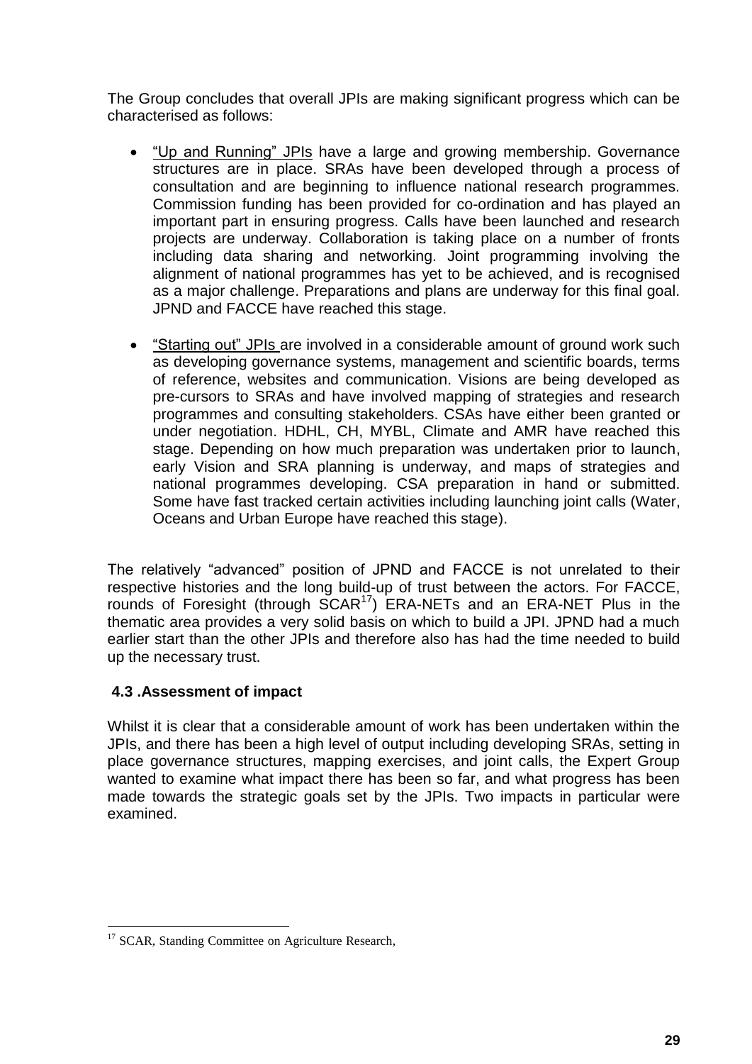The Group concludes that overall JPIs are making significant progress which can be characterised as follows:

- "Up and Running" JPIs have a large and growing membership. Governance structures are in place. SRAs have been developed through a process of consultation and are beginning to influence national research programmes. Commission funding has been provided for co-ordination and has played an important part in ensuring progress. Calls have been launched and research projects are underway. Collaboration is taking place on a number of fronts including data sharing and networking. Joint programming involving the alignment of national programmes has yet to be achieved, and is recognised as a major challenge. Preparations and plans are underway for this final goal. JPND and FACCE have reached this stage.

- "Starting out" JPIs are involved in a considerable amount of ground work such as developing governance systems, management and scientific boards, terms of reference, websites and communication. Visions are being developed as pre-cursors to SRAs and have involved mapping of strategies and research programmes and consulting stakeholders. CSAs have either been granted or under negotiation. HDHL, CH, MYBL, Climate and AMR have reached this stage. Depending on how much preparation was undertaken prior to launch, early Vision and SRA planning is underway, and maps of strategies and national programmes developing. CSA preparation in hand or submitted. Some have fast tracked certain activities including launching joint calls (Water, Oceans and Urban Europe have reached this stage).

The relatively "advanced" position of JPND and FACCE is not unrelated to their respective histories and the long build-up of trust between the actors. For FACCE, rounds of Foresight (through SCAR[17]) ERA-NETs and an ERA-NET Plus in the thematic area provides a very solid basis on which to build a JPI. JPND had a much earlier start than the other JPIs and therefore also has had the time needed to build up the necessary trust.

### 4.3 .Assessment of impact

Whilst it is clear that a considerable amount of work has been undertaken within the JPIs, and there has been a high level of output including developing SRAs, setting in place governance structures, mapping exercises, and joint calls, the Expert Group wanted to examine what impact there has been so far, and what progress has been made towards the strategic goals set by the JPIs. Two impacts in particular were examined.

---

[17] SCAR, Standing Committee on Agriculture Research,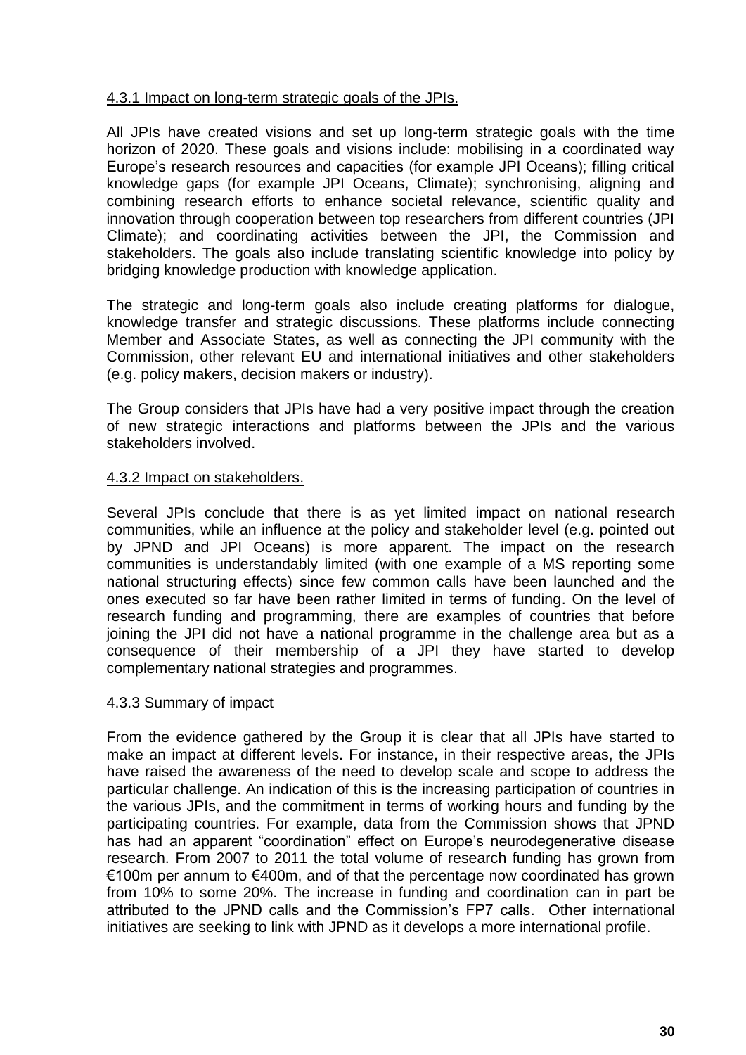#### 4.3.1 Impact on long-term strategic goals of the JPIs.

All JPIs have created visions and set up long-term strategic goals with the time horizon of 2020. These goals and visions include: mobilising in a coordinated way Europe's research resources and capacities (for example JPI Oceans); filling critical knowledge gaps (for example JPI Oceans, Climate); synchronising, aligning and combining research efforts to enhance societal relevance, scientific quality and innovation through cooperation between top researchers from different countries (JPI Climate); and coordinating activities between the JPI, the Commission and stakeholders. The goals also include translating scientific knowledge into policy by bridging knowledge production with knowledge application.

The strategic and long-term goals also include creating platforms for dialogue, knowledge transfer and strategic discussions. These platforms include connecting Member and Associate States, as well as connecting the JPI community with the Commission, other relevant EU and international initiatives and other stakeholders (e.g. policy makers, decision makers or industry).

The Group considers that JPIs have had a very positive impact through the creation of new strategic interactions and platforms between the JPIs and the various stakeholders involved.

#### 4.3.2 Impact on stakeholders.

Several JPIs conclude that there is as yet limited impact on national research communities, while an influence at the policy and stakeholder level (e.g. pointed out by JPND and JPI Oceans) is more apparent. The impact on the research communities is understandably limited (with one example of a MS reporting some national structuring effects) since few common calls have been launched and the ones executed so far have been rather limited in terms of funding. On the level of research funding and programming, there are examples of countries that before joining the JPI did not have a national programme in the challenge area but as a consequence of their membership of a JPI they have started to develop complementary national strategies and programmes.

#### 4.3.3 Summary of impact

From the evidence gathered by the Group it is clear that all JPIs have started to make an impact at different levels. For instance, in their respective areas, the JPIs have raised the awareness of the need to develop scale and scope to address the particular challenge. An indication of this is the increasing participation of countries in the various JPIs, and the commitment in terms of working hours and funding by the participating countries. For example, data from the Commission shows that JPND has had an apparent "coordination" effect on Europe's neurodegenerative disease research. From 2007 to 2011 the total volume of research funding has grown from €100m per annum to €400m, and of that the percentage now coordinated has grown from 10% to some 20%. The increase in funding and coordination can in part be attributed to the JPND calls and the Commission's FP7 calls. Other international initiatives are seeking to link with JPND as it develops a more international profile.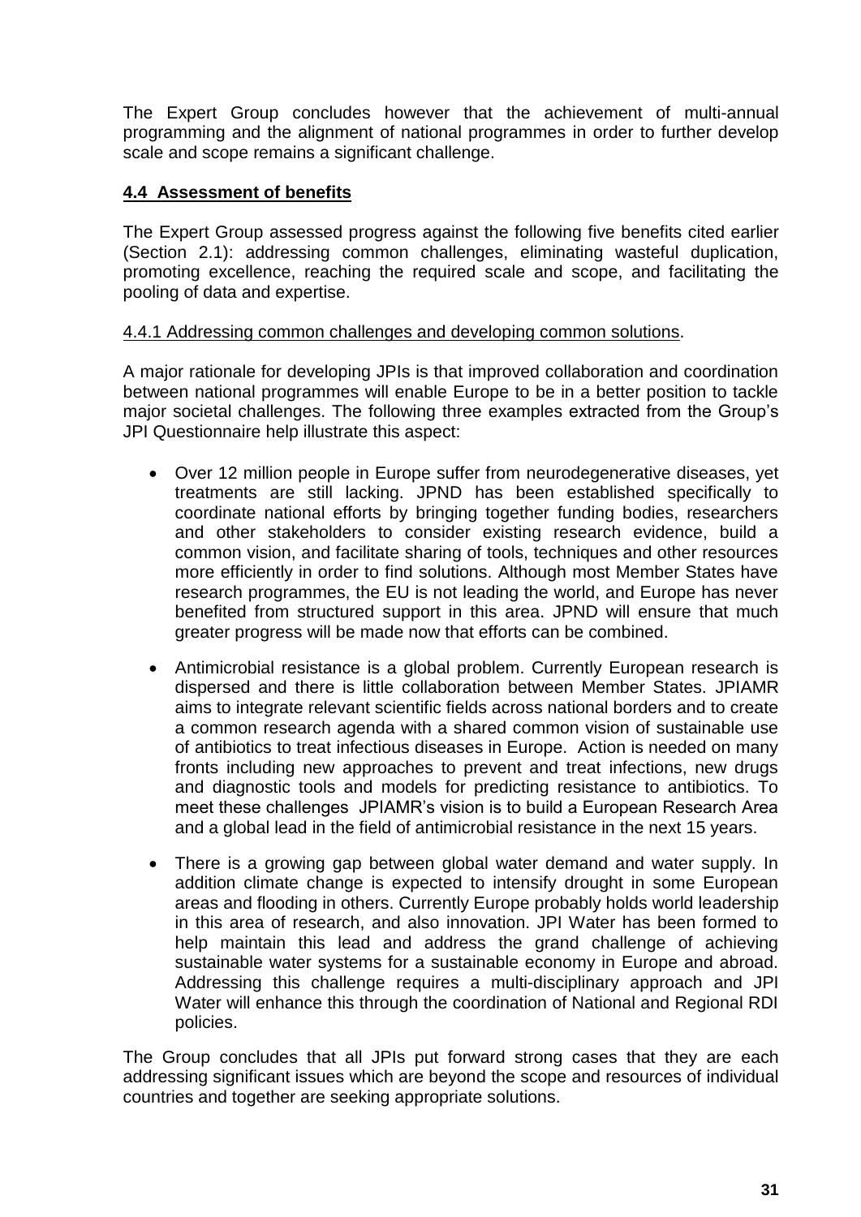The Expert Group concludes however that the achievement of multi-annual programming and the alignment of national programmes in order to further develop scale and scope remains a significant challenge.

## 4.4 Assessment of benefits

The Expert Group assessed progress against the following five benefits cited earlier (Section 2.1): addressing common challenges, eliminating wasteful duplication, promoting excellence, reaching the required scale and scope, and facilitating the pooling of data and expertise.

### 4.4.1 Addressing common challenges and developing common solutions.

A major rationale for developing JPIs is that improved collaboration and coordination between national programmes will enable Europe to be in a better position to tackle major societal challenges. The following three examples extracted from the Group's JPI Questionnaire help illustrate this aspect:

- Over 12 million people in Europe suffer from neurodegenerative diseases, yet treatments are still lacking. JPND has been established specifically to coordinate national efforts by bringing together funding bodies, researchers and other stakeholders to consider existing research evidence, build a common vision, and facilitate sharing of tools, techniques and other resources more efficiently in order to find solutions. Although most Member States have research programmes, the EU is not leading the world, and Europe has never benefited from structured support in this area. JPND will ensure that much greater progress will be made now that efforts can be combined.
- Antimicrobial resistance is a global problem. Currently European research is dispersed and there is little collaboration between Member States. JPIAMR aims to integrate relevant scientific fields across national borders and to create a common research agenda with a shared common vision of sustainable use of antibiotics to treat infectious diseases in Europe. Action is needed on many fronts including new approaches to prevent and treat infections, new drugs and diagnostic tools and models for predicting resistance to antibiotics. To meet these challenges JPIAMR's vision is to build a European Research Area and a global lead in the field of antimicrobial resistance in the next 15 years.
- There is a growing gap between global water demand and water supply. In addition climate change is expected to intensify drought in some European areas and flooding in others. Currently Europe probably holds world leadership in this area of research, and also innovation. JPI Water has been formed to help maintain this lead and address the grand challenge of achieving sustainable water systems for a sustainable economy in Europe and abroad. Addressing this challenge requires a multi-disciplinary approach and JPI Water will enhance this through the coordination of National and Regional RDI policies.

The Group concludes that all JPIs put forward strong cases that they are each addressing significant issues which are beyond the scope and resources of individual countries and together are seeking appropriate solutions.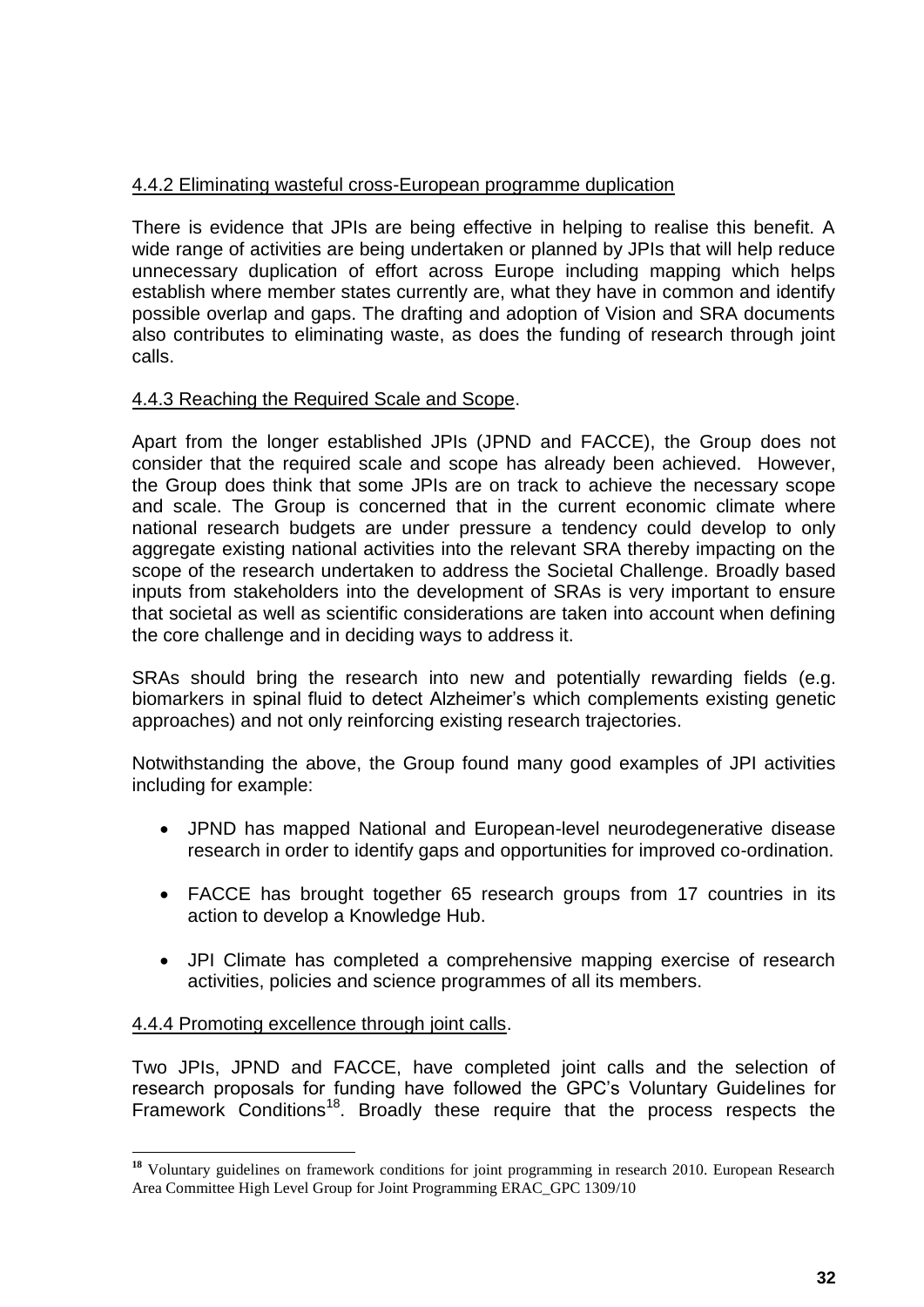4.4.2 Eliminating wasteful cross-European programme duplication

There is evidence that JPIs are being effective in helping to realise this benefit. A wide range of activities are being undertaken or planned by JPIs that will help reduce unnecessary duplication of effort across Europe including mapping which helps establish where member states currently are, what they have in common and identify possible overlap and gaps. The drafting and adoption of Vision and SRA documents also contributes to eliminating waste, as does the funding of research through joint calls.

4.4.3 Reaching the Required Scale and Scope.

Apart from the longer established JPIs (JPND and FACCE), the Group does not consider that the required scale and scope has already been achieved. However, the Group does think that some JPIs are on track to achieve the necessary scope and scale. The Group is concerned that in the current economic climate where national research budgets are under pressure a tendency could develop to only aggregate existing national activities into the relevant SRA thereby impacting on the scope of the research undertaken to address the Societal Challenge. Broadly based inputs from stakeholders into the development of SRAs is very important to ensure that societal as well as scientific considerations are taken into account when defining the core challenge and in deciding ways to address it.

SRAs should bring the research into new and potentially rewarding fields (e.g. biomarkers in spinal fluid to detect Alzheimer's which complements existing genetic approaches) and not only reinforcing existing research trajectories.

Notwithstanding the above, the Group found many good examples of JPI activities including for example:

- JPND has mapped National and European-level neurodegenerative disease research in order to identify gaps and opportunities for improved co-ordination.
- FACCE has brought together 65 research groups from 17 countries in its action to develop a Knowledge Hub.
- JPI Climate has completed a comprehensive mapping exercise of research activities, policies and science programmes of all its members.

4.4.4 Promoting excellence through joint calls.

Two JPIs, JPND and FACCE, have completed joint calls and the selection of research proposals for funding have followed the GPC's Voluntary Guidelines for Framework Conditions[18]. Broadly these require that the process respects the

[18] Voluntary guidelines on framework conditions for joint programming in research 2010. European Research Area Committee High Level Group for Joint Programming ERAC_GPC 1309/10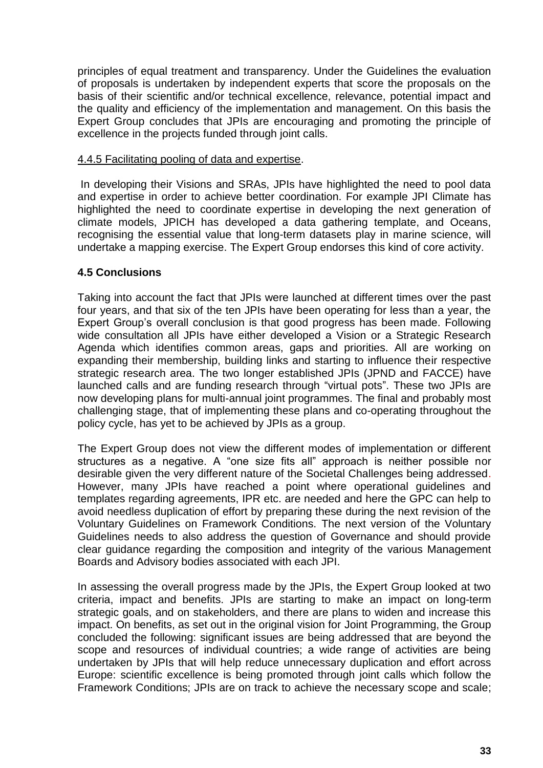principles of equal treatment and transparency. Under the Guidelines the evaluation of proposals is undertaken by independent experts that score the proposals on the basis of their scientific and/or technical excellence, relevance, potential impact and the quality and efficiency of the implementation and management. On this basis the Expert Group concludes that JPIs are encouraging and promoting the principle of excellence in the projects funded through joint calls.

4.4.5 Facilitating pooling of data and expertise.

In developing their Visions and SRAs, JPIs have highlighted the need to pool data and expertise in order to achieve better coordination. For example JPI Climate has highlighted the need to coordinate expertise in developing the next generation of climate models, JPICH has developed a data gathering template, and Oceans, recognising the essential value that long-term datasets play in marine science, will undertake a mapping exercise. The Expert Group endorses this kind of core activity.

### 4.5 Conclusions

Taking into account the fact that JPIs were launched at different times over the past four years, and that six of the ten JPIs have been operating for less than a year, the Expert Group's overall conclusion is that good progress has been made. Following wide consultation all JPIs have either developed a Vision or a Strategic Research Agenda which identifies common areas, gaps and priorities. All are working on expanding their membership, building links and starting to influence their respective strategic research area. The two longer established JPIs (JPND and FACCE) have launched calls and are funding research through "virtual pots". These two JPIs are now developing plans for multi-annual joint programmes. The final and probably most challenging stage, that of implementing these plans and co-operating throughout the policy cycle, has yet to be achieved by JPIs as a group.

The Expert Group does not view the different modes of implementation or different structures as a negative. A "one size fits all" approach is neither possible nor desirable given the very different nature of the Societal Challenges being addressed. However, many JPIs have reached a point where operational guidelines and templates regarding agreements, IPR etc. are needed and here the GPC can help to avoid needless duplication of effort by preparing these during the next revision of the Voluntary Guidelines on Framework Conditions. The next version of the Voluntary Guidelines needs to also address the question of Governance and should provide clear guidance regarding the composition and integrity of the various Management Boards and Advisory bodies associated with each JPI.

In assessing the overall progress made by the JPIs, the Expert Group looked at two criteria, impact and benefits. JPIs are starting to make an impact on long-term strategic goals, and on stakeholders, and there are plans to widen and increase this impact. On benefits, as set out in the original vision for Joint Programming, the Group concluded the following: significant issues are being addressed that are beyond the scope and resources of individual countries; a wide range of activities are being undertaken by JPIs that will help reduce unnecessary duplication and effort across Europe: scientific excellence is being promoted through joint calls which follow the Framework Conditions; JPIs are on track to achieve the necessary scope and scale;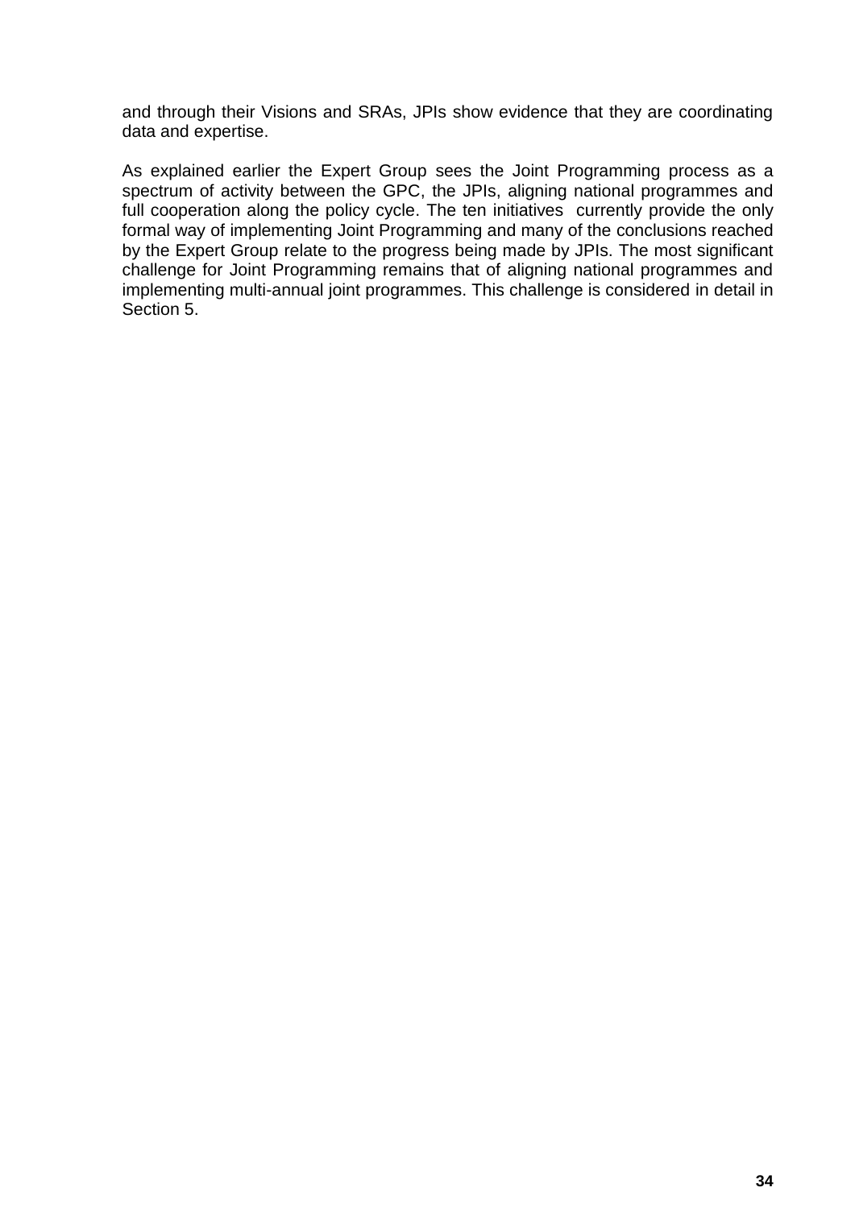and through their Visions and SRAs, JPIs show evidence that they are coordinating data and expertise.

As explained earlier the Expert Group sees the Joint Programming process as a spectrum of activity between the GPC, the JPIs, aligning national programmes and full cooperation along the policy cycle. The ten initiatives currently provide the only formal way of implementing Joint Programming and many of the conclusions reached by the Expert Group relate to the progress being made by JPIs. The most significant challenge for Joint Programming remains that of aligning national programmes and implementing multi-annual joint programmes. This challenge is considered in detail in Section 5.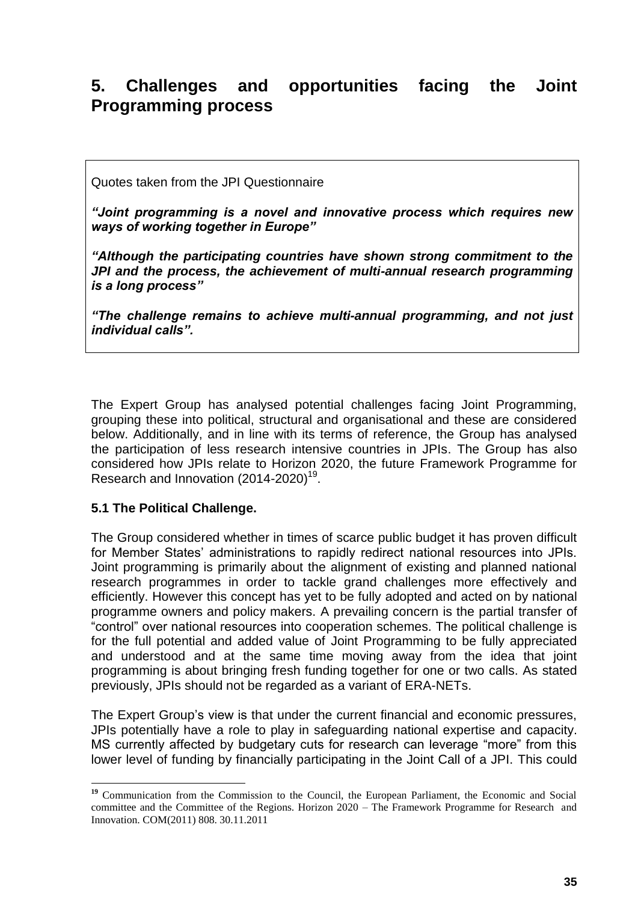# 5. Challenges and opportunities facing the Joint Programming process

Quotes taken from the JPI Questionnaire

***"Joint programming is a novel and innovative process which requires new ways of working together in Europe"***

***"Although the participating countries have shown strong commitment to the JPI and the process, the achievement of multi-annual research programming is a long process"***

***"The challenge remains to achieve multi-annual programming, and not just individual calls".***

The Expert Group has analysed potential challenges facing Joint Programming, grouping these into political, structural and organisational and these are considered below. Additionally, and in line with its terms of reference, the Group has analysed the participation of less research intensive countries in JPIs. The Group has also considered how JPIs relate to Horizon 2020, the future Framework Programme for Research and Innovation (2014-2020)[19].

### 5.1 The Political Challenge.

The Group considered whether in times of scarce public budget it has proven difficult for Member States' administrations to rapidly redirect national resources into JPIs. Joint programming is primarily about the alignment of existing and planned national research programmes in order to tackle grand challenges more effectively and efficiently. However this concept has yet to be fully adopted and acted on by national programme owners and policy makers. A prevailing concern is the partial transfer of "control" over national resources into cooperation schemes. The political challenge is for the full potential and added value of Joint Programming to be fully appreciated and understood and at the same time moving away from the idea that joint programming is about bringing fresh funding together for one or two calls. As stated previously, JPIs should not be regarded as a variant of ERA-NETs.

The Expert Group's view is that under the current financial and economic pressures, JPIs potentially have a role to play in safeguarding national expertise and capacity. MS currently affected by budgetary cuts for research can leverage "more" from this lower level of funding by financially participating in the Joint Call of a JPI. This could

[19] Communication from the Commission to the Council, the European Parliament, the Economic and Social committee and the Committee of the Regions. Horizon 2020 – The Framework Programme for Research and Innovation. COM(2011) 808. 30.11.2011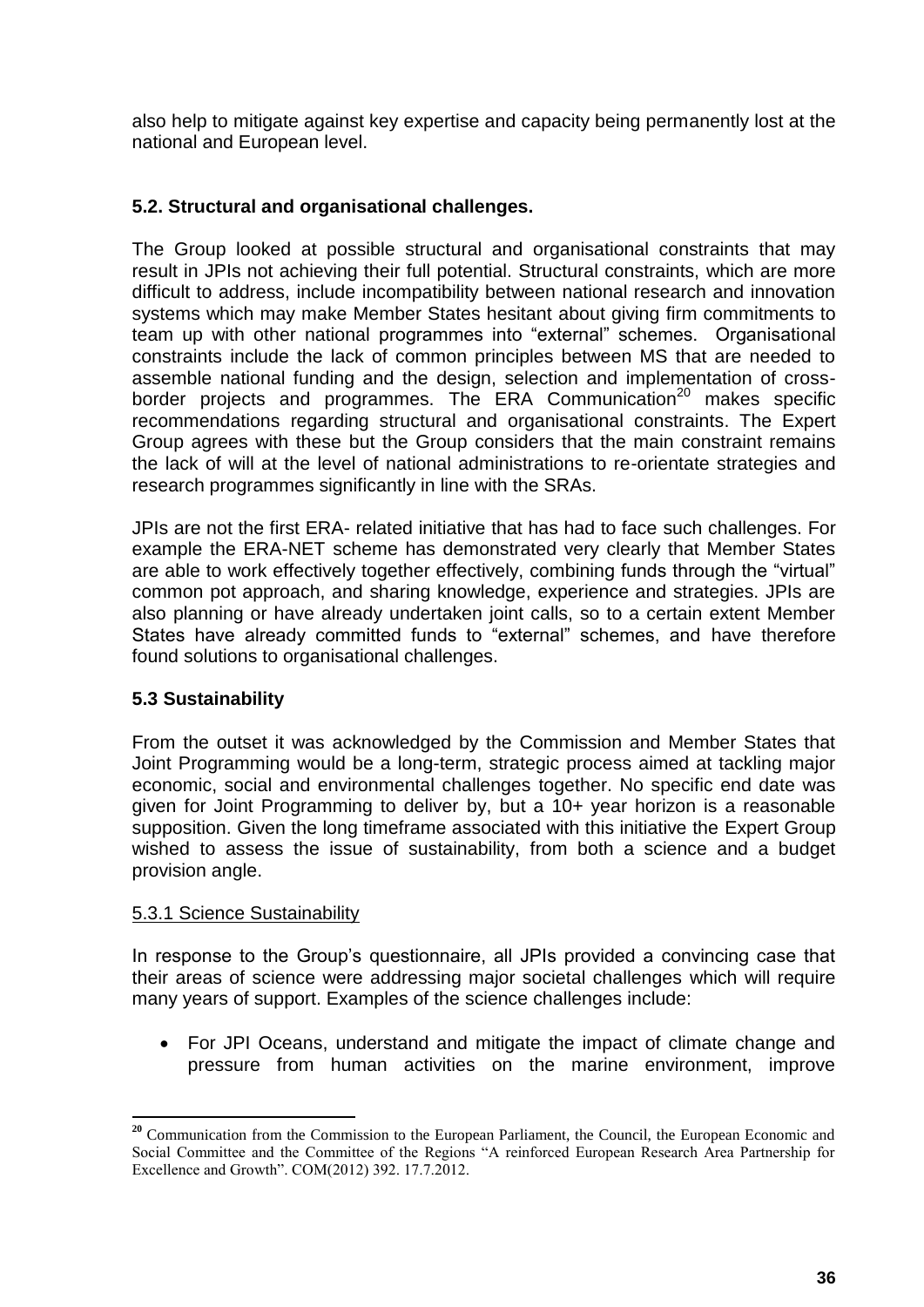also help to mitigate against key expertise and capacity being permanently lost at the national and European level.

### 5.2. Structural and organisational challenges.

The Group looked at possible structural and organisational constraints that may result in JPIs not achieving their full potential. Structural constraints, which are more difficult to address, include incompatibility between national research and innovation systems which may make Member States hesitant about giving firm commitments to team up with other national programmes into "external" schemes. Organisational constraints include the lack of common principles between MS that are needed to assemble national funding and the design, selection and implementation of cross-border projects and programmes. The ERA Communication[20] makes specific recommendations regarding structural and organisational constraints. The Expert Group agrees with these but the Group considers that the main constraint remains the lack of will at the level of national administrations to re-orientate strategies and research programmes significantly in line with the SRAs.

JPIs are not the first ERA- related initiative that has had to face such challenges. For example the ERA-NET scheme has demonstrated very clearly that Member States are able to work effectively together effectively, combining funds through the "virtual" common pot approach, and sharing knowledge, experience and strategies. JPIs are also planning or have already undertaken joint calls, so to a certain extent Member States have already committed funds to "external" schemes, and have therefore found solutions to organisational challenges.

### 5.3 Sustainability

From the outset it was acknowledged by the Commission and Member States that Joint Programming would be a long-term, strategic process aimed at tackling major economic, social and environmental challenges together. No specific end date was given for Joint Programming to deliver by, but a 10+ year horizon is a reasonable supposition. Given the long timeframe associated with this initiative the Expert Group wished to assess the issue of sustainability, from both a science and a budget provision angle.

#### 5.3.1 Science Sustainability

In response to the Group's questionnaire, all JPIs provided a convincing case that their areas of science were addressing major societal challenges which will require many years of support. Examples of the science challenges include:

- For JPI Oceans, understand and mitigate the impact of climate change and pressure from human activities on the marine environment, improve

---

[20] Communication from the Commission to the European Parliament, the Council, the European Economic and Social Committee and the Committee of the Regions "A reinforced European Research Area Partnership for Excellence and Growth". COM(2012) 392. 17.7.2012.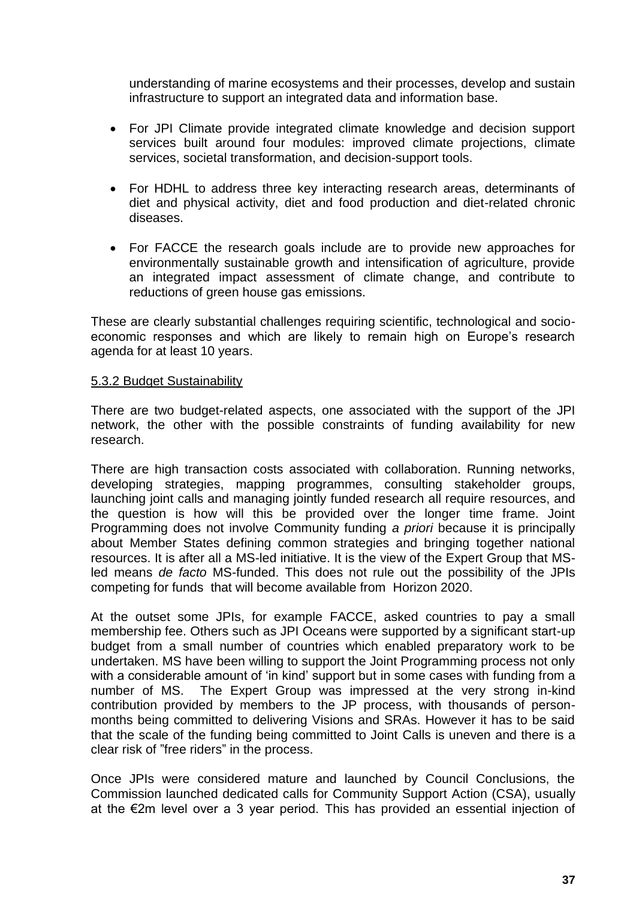understanding of marine ecosystems and their processes, develop and sustain infrastructure to support an integrated data and information base.

- For JPI Climate provide integrated climate knowledge and decision support services built around four modules: improved climate projections, climate services, societal transformation, and decision-support tools.
- For HDHL to address three key interacting research areas, determinants of diet and physical activity, diet and food production and diet-related chronic diseases.
- For FACCE the research goals include are to provide new approaches for environmentally sustainable growth and intensification of agriculture, provide an integrated impact assessment of climate change, and contribute to reductions of green house gas emissions.

These are clearly substantial challenges requiring scientific, technological and socio-economic responses and which are likely to remain high on Europe's research agenda for at least 10 years.

5.3.2 Budget Sustainability

There are two budget-related aspects, one associated with the support of the JPI network, the other with the possible constraints of funding availability for new research.

There are high transaction costs associated with collaboration. Running networks, developing strategies, mapping programmes, consulting stakeholder groups, launching joint calls and managing jointly funded research all require resources, and the question is how will this be provided over the longer time frame. Joint Programming does not involve Community funding *a priori* because it is principally about Member States defining common strategies and bringing together national resources. It is after all a MS-led initiative. It is the view of the Expert Group that MS-led means *de facto* MS-funded. This does not rule out the possibility of the JPIs competing for funds that will become available from Horizon 2020.

At the outset some JPIs, for example FACCE, asked countries to pay a small membership fee. Others such as JPI Oceans were supported by a significant start-up budget from a small number of countries which enabled preparatory work to be undertaken. MS have been willing to support the Joint Programming process not only with a considerable amount of 'in kind' support but in some cases with funding from a number of MS. The Expert Group was impressed at the very strong in-kind contribution provided by members to the JP process, with thousands of person-months being committed to delivering Visions and SRAs. However it has to be said that the scale of the funding being committed to Joint Calls is uneven and there is a clear risk of "free riders" in the process.

Once JPIs were considered mature and launched by Council Conclusions, the Commission launched dedicated calls for Community Support Action (CSA), usually at the €2m level over a 3 year period. This has provided an essential injection of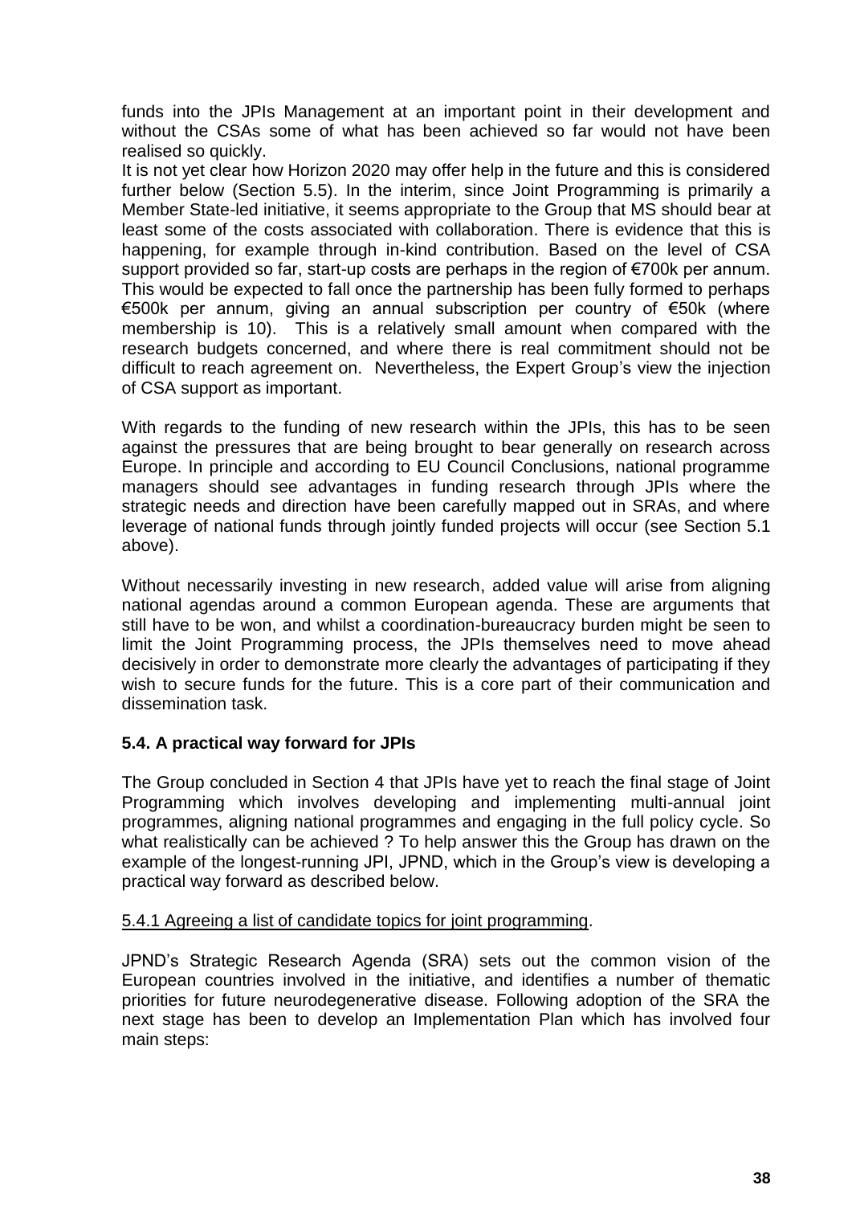funds into the JPIs Management at an important point in their development and without the CSAs some of what has been achieved so far would not have been realised so quickly.

It is not yet clear how Horizon 2020 may offer help in the future and this is considered further below (Section 5.5). In the interim, since Joint Programming is primarily a Member State-led initiative, it seems appropriate to the Group that MS should bear at least some of the costs associated with collaboration. There is evidence that this is happening, for example through in-kind contribution. Based on the level of CSA support provided so far, start-up costs are perhaps in the region of €700k per annum. This would be expected to fall once the partnership has been fully formed to perhaps €500k per annum, giving an annual subscription per country of €50k (where membership is 10). This is a relatively small amount when compared with the research budgets concerned, and where there is real commitment should not be difficult to reach agreement on. Nevertheless, the Expert Group's view the injection of CSA support as important.

With regards to the funding of new research within the JPIs, this has to be seen against the pressures that are being brought to bear generally on research across Europe. In principle and according to EU Council Conclusions, national programme managers should see advantages in funding research through JPIs where the strategic needs and direction have been carefully mapped out in SRAs, and where leverage of national funds through jointly funded projects will occur (see Section 5.1 above).

Without necessarily investing in new research, added value will arise from aligning national agendas around a common European agenda. These are arguments that still have to be won, and whilst a coordination-bureaucracy burden might be seen to limit the Joint Programming process, the JPIs themselves need to move ahead decisively in order to demonstrate more clearly the advantages of participating if they wish to secure funds for the future. This is a core part of their communication and dissemination task.

### 5.4. A practical way forward for JPIs

The Group concluded in Section 4 that JPIs have yet to reach the final stage of Joint Programming which involves developing and implementing multi-annual joint programmes, aligning national programmes and engaging in the full policy cycle. So what realistically can be achieved ? To help answer this the Group has drawn on the example of the longest-running JPI, JPND, which in the Group's view is developing a practical way forward as described below.

#### 5.4.1 Agreeing a list of candidate topics for joint programming.

JPND's Strategic Research Agenda (SRA) sets out the common vision of the European countries involved in the initiative, and identifies a number of thematic priorities for future neurodegenerative disease. Following adoption of the SRA the next stage has been to develop an Implementation Plan which has involved four main steps: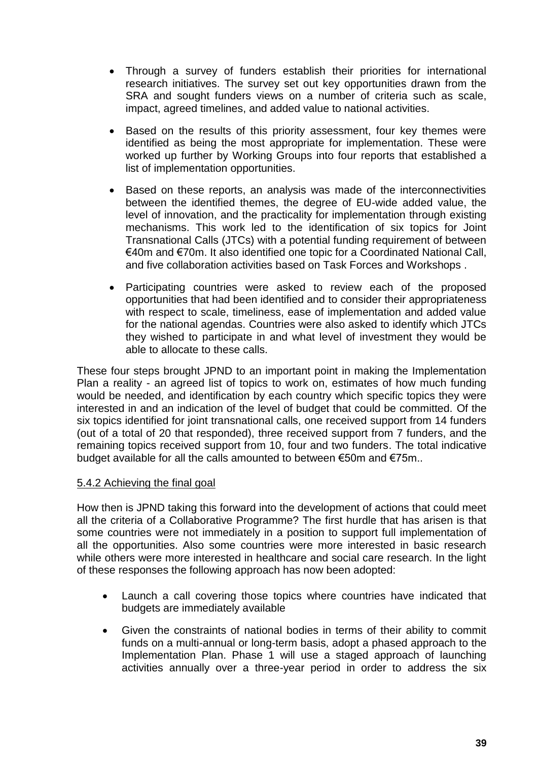- Through a survey of funders establish their priorities for international research initiatives. The survey set out key opportunities drawn from the SRA and sought funders views on a number of criteria such as scale, impact, agreed timelines, and added value to national activities.

- Based on the results of this priority assessment, four key themes were identified as being the most appropriate for implementation. These were worked up further by Working Groups into four reports that established a list of implementation opportunities.

- Based on these reports, an analysis was made of the interconnectivities between the identified themes, the degree of EU-wide added value, the level of innovation, and the practicality for implementation through existing mechanisms. This work led to the identification of six topics for Joint Transnational Calls (JTCs) with a potential funding requirement of between €40m and €70m. It also identified one topic for a Coordinated National Call, and five collaboration activities based on Task Forces and Workshops .

- Participating countries were asked to review each of the proposed opportunities that had been identified and to consider their appropriateness with respect to scale, timeliness, ease of implementation and added value for the national agendas. Countries were also asked to identify which JTCs they wished to participate in and what level of investment they would be able to allocate to these calls.

These four steps brought JPND to an important point in making the Implementation Plan a reality - an agreed list of topics to work on, estimates of how much funding would be needed, and identification by each country which specific topics they were interested in and an indication of the level of budget that could be committed. Of the six topics identified for joint transnational calls, one received support from 14 funders (out of a total of 20 that responded), three received support from 7 funders, and the remaining topics received support from 10, four and two funders. The total indicative budget available for all the calls amounted to between €50m and €75m..

5.4.2 Achieving the final goal

How then is JPND taking this forward into the development of actions that could meet all the criteria of a Collaborative Programme? The first hurdle that has arisen is that some countries were not immediately in a position to support full implementation of all the opportunities. Also some countries were more interested in basic research while others were more interested in healthcare and social care research. In the light of these responses the following approach has now been adopted:

- Launch a call covering those topics where countries have indicated that budgets are immediately available

- Given the constraints of national bodies in terms of their ability to commit funds on a multi-annual or long-term basis, adopt a phased approach to the Implementation Plan. Phase 1 will use a staged approach of launching activities annually over a three-year period in order to address the six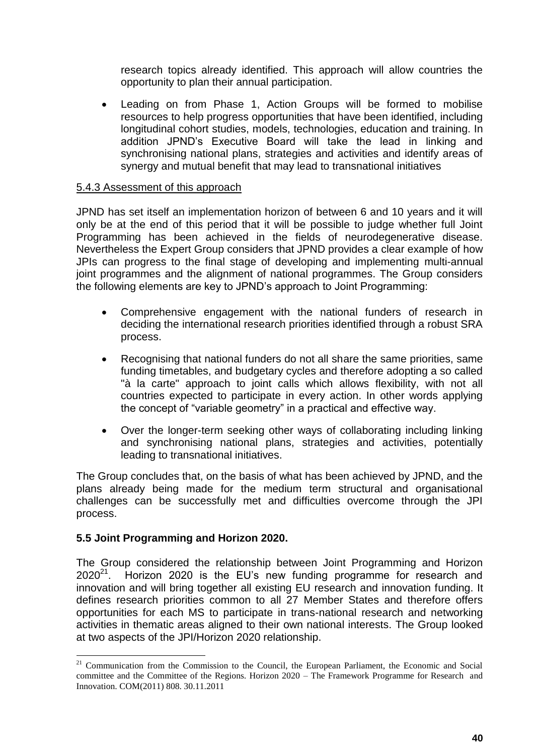research topics already identified. This approach will allow countries the opportunity to plan their annual participation.

- Leading on from Phase 1, Action Groups will be formed to mobilise resources to help progress opportunities that have been identified, including longitudinal cohort studies, models, technologies, education and training. In addition JPND's Executive Board will take the lead in linking and synchronising national plans, strategies and activities and identify areas of synergy and mutual benefit that may lead to transnational initiatives

5.4.3 Assessment of this approach

JPND has set itself an implementation horizon of between 6 and 10 years and it will only be at the end of this period that it will be possible to judge whether full Joint Programming has been achieved in the fields of neurodegenerative disease. Nevertheless the Expert Group considers that JPND provides a clear example of how JPIs can progress to the final stage of developing and implementing multi-annual joint programmes and the alignment of national programmes. The Group considers the following elements are key to JPND's approach to Joint Programming:

- Comprehensive engagement with the national funders of research in deciding the international research priorities identified through a robust SRA process.
- Recognising that national funders do not all share the same priorities, same funding timetables, and budgetary cycles and therefore adopting a so called "à la carte" approach to joint calls which allows flexibility, with not all countries expected to participate in every action. In other words applying the concept of "variable geometry" in a practical and effective way.
- Over the longer-term seeking other ways of collaborating including linking and synchronising national plans, strategies and activities, potentially leading to transnational initiatives.

The Group concludes that, on the basis of what has been achieved by JPND, and the plans already being made for the medium term structural and organisational challenges can be successfully met and difficulties overcome through the JPI process.

### 5.5 Joint Programming and Horizon 2020.

The Group considered the relationship between Joint Programming and Horizon 2020[21]. Horizon 2020 is the EU's new funding programme for research and innovation and will bring together all existing EU research and innovation funding. It defines research priorities common to all 27 Member States and therefore offers opportunities for each MS to participate in trans-national research and networking activities in thematic areas aligned to their own national interests. The Group looked at two aspects of the JPI/Horizon 2020 relationship.

---

[21] Communication from the Commission to the Council, the European Parliament, the Economic and Social committee and the Committee of the Regions. Horizon 2020 – The Framework Programme for Research and Innovation. COM(2011) 808. 30.11.2011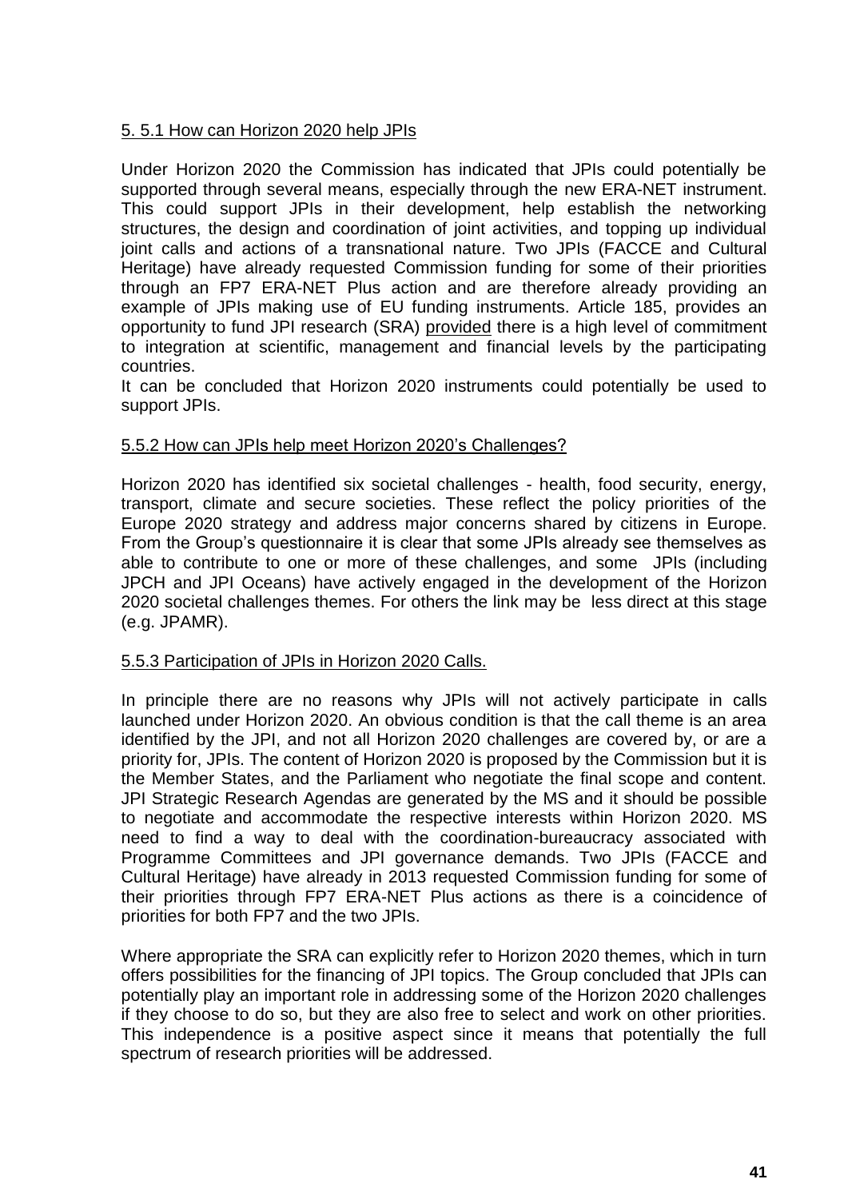### 5. 5.1 How can Horizon 2020 help JPIs

Under Horizon 2020 the Commission has indicated that JPIs could potentially be supported through several means, especially through the new ERA-NET instrument. This could support JPIs in their development, help establish the networking structures, the design and coordination of joint activities, and topping up individual joint calls and actions of a transnational nature. Two JPIs (FACCE and Cultural Heritage) have already requested Commission funding for some of their priorities through an FP7 ERA-NET Plus action and are therefore already providing an example of JPIs making use of EU funding instruments. Article 185, provides an opportunity to fund JPI research (SRA) provided there is a high level of commitment to integration at scientific, management and financial levels by the participating countries.

It can be concluded that Horizon 2020 instruments could potentially be used to support JPIs.

### 5.5.2 How can JPIs help meet Horizon 2020's Challenges?

Horizon 2020 has identified six societal challenges - health, food security, energy, transport, climate and secure societies. These reflect the policy priorities of the Europe 2020 strategy and address major concerns shared by citizens in Europe. From the Group's questionnaire it is clear that some JPIs already see themselves as able to contribute to one or more of these challenges, and some JPIs (including JPCH and JPI Oceans) have actively engaged in the development of the Horizon 2020 societal challenges themes. For others the link may be less direct at this stage (e.g. JPAMR).

### 5.5.3 Participation of JPIs in Horizon 2020 Calls.

In principle there are no reasons why JPIs will not actively participate in calls launched under Horizon 2020. An obvious condition is that the call theme is an area identified by the JPI, and not all Horizon 2020 challenges are covered by, or are a priority for, JPIs. The content of Horizon 2020 is proposed by the Commission but it is the Member States, and the Parliament who negotiate the final scope and content. JPI Strategic Research Agendas are generated by the MS and it should be possible to negotiate and accommodate the respective interests within Horizon 2020. MS need to find a way to deal with the coordination-bureaucracy associated with Programme Committees and JPI governance demands. Two JPIs (FACCE and Cultural Heritage) have already in 2013 requested Commission funding for some of their priorities through FP7 ERA-NET Plus actions as there is a coincidence of priorities for both FP7 and the two JPIs.

Where appropriate the SRA can explicitly refer to Horizon 2020 themes, which in turn offers possibilities for the financing of JPI topics. The Group concluded that JPIs can potentially play an important role in addressing some of the Horizon 2020 challenges if they choose to do so, but they are also free to select and work on other priorities. This independence is a positive aspect since it means that potentially the full spectrum of research priorities will be addressed.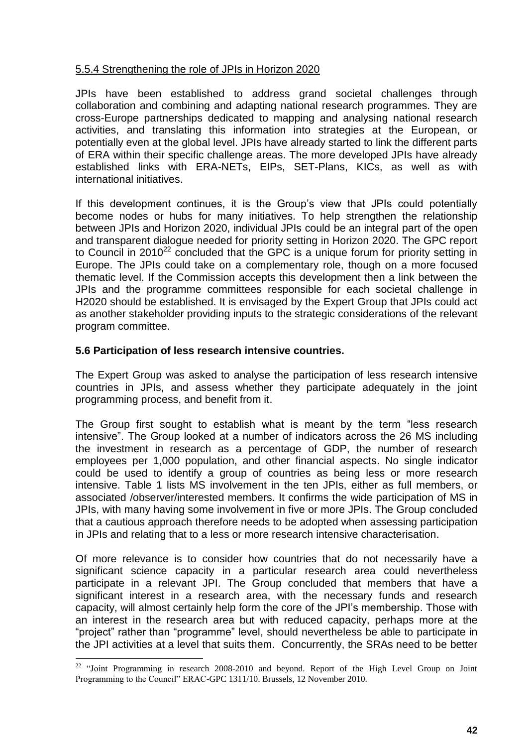#### 5.5.4 Strengthening the role of JPIs in Horizon 2020

JPIs have been established to address grand societal challenges through collaboration and combining and adapting national research programmes. They are cross-Europe partnerships dedicated to mapping and analysing national research activities, and translating this information into strategies at the European, or potentially even at the global level. JPIs have already started to link the different parts of ERA within their specific challenge areas. The more developed JPIs have already established links with ERA-NETs, EIPs, SET-Plans, KICs, as well as with international initiatives.

If this development continues, it is the Group's view that JPIs could potentially become nodes or hubs for many initiatives. To help strengthen the relationship between JPIs and Horizon 2020, individual JPIs could be an integral part of the open and transparent dialogue needed for priority setting in Horizon 2020. The GPC report to Council in 2010[22] concluded that the GPC is a unique forum for priority setting in Europe. The JPIs could take on a complementary role, though on a more focused thematic level. If the Commission accepts this development then a link between the JPIs and the programme committees responsible for each societal challenge in H2020 should be established. It is envisaged by the Expert Group that JPIs could act as another stakeholder providing inputs to the strategic considerations of the relevant program committee.

### 5.6 Participation of less research intensive countries.

The Expert Group was asked to analyse the participation of less research intensive countries in JPIs, and assess whether they participate adequately in the joint programming process, and benefit from it.

The Group first sought to establish what is meant by the term "less research intensive". The Group looked at a number of indicators across the 26 MS including the investment in research as a percentage of GDP, the number of research employees per 1,000 population, and other financial aspects. No single indicator could be used to identify a group of countries as being less or more research intensive. Table 1 lists MS involvement in the ten JPIs, either as full members, or associated /observer/interested members. It confirms the wide participation of MS in JPIs, with many having some involvement in five or more JPIs. The Group concluded that a cautious approach therefore needs to be adopted when assessing participation in JPIs and relating that to a less or more research intensive characterisation.

Of more relevance is to consider how countries that do not necessarily have a significant science capacity in a particular research area could nevertheless participate in a relevant JPI. The Group concluded that members that have a significant interest in a research area, with the necessary funds and research capacity, will almost certainly help form the core of the JPI's membership. Those with an interest in the research area but with reduced capacity, perhaps more at the "project" rather than "programme" level, should nevertheless be able to participate in the JPI activities at a level that suits them. Concurrently, the SRAs need to be better

---

[22] "Joint Programming in research 2008-2010 and beyond. Report of the High Level Group on Joint Programming to the Council" ERAC-GPC 1311/10. Brussels, 12 November 2010.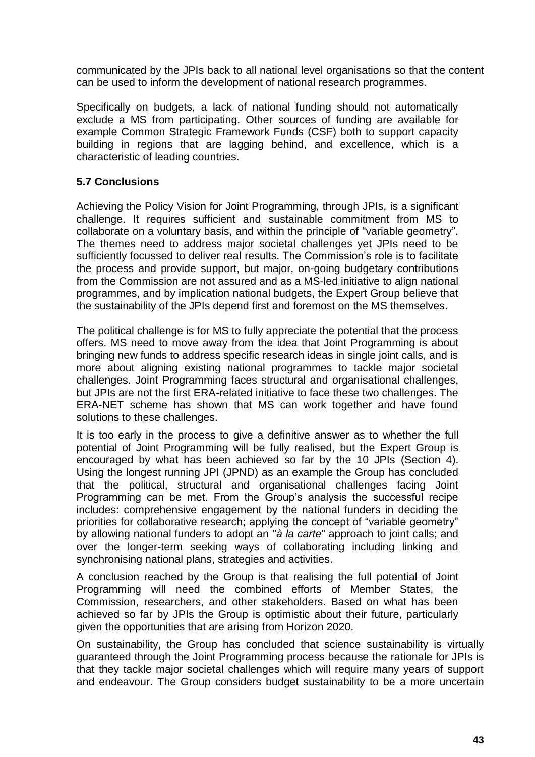communicated by the JPIs back to all national level organisations so that the content can be used to inform the development of national research programmes.

Specifically on budgets, a lack of national funding should not automatically exclude a MS from participating. Other sources of funding are available for example Common Strategic Framework Funds (CSF) both to support capacity building in regions that are lagging behind, and excellence, which is a characteristic of leading countries.

### 5.7 Conclusions

Achieving the Policy Vision for Joint Programming, through JPIs, is a significant challenge. It requires sufficient and sustainable commitment from MS to collaborate on a voluntary basis, and within the principle of "variable geometry". The themes need to address major societal challenges yet JPIs need to be sufficiently focussed to deliver real results. The Commission's role is to facilitate the process and provide support, but major, on-going budgetary contributions from the Commission are not assured and as a MS-led initiative to align national programmes, and by implication national budgets, the Expert Group believe that the sustainability of the JPIs depend first and foremost on the MS themselves.

The political challenge is for MS to fully appreciate the potential that the process offers. MS need to move away from the idea that Joint Programming is about bringing new funds to address specific research ideas in single joint calls, and is more about aligning existing national programmes to tackle major societal challenges. Joint Programming faces structural and organisational challenges, but JPIs are not the first ERA-related initiative to face these two challenges. The ERA-NET scheme has shown that MS can work together and have found solutions to these challenges.

It is too early in the process to give a definitive answer as to whether the full potential of Joint Programming will be fully realised, but the Expert Group is encouraged by what has been achieved so far by the 10 JPIs (Section 4). Using the longest running JPI (JPND) as an example the Group has concluded that the political, structural and organisational challenges facing Joint Programming can be met. From the Group's analysis the successful recipe includes: comprehensive engagement by the national funders in deciding the priorities for collaborative research; applying the concept of "variable geometry" by allowing national funders to adopt an "*à la carte*" approach to joint calls; and over the longer-term seeking ways of collaborating including linking and synchronising national plans, strategies and activities.

A conclusion reached by the Group is that realising the full potential of Joint Programming will need the combined efforts of Member States, the Commission, researchers, and other stakeholders. Based on what has been achieved so far by JPIs the Group is optimistic about their future, particularly given the opportunities that are arising from Horizon 2020.

On sustainability, the Group has concluded that science sustainability is virtually guaranteed through the Joint Programming process because the rationale for JPIs is that they tackle major societal challenges which will require many years of support and endeavour. The Group considers budget sustainability to be a more uncertain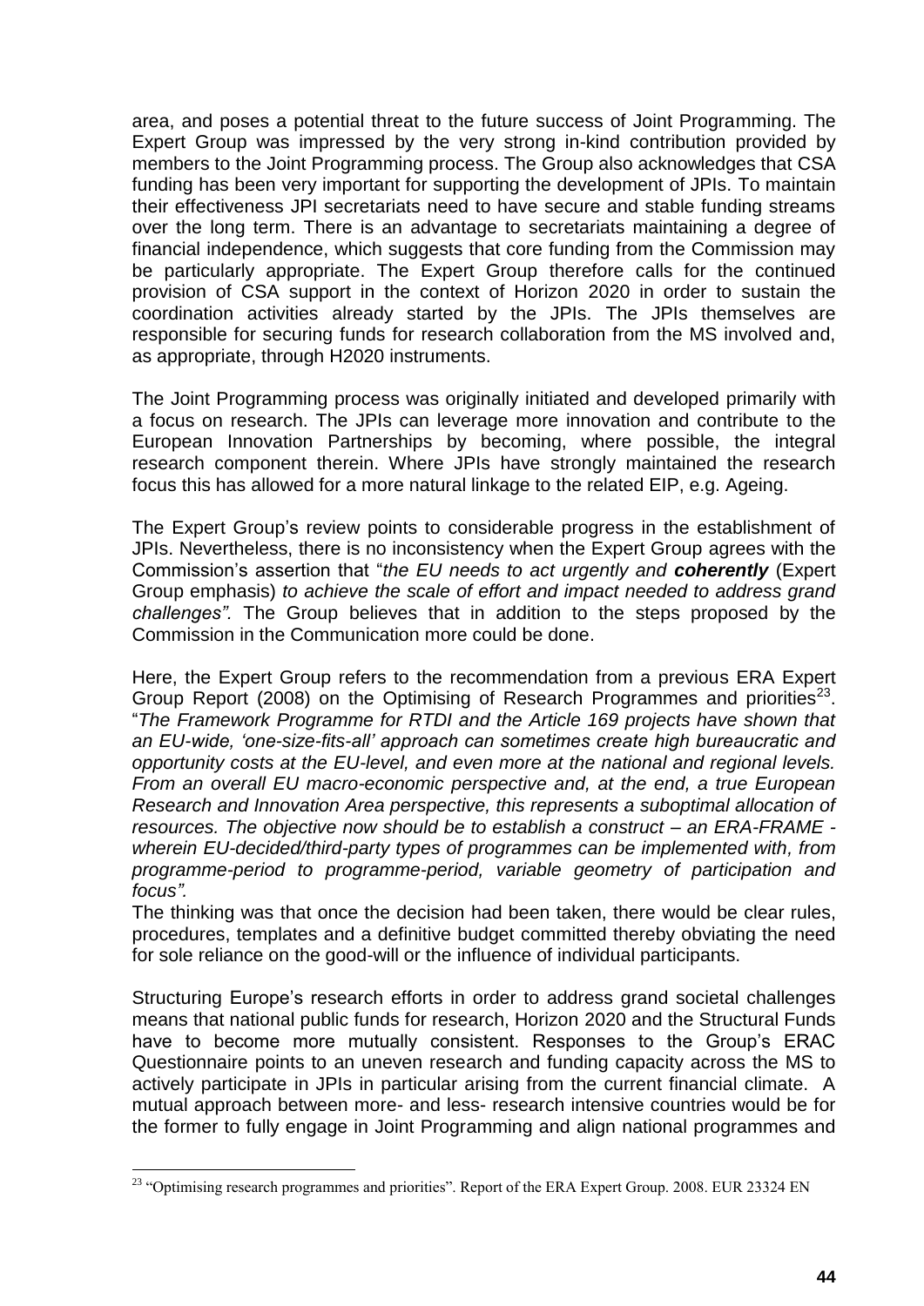area, and poses a potential threat to the future success of Joint Programming. The Expert Group was impressed by the very strong in-kind contribution provided by members to the Joint Programming process. The Group also acknowledges that CSA funding has been very important for supporting the development of JPIs. To maintain their effectiveness JPI secretariats need to have secure and stable funding streams over the long term. There is an advantage to secretariats maintaining a degree of financial independence, which suggests that core funding from the Commission may be particularly appropriate. The Expert Group therefore calls for the continued provision of CSA support in the context of Horizon 2020 in order to sustain the coordination activities already started by the JPIs. The JPIs themselves are responsible for securing funds for research collaboration from the MS involved and, as appropriate, through H2020 instruments.

The Joint Programming process was originally initiated and developed primarily with a focus on research. The JPIs can leverage more innovation and contribute to the European Innovation Partnerships by becoming, where possible, the integral research component therein. Where JPIs have strongly maintained the research focus this has allowed for a more natural linkage to the related EIP, e.g. Ageing.

The Expert Group's review points to considerable progress in the establishment of JPIs. Nevertheless, there is no inconsistency when the Expert Group agrees with the Commission's assertion that "*the EU needs to act urgently and **coherently*** (Expert Group emphasis) *to achieve the scale of effort and impact needed to address grand challenges"*. The Group believes that in addition to the steps proposed by the Commission in the Communication more could be done.

Here, the Expert Group refers to the recommendation from a previous ERA Expert Group Report (2008) on the Optimising of Research Programmes and priorities[23]. "*The Framework Programme for RTDI and the Article 169 projects have shown that an EU-wide, 'one-size-fits-all' approach can sometimes create high bureaucratic and opportunity costs at the EU-level, and even more at the national and regional levels. From an overall EU macro-economic perspective and, at the end, a true European Research and Innovation Area perspective, this represents a suboptimal allocation of resources. The objective now should be to establish a construct – an ERA-FRAME - wherein EU-decided/third-party types of programmes can be implemented with, from programme-period to programme-period, variable geometry of participation and focus".*

The thinking was that once the decision had been taken, there would be clear rules, procedures, templates and a definitive budget committed thereby obviating the need for sole reliance on the good-will or the influence of individual participants.

Structuring Europe's research efforts in order to address grand societal challenges means that national public funds for research, Horizon 2020 and the Structural Funds have to become more mutually consistent. Responses to the Group's ERAC Questionnaire points to an uneven research and funding capacity across the MS to actively participate in JPIs in particular arising from the current financial climate. A mutual approach between more- and less- research intensive countries would be for the former to fully engage in Joint Programming and align national programmes and

---

[23] "Optimising research programmes and priorities". Report of the ERA Expert Group. 2008. EUR 23324 EN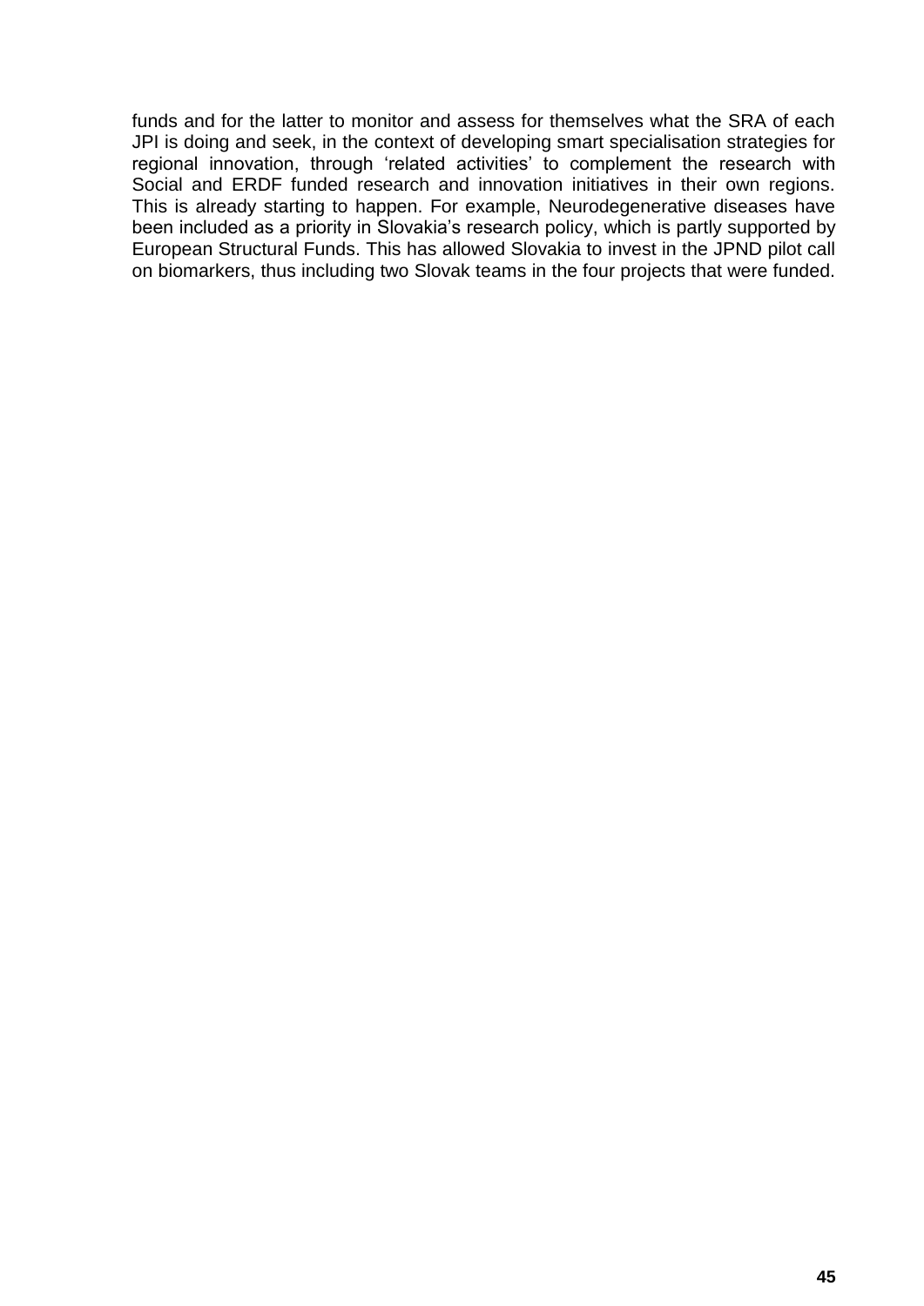funds and for the latter to monitor and assess for themselves what the SRA of each JPI is doing and seek, in the context of developing smart specialisation strategies for regional innovation, through 'related activities' to complement the research with Social and ERDF funded research and innovation initiatives in their own regions. This is already starting to happen. For example, Neurodegenerative diseases have been included as a priority in Slovakia's research policy, which is partly supported by European Structural Funds. This has allowed Slovakia to invest in the JPND pilot call on biomarkers, thus including two Slovak teams in the four projects that were funded.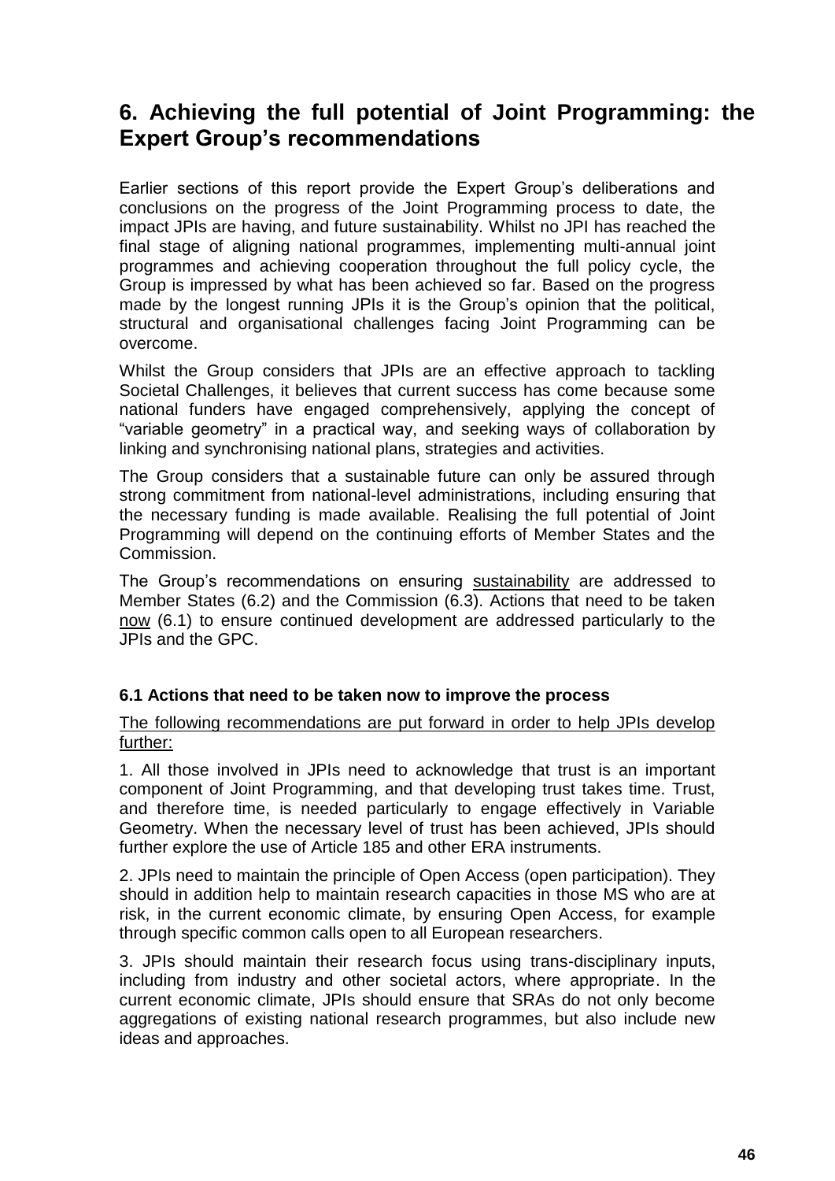## 6. Achieving the full potential of Joint Programming: the Expert Group's recommendations

Earlier sections of this report provide the Expert Group's deliberations and conclusions on the progress of the Joint Programming process to date, the impact JPIs are having, and future sustainability. Whilst no JPI has reached the final stage of aligning national programmes, implementing multi-annual joint programmes and achieving cooperation throughout the full policy cycle, the Group is impressed by what has been achieved so far. Based on the progress made by the longest running JPIs it is the Group's opinion that the political, structural and organisational challenges facing Joint Programming can be overcome.

Whilst the Group considers that JPIs are an effective approach to tackling Societal Challenges, it believes that current success has come because some national funders have engaged comprehensively, applying the concept of "variable geometry" in a practical way, and seeking ways of collaboration by linking and synchronising national plans, strategies and activities.

The Group considers that a sustainable future can only be assured through strong commitment from national-level administrations, including ensuring that the necessary funding is made available. Realising the full potential of Joint Programming will depend on the continuing efforts of Member States and the Commission.

The Group's recommendations on ensuring <u>sustainability</u> are addressed to Member States (6.2) and the Commission (6.3). Actions that need to be taken <u>now</u> (6.1) to ensure continued development are addressed particularly to the JPIs and the GPC.

### 6.1 Actions that need to be taken now to improve the process

<u>The following recommendations are put forward in order to help JPIs develop further:</u>

1. All those involved in JPIs need to acknowledge that trust is an important component of Joint Programming, and that developing trust takes time. Trust, and therefore time, is needed particularly to engage effectively in Variable Geometry. When the necessary level of trust has been achieved, JPIs should further explore the use of Article 185 and other ERA instruments.

2. JPIs need to maintain the principle of Open Access (open participation). They should in addition help to maintain research capacities in those MS who are at risk, in the current economic climate, by ensuring Open Access, for example through specific common calls open to all European researchers.

3. JPIs should maintain their research focus using trans-disciplinary inputs, including from industry and other societal actors, where appropriate. In the current economic climate, JPIs should ensure that SRAs do not only become aggregations of existing national research programmes, but also include new ideas and approaches.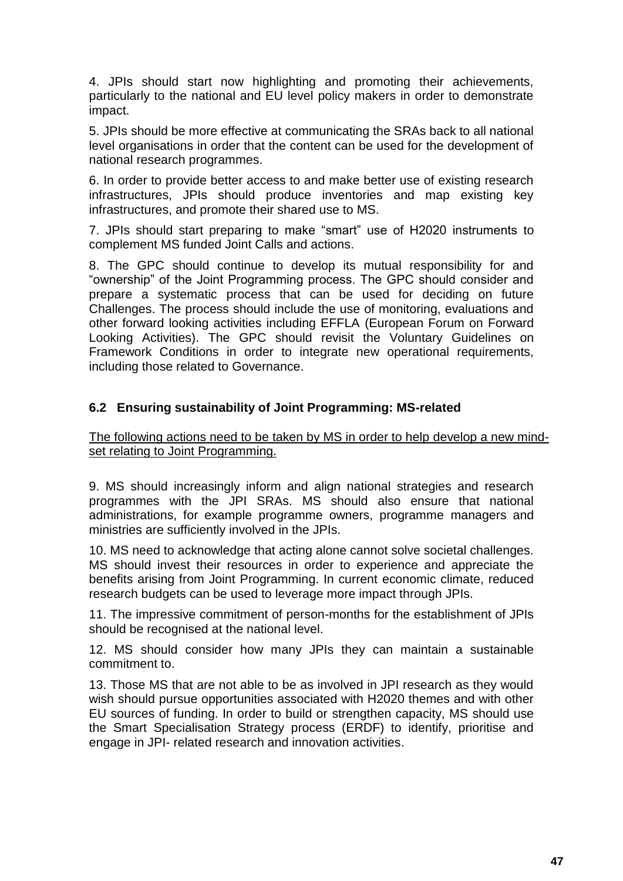4. JPIs should start now highlighting and promoting their achievements, particularly to the national and EU level policy makers in order to demonstrate impact.

5. JPIs should be more effective at communicating the SRAs back to all national level organisations in order that the content can be used for the development of national research programmes.

6. In order to provide better access to and make better use of existing research infrastructures, JPIs should produce inventories and map existing key infrastructures, and promote their shared use to MS.

7. JPIs should start preparing to make "smart" use of H2020 instruments to complement MS funded Joint Calls and actions.

8. The GPC should continue to develop its mutual responsibility for and "ownership" of the Joint Programming process. The GPC should consider and prepare a systematic process that can be used for deciding on future Challenges. The process should include the use of monitoring, evaluations and other forward looking activities including EFFLA (European Forum on Forward Looking Activities). The GPC should revisit the Voluntary Guidelines on Framework Conditions in order to integrate new operational requirements, including those related to Governance.

### 6.2 Ensuring sustainability of Joint Programming: MS-related

<u>The following actions need to be taken by MS in order to help develop a new mind-set relating to Joint Programming.</u>

9. MS should increasingly inform and align national strategies and research programmes with the JPI SRAs. MS should also ensure that national administrations, for example programme owners, programme managers and ministries are sufficiently involved in the JPIs.

10. MS need to acknowledge that acting alone cannot solve societal challenges. MS should invest their resources in order to experience and appreciate the benefits arising from Joint Programming. In current economic climate, reduced research budgets can be used to leverage more impact through JPIs.

11. The impressive commitment of person-months for the establishment of JPIs should be recognised at the national level.

12. MS should consider how many JPIs they can maintain a sustainable commitment to.

13. Those MS that are not able to be as involved in JPI research as they would wish should pursue opportunities associated with H2020 themes and with other EU sources of funding. In order to build or strengthen capacity, MS should use the Smart Specialisation Strategy process (ERDF) to identify, prioritise and engage in JPI- related research and innovation activities.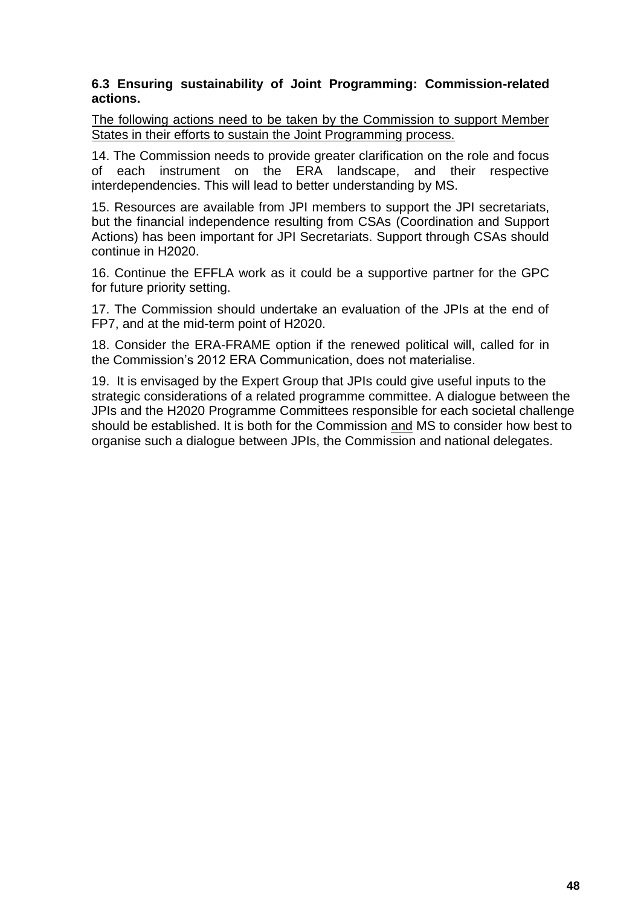### 6.3 Ensuring sustainability of Joint Programming: Commission-related actions.

<u>The following actions need to be taken by the Commission to support Member States in their efforts to sustain the Joint Programming process.</u>

14. The Commission needs to provide greater clarification on the role and focus of each instrument on the ERA landscape, and their respective interdependencies. This will lead to better understanding by MS.

15. Resources are available from JPI members to support the JPI secretariats, but the financial independence resulting from CSAs (Coordination and Support Actions) has been important for JPI Secretariats. Support through CSAs should continue in H2020.

16. Continue the EFFLA work as it could be a supportive partner for the GPC for future priority setting.

17. The Commission should undertake an evaluation of the JPIs at the end of FP7, and at the mid-term point of H2020.

18. Consider the ERA-FRAME option if the renewed political will, called for in the Commission's 2012 ERA Communication, does not materialise.

19. It is envisaged by the Expert Group that JPIs could give useful inputs to the strategic considerations of a related programme committee. A dialogue between the JPIs and the H2020 Programme Committees responsible for each societal challenge should be established. It is both for the Commission <u>and</u> MS to consider how best to organise such a dialogue between JPIs, the Commission and national delegates.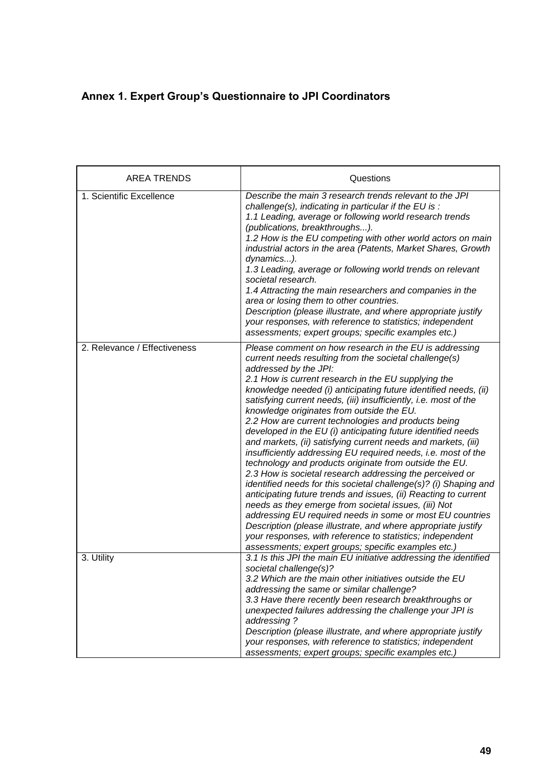## Annex 1. Expert Group's Questionnaire to JPI Coordinators

| AREA TRENDS | Questions |
|---|---|
| 1. Scientific Excellence | *Describe the main 3 research trends relevant to the JPI challenge(s), indicating in particular if the EU is :*<br>*1.1 Leading, average or following world research trends (publications, breakthroughs...).*<br>*1.2 How is the EU competing with other world actors on main industrial actors in the area (Patents, Market Shares, Growth dynamics...).*<br>*1.3 Leading, average or following world trends on relevant societal research.*<br>*1.4 Attracting the main researchers and companies in the area or losing them to other countries.*<br>*Description (please illustrate, and where appropriate justify your responses, with reference to statistics; independent assessments; expert groups; specific examples etc.)* |
| 2. Relevance / Effectiveness | *Please comment on how research in the EU is addressing current needs resulting from the societal challenge(s) addressed by the JPI:*<br>*2.1 How is current research in the EU supplying the knowledge needed (i) anticipating future identified needs, (ii) satisfying current needs, (iii) insufficiently, i.e. most of the knowledge originates from outside the EU.*<br>*2.2 How are current technologies and products being developed in the EU (i) anticipating future identified needs and markets, (ii) satisfying current needs and markets, (iii) insufficiently addressing EU required needs, i.e. most of the technology and products originate from outside the EU.*<br>*2.3 How is societal research addressing the perceived or identified needs for this societal challenge(s)? (i) Shaping and anticipating future trends and issues, (ii) Reacting to current needs as they emerge from societal issues, (iii) Not addressing EU required needs in some or most EU countries*<br>*Description (please illustrate, and where appropriate justify your responses, with reference to statistics; independent assessments; expert groups; specific examples etc.)* |
| 3. Utility | *3.1 Is this JPI the main EU initiative addressing the identified societal challenge(s)?*<br>*3.2 Which are the main other initiatives outside the EU addressing the same or similar challenge?*<br>*3.3 Have there recently been research breakthroughs or unexpected failures addressing the challenge your JPI is addressing ?*<br>*Description (please illustrate, and where appropriate justify your responses, with reference to statistics; independent assessments; expert groups; specific examples etc.)* |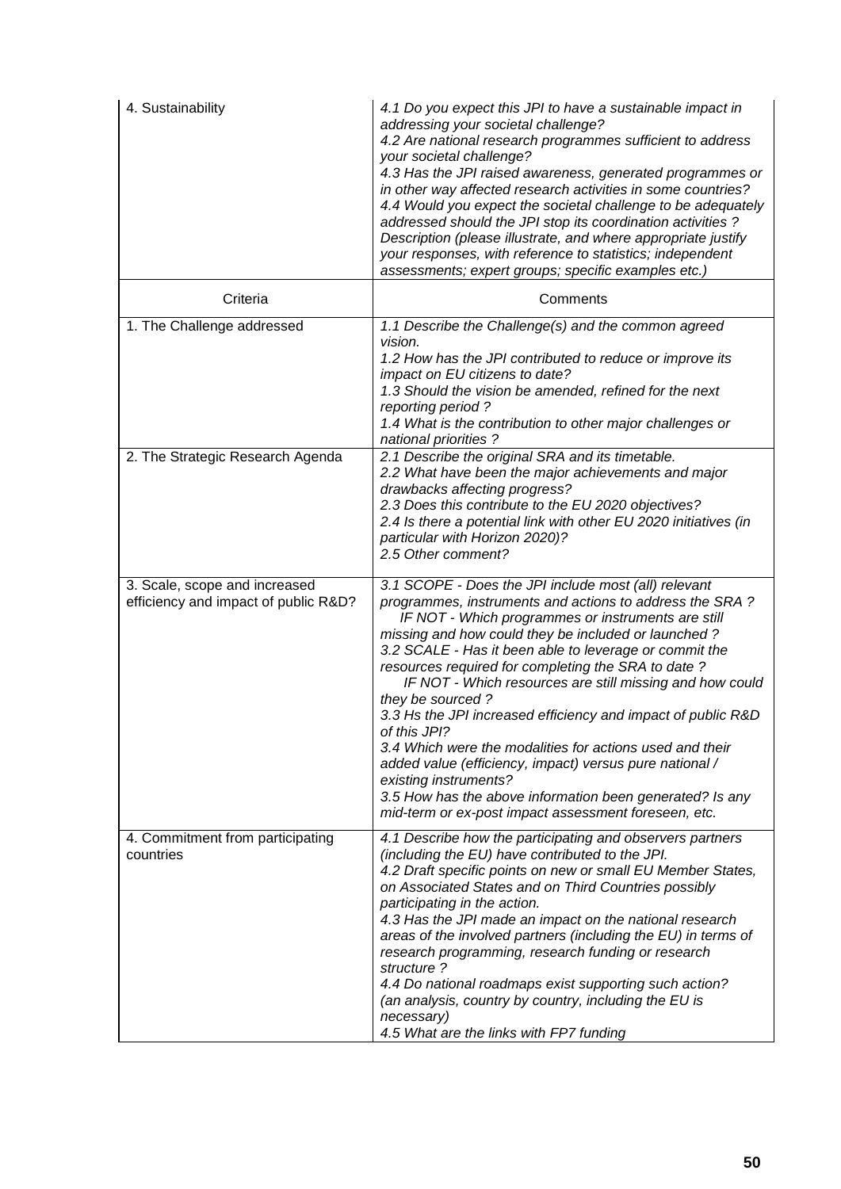| 4. Sustainability | *4.1 Do you expect this JPI to have a sustainable impact in addressing your societal challenge?*<br>*4.2 Are national research programmes sufficient to address your societal challenge?*<br>*4.3 Has the JPI raised awareness, generated programmes or in other way affected research activities in some countries?*<br>*4.4 Would you expect the societal challenge to be adequately addressed should the JPI stop its coordination activities ?*<br>*Description (please illustrate, and where appropriate justify your responses, with reference to statistics; independent assessments; expert groups; specific examples etc.)* |
|---|---|
| Criteria | Comments |
| 1. The Challenge addressed | *1.1 Describe the Challenge(s) and the common agreed vision.*<br>*1.2 How has the JPI contributed to reduce or improve its impact on EU citizens to date?*<br>*1.3 Should the vision be amended, refined for the next reporting period ?*<br>*1.4 What is the contribution to other major challenges or national priorities ?* |
| 2. The Strategic Research Agenda | *2.1 Describe the original SRA and its timetable.*<br>*2.2 What have been the major achievements and major drawbacks affecting progress?*<br>*2.3 Does this contribute to the EU 2020 objectives?*<br>*2.4 Is there a potential link with other EU 2020 initiatives (in particular with Horizon 2020)?*<br>*2.5 Other comment?* |
| 3. Scale, scope and increased efficiency and impact of public R&D? | *3.1 SCOPE - Does the JPI include most (all) relevant programmes, instruments and actions to address the SRA ?*<br>*IF NOT - Which programmes or instruments are still missing and how could they be included or launched ?*<br>*3.2 SCALE - Has it been able to leverage or commit the resources required for completing the SRA to date ?*<br>*IF NOT - Which resources are still missing and how could they be sourced ?*<br>*3.3 Hs the JPI increased efficiency and impact of public R&D of this JPI?*<br>*3.4 Which were the modalities for actions used and their added value (efficiency, impact) versus pure national / existing instruments?*<br>*3.5 How has the above information been generated? Is any mid-term or ex-post impact assessment foreseen, etc.* |
| 4. Commitment from participating countries | *4.1 Describe how the participating and observers partners (including the EU) have contributed to the JPI.*<br>*4.2 Draft specific points on new or small EU Member States, on Associated States and on Third Countries possibly participating in the action.*<br>*4.3 Has the JPI made an impact on the national research areas of the involved partners (including the EU) in terms of research programming, research funding or research structure ?*<br>*4.4 Do national roadmaps exist supporting such action? (an analysis, country by country, including the EU is necessary)*<br>*4.5 What are the links with FP7 funding* |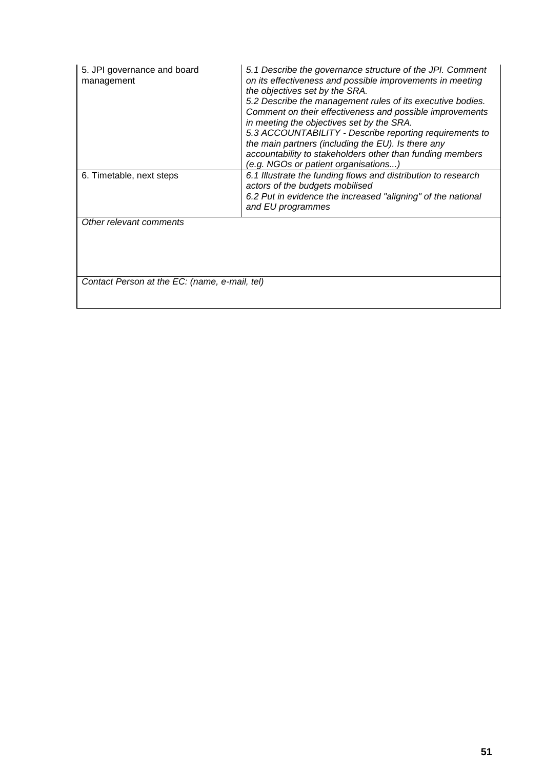| | |
|---|---|
| 5. JPI governance and board management | *5.1 Describe the governance structure of the JPI. Comment on its effectiveness and possible improvements in meeting the objectives set by the SRA.*<br>*5.2 Describe the management rules of its executive bodies. Comment on their effectiveness and possible improvements in meeting the objectives set by the SRA.*<br>*5.3 ACCOUNTABILITY - Describe reporting requirements to the main partners (including the EU). Is there any accountability to stakeholders other than funding members (e.g. NGOs or patient organisations...)* |
| 6. Timetable, next steps | *6.1 Illustrate the funding flows and distribution to research actors of the budgets mobilised*<br>*6.2 Put in evidence the increased "aligning" of the national and EU programmes* |
| *Other relevant comments* | |
| *Contact Person at the EC: (name, e-mail, tel)* | |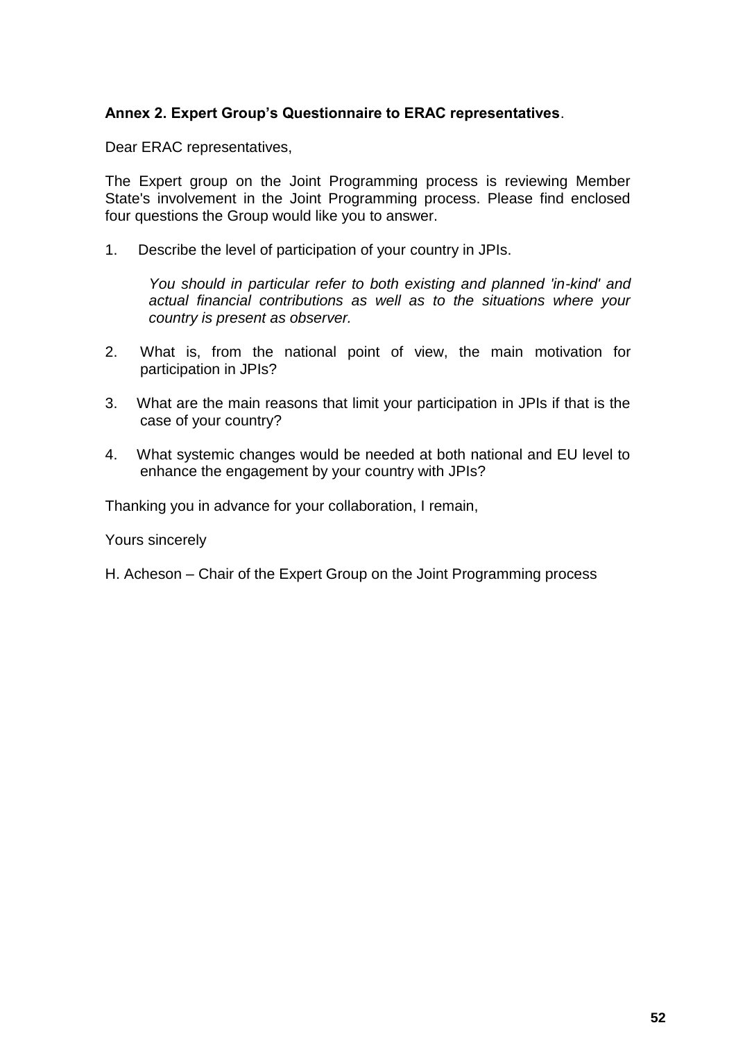**Annex 2. Expert Group's Questionnaire to ERAC representatives**.

Dear ERAC representatives,

The Expert group on the Joint Programming process is reviewing Member State's involvement in the Joint Programming process. Please find enclosed four questions the Group would like you to answer.

1. Describe the level of participation of your country in JPIs.

   *You should in particular refer to both existing and planned 'in-kind' and actual financial contributions as well as to the situations where your country is present as observer.*

2. What is, from the national point of view, the main motivation for participation in JPIs?

3. What are the main reasons that limit your participation in JPIs if that is the case of your country?

4. What systemic changes would be needed at both national and EU level to enhance the engagement by your country with JPIs?

Thanking you in advance for your collaboration, I remain,

Yours sincerely

H. Acheson – Chair of the Expert Group on the Joint Programming process